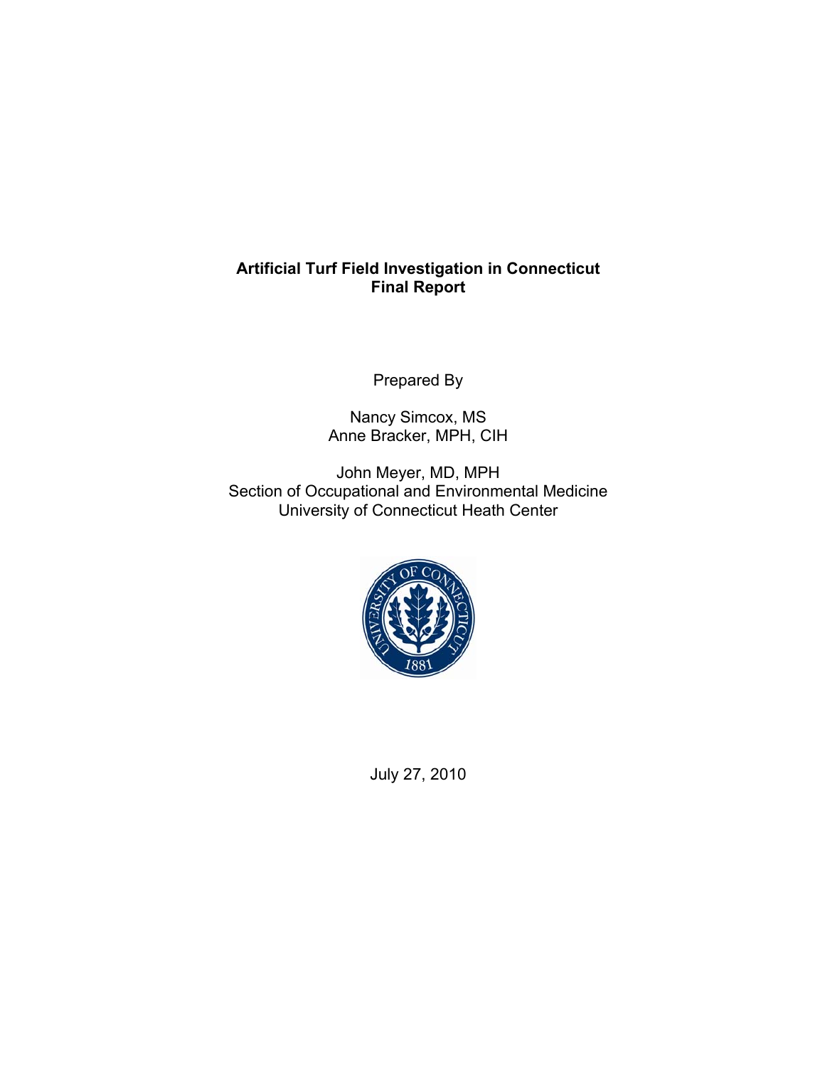# Artificial Turf Field Investigation in Connecticut
# Final Report

Prepared By

Nancy Simcox, MS
Anne Bracker, MPH, CIH

John Meyer, MD, MPH
Section of Occupational and Environmental Medicine
University of Connecticut Heath Center

July 27, 2010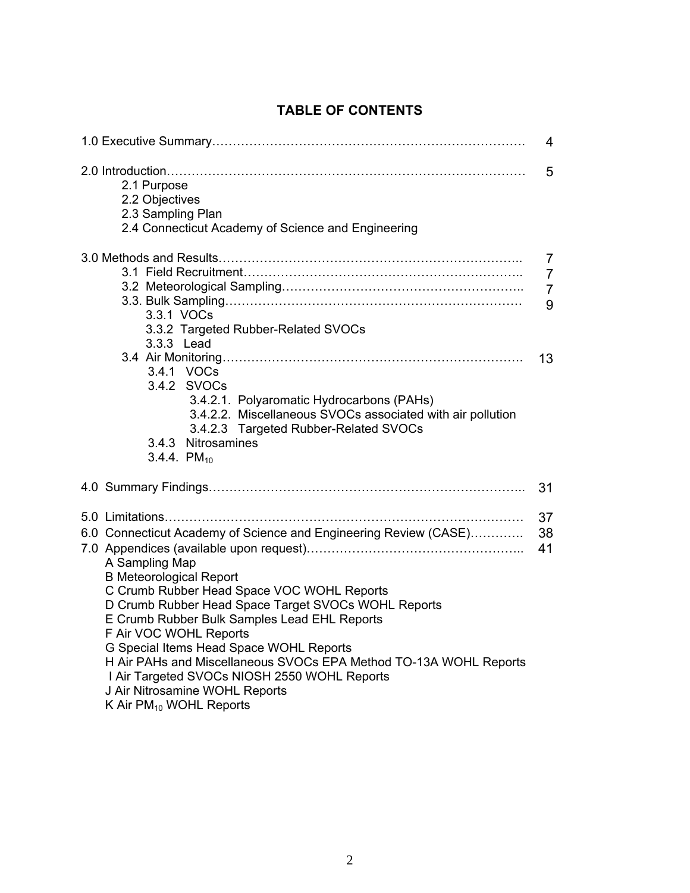# TABLE OF CONTENTS

1.0 Executive Summary………………………………………………………………. 4

2.0 Introduction………………………………………………………………………… 5
- 2.1 Purpose
- 2.2 Objectives
- 2.3 Sampling Plan
- 2.4 Connecticut Academy of Science and Engineering

3.0 Methods and Results……………………………………………………………. 7
- 3.1 Field Recruitment……………………………………………………….. 7
- 3.2 Meteorological Sampling……………………………………………….. 7
- 3.3. Bulk Sampling…………………………………………………………… 9
  - 3.3.1 VOCs
  - 3.3.2 Targeted Rubber-Related SVOCs
  - 3.3.3 Lead
- 3.4 Air Monitoring……………………………………………………………. 13
  - 3.4.1 VOCs
  - 3.4.2 SVOCs
    - 3.4.2.1. Polyaromatic Hydrocarbons (PAHs)
    - 3.4.2.2. Miscellaneous SVOCs associated with air pollution
    - 3.4.2.3 Targeted Rubber-Related SVOCs
  - 3.4.3 Nitrosamines
  - 3.4.4. $PM_{10}$

4.0 Summary Findings………………………………………………………………. 31

5.0 Limitations………………………………………………………………………… 37

6.0 Connecticut Academy of Science and Engineering Review (CASE)…………. 38

7.0 Appendices (available upon request)…………………………………………….. 41
- A Sampling Map
- B Meteorological Report
- C Crumb Rubber Head Space VOC WOHL Reports
- D Crumb Rubber Head Space Target SVOCs WOHL Reports
- E Crumb Rubber Bulk Samples Lead EHL Reports
- F Air VOC WOHL Reports
- G Special Items Head Space WOHL Reports
- H Air PAHs and Miscellaneous SVOCs EPA Method TO-13A WOHL Reports
- I Air Targeted SVOCs NIOSH 2550 WOHL Reports
- J Air Nitrosamine WOHL Reports
- K Air $PM_{10}$ WOHL Reports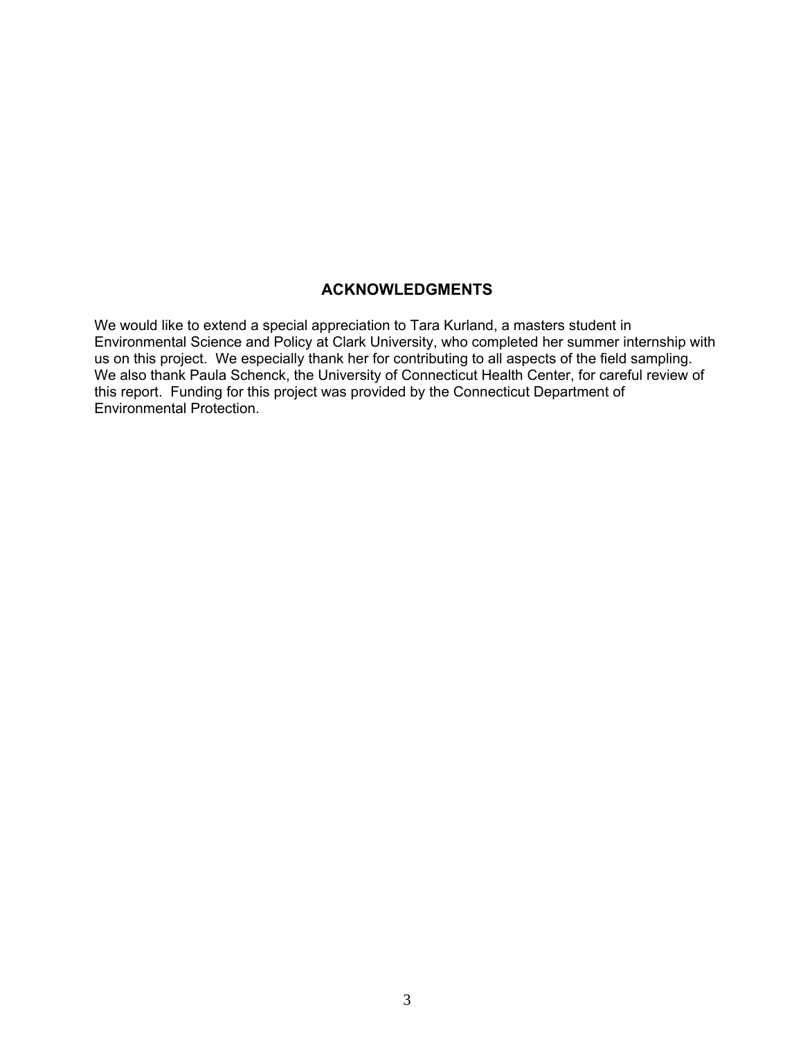## ACKNOWLEDGMENTS

We would like to extend a special appreciation to Tara Kurland, a masters student in Environmental Science and Policy at Clark University, who completed her summer internship with us on this project. We especially thank her for contributing to all aspects of the field sampling. We also thank Paula Schenck, the University of Connecticut Health Center, for careful review of this report. Funding for this project was provided by the Connecticut Department of Environmental Protection.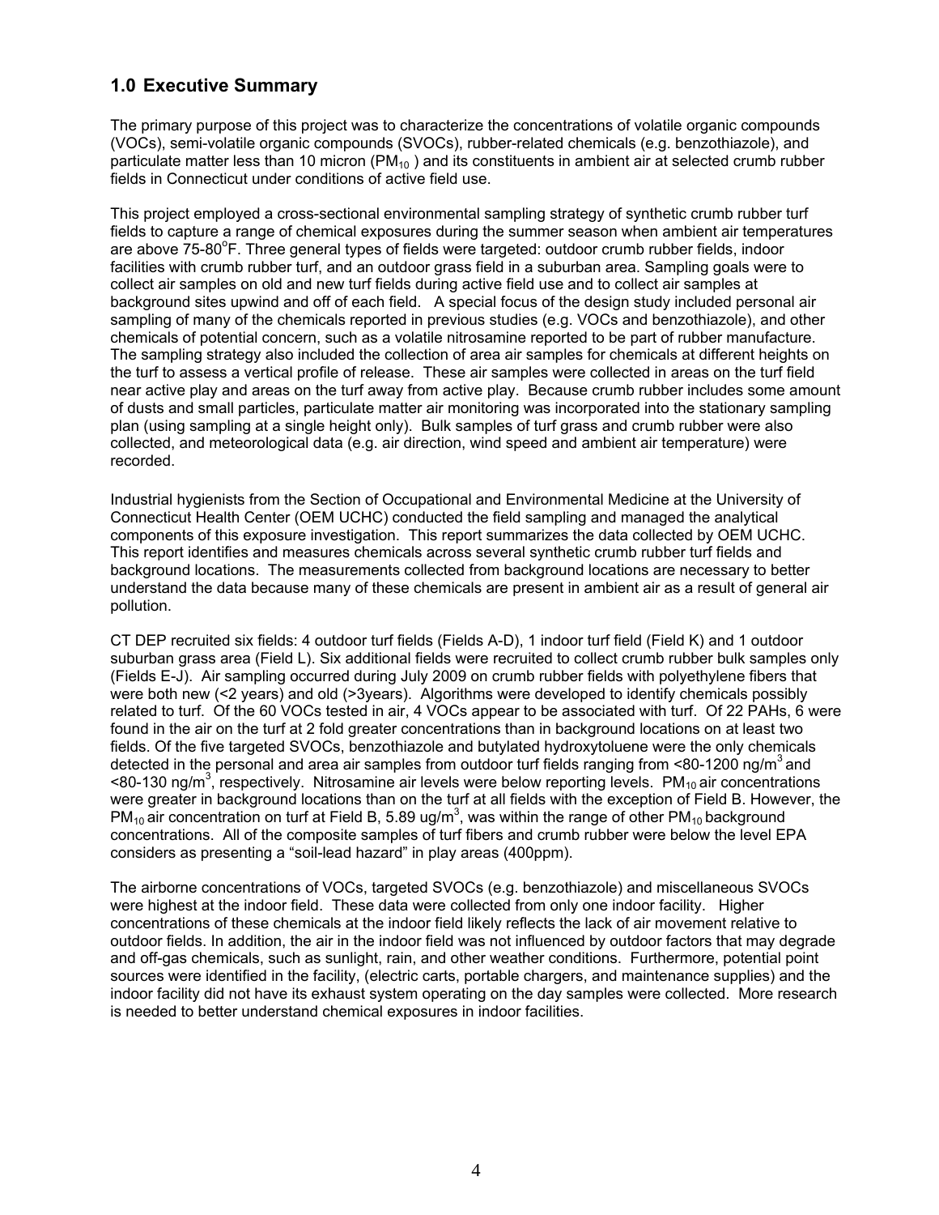## 1.0 Executive Summary

The primary purpose of this project was to characterize the concentrations of volatile organic compounds (VOCs), semi-volatile organic compounds (SVOCs), rubber-related chemicals (e.g. benzothiazole), and particulate matter less than 10 micron ($PM_{10}$ ) and its constituents in ambient air at selected crumb rubber fields in Connecticut under conditions of active field use.

This project employed a cross-sectional environmental sampling strategy of synthetic crumb rubber turf fields to capture a range of chemical exposures during the summer season when ambient air temperatures are above 75-80$^{o}$F. Three general types of fields were targeted: outdoor crumb rubber fields, indoor facilities with crumb rubber turf, and an outdoor grass field in a suburban area. Sampling goals were to collect air samples on old and new turf fields during active field use and to collect air samples at background sites upwind and off of each field. A special focus of the design study included personal air sampling of many of the chemicals reported in previous studies (e.g. VOCs and benzothiazole), and other chemicals of potential concern, such as a volatile nitrosamine reported to be part of rubber manufacture. The sampling strategy also included the collection of area air samples for chemicals at different heights on the turf to assess a vertical profile of release. These air samples were collected in areas on the turf field near active play and areas on the turf away from active play. Because crumb rubber includes some amount of dusts and small particles, particulate matter air monitoring was incorporated into the stationary sampling plan (using sampling at a single height only). Bulk samples of turf grass and crumb rubber were also collected, and meteorological data (e.g. air direction, wind speed and ambient air temperature) were recorded.

Industrial hygienists from the Section of Occupational and Environmental Medicine at the University of Connecticut Health Center (OEM UCHC) conducted the field sampling and managed the analytical components of this exposure investigation. This report summarizes the data collected by OEM UCHC. This report identifies and measures chemicals across several synthetic crumb rubber turf fields and background locations. The measurements collected from background locations are necessary to better understand the data because many of these chemicals are present in ambient air as a result of general air pollution.

CT DEP recruited six fields: 4 outdoor turf fields (Fields A-D), 1 indoor turf field (Field K) and 1 outdoor suburban grass area (Field L). Six additional fields were recruited to collect crumb rubber bulk samples only (Fields E-J). Air sampling occurred during July 2009 on crumb rubber fields with polyethylene fibers that were both new (<2 years) and old (>3years). Algorithms were developed to identify chemicals possibly related to turf. Of the 60 VOCs tested in air, 4 VOCs appear to be associated with turf. Of 22 PAHs, 6 were found in the air on the turf at 2 fold greater concentrations than in background locations on at least two fields. Of the five targeted SVOCs, benzothiazole and butylated hydroxytoluene were the only chemicals detected in the personal and area air samples from outdoor turf fields ranging from <80-1200 ng/m$^3$ and <80-130 ng/m$^3$, respectively. Nitrosamine air levels were below reporting levels. $PM_{10}$ air concentrations were greater in background locations than on the turf at all fields with the exception of Field B. However, the $PM_{10}$ air concentration on turf at Field B, 5.89 ug/m$^3$, was within the range of other $PM_{10}$ background concentrations. All of the composite samples of turf fibers and crumb rubber were below the level EPA considers as presenting a "soil-lead hazard" in play areas (400ppm).

The airborne concentrations of VOCs, targeted SVOCs (e.g. benzothiazole) and miscellaneous SVOCs were highest at the indoor field. These data were collected from only one indoor facility. Higher concentrations of these chemicals at the indoor field likely reflects the lack of air movement relative to outdoor fields. In addition, the air in the indoor field was not influenced by outdoor factors that may degrade and off-gas chemicals, such as sunlight, rain, and other weather conditions. Furthermore, potential point sources were identified in the facility, (electric carts, portable chargers, and maintenance supplies) and the indoor facility did not have its exhaust system operating on the day samples were collected. More research is needed to better understand chemical exposures in indoor facilities.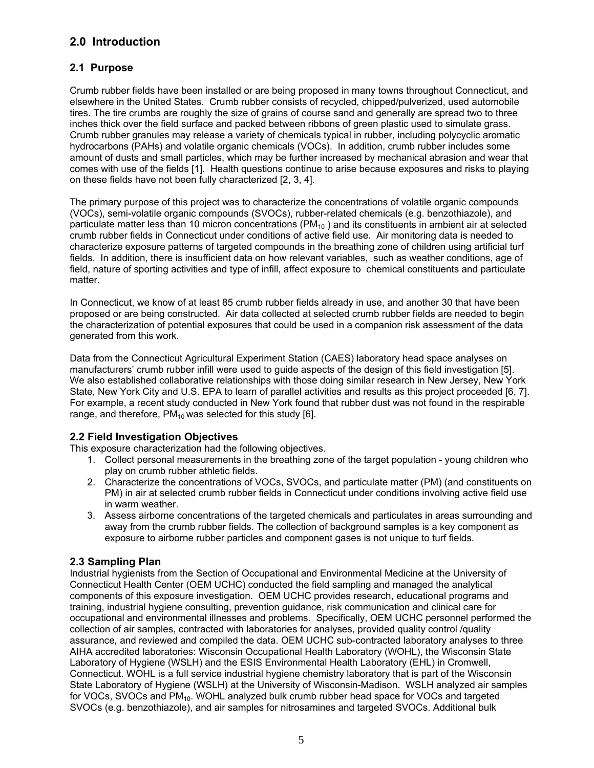## 2.0 Introduction

### 2.1 Purpose

Crumb rubber fields have been installed or are being proposed in many towns throughout Connecticut, and elsewhere in the United States. Crumb rubber consists of recycled, chipped/pulverized, used automobile tires. The tire crumbs are roughly the size of grains of course sand and generally are spread two to three inches thick over the field surface and packed between ribbons of green plastic used to simulate grass. Crumb rubber granules may release a variety of chemicals typical in rubber, including polycyclic aromatic hydrocarbons (PAHs) and volatile organic chemicals (VOCs). In addition, crumb rubber includes some amount of dusts and small particles, which may be further increased by mechanical abrasion and wear that comes with use of the fields [1]. Health questions continue to arise because exposures and risks to playing on these fields have not been fully characterized [2, 3, 4].

The primary purpose of this project was to characterize the concentrations of volatile organic compounds (VOCs), semi-volatile organic compounds (SVOCs), rubber-related chemicals (e.g. benzothiazole), and particulate matter less than 10 micron concentrations ($PM_{10}$ ) and its constituents in ambient air at selected crumb rubber fields in Connecticut under conditions of active field use. Air monitoring data is needed to characterize exposure patterns of targeted compounds in the breathing zone of children using artificial turf fields. In addition, there is insufficient data on how relevant variables, such as weather conditions, age of field, nature of sporting activities and type of infill, affect exposure to chemical constituents and particulate matter.

In Connecticut, we know of at least 85 crumb rubber fields already in use, and another 30 that have been proposed or are being constructed. Air data collected at selected crumb rubber fields are needed to begin the characterization of potential exposures that could be used in a companion risk assessment of the data generated from this work.

Data from the Connecticut Agricultural Experiment Station (CAES) laboratory head space analyses on manufacturers' crumb rubber infill were used to guide aspects of the design of this field investigation [5]. We also established collaborative relationships with those doing similar research in New Jersey, New York State, New York City and U.S. EPA to learn of parallel activities and results as this project proceeded [6, 7]. For example, a recent study conducted in New York found that rubber dust was not found in the respirable range, and therefore, $PM_{10}$ was selected for this study [6].

### 2.2 Field Investigation Objectives

This exposure characterization had the following objectives.

1. Collect personal measurements in the breathing zone of the target population - young children who play on crumb rubber athletic fields.
2. Characterize the concentrations of VOCs, SVOCs, and particulate matter (PM) (and constituents on PM) in air at selected crumb rubber fields in Connecticut under conditions involving active field use in warm weather.
3. Assess airborne concentrations of the targeted chemicals and particulates in areas surrounding and away from the crumb rubber fields. The collection of background samples is a key component as exposure to airborne rubber particles and component gases is not unique to turf fields.

### 2.3 Sampling Plan

Industrial hygienists from the Section of Occupational and Environmental Medicine at the University of Connecticut Health Center (OEM UCHC) conducted the field sampling and managed the analytical components of this exposure investigation. OEM UCHC provides research, educational programs and training, industrial hygiene consulting, prevention guidance, risk communication and clinical care for occupational and environmental illnesses and problems. Specifically, OEM UCHC personnel performed the collection of air samples, contracted with laboratories for analyses, provided quality control /quality assurance, and reviewed and compiled the data. OEM UCHC sub-contracted laboratory analyses to three AIHA accredited laboratories: Wisconsin Occupational Health Laboratory (WOHL), the Wisconsin State Laboratory of Hygiene (WSLH) and the ESIS Environmental Health Laboratory (EHL) in Cromwell, Connecticut. WOHL is a full service industrial hygiene chemistry laboratory that is part of the Wisconsin State Laboratory of Hygiene (WSLH) at the University of Wisconsin-Madison. WSLH analyzed air samples for VOCs, SVOCs and $PM_{10}$. WOHL analyzed bulk crumb rubber head space for VOCs and targeted SVOCs (e.g. benzothiazole), and air samples for nitrosamines and targeted SVOCs. Additional bulk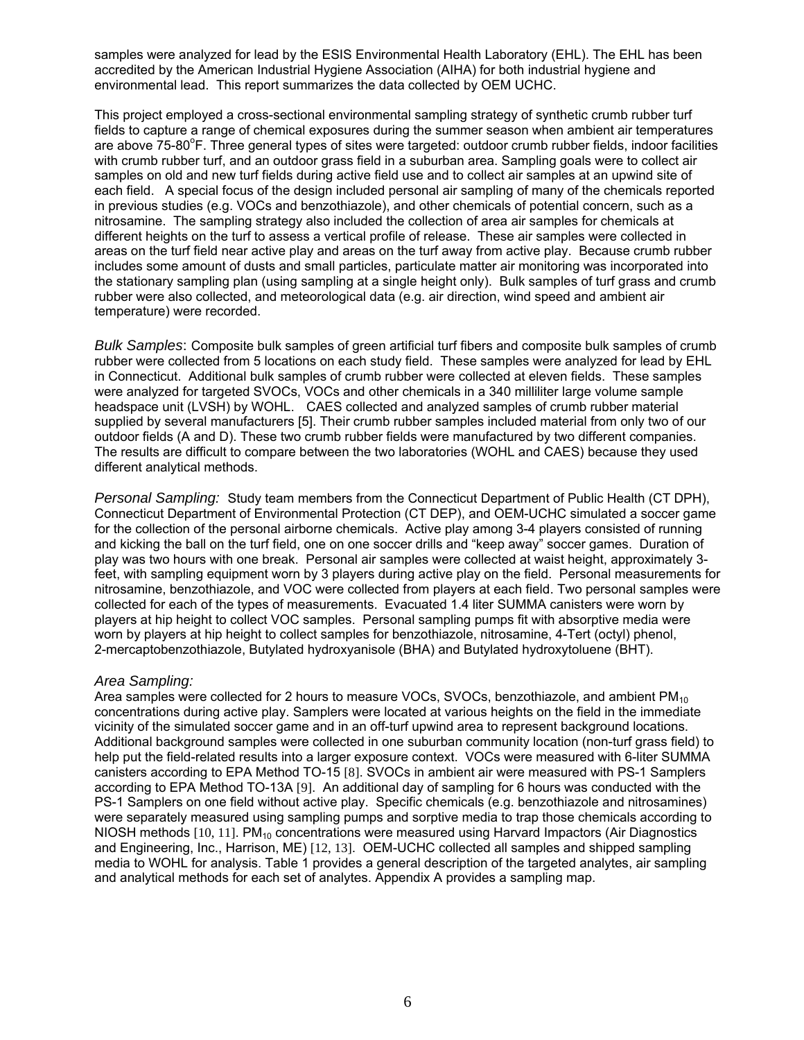samples were analyzed for lead by the ESIS Environmental Health Laboratory (EHL). The EHL has been accredited by the American Industrial Hygiene Association (AIHA) for both industrial hygiene and environmental lead. This report summarizes the data collected by OEM UCHC.

This project employed a cross-sectional environmental sampling strategy of synthetic crumb rubber turf fields to capture a range of chemical exposures during the summer season when ambient air temperatures are above 75-80°F. Three general types of sites were targeted: outdoor crumb rubber fields, indoor facilities with crumb rubber turf, and an outdoor grass field in a suburban area. Sampling goals were to collect air samples on old and new turf fields during active field use and to collect air samples at an upwind site of each field. A special focus of the design included personal air sampling of many of the chemicals reported in previous studies (e.g. VOCs and benzothiazole), and other chemicals of potential concern, such as a nitrosamine. The sampling strategy also included the collection of area air samples for chemicals at different heights on the turf to assess a vertical profile of release. These air samples were collected in areas on the turf field near active play and areas on the turf away from active play. Because crumb rubber includes some amount of dusts and small particles, particulate matter air monitoring was incorporated into the stationary sampling plan (using sampling at a single height only). Bulk samples of turf grass and crumb rubber were also collected, and meteorological data (e.g. air direction, wind speed and ambient air temperature) were recorded.

*Bulk Samples*: Composite bulk samples of green artificial turf fibers and composite bulk samples of crumb rubber were collected from 5 locations on each study field. These samples were analyzed for lead by EHL in Connecticut. Additional bulk samples of crumb rubber were collected at eleven fields. These samples were analyzed for targeted SVOCs, VOCs and other chemicals in a 340 milliliter large volume sample headspace unit (LVSH) by WOHL. CAES collected and analyzed samples of crumb rubber material supplied by several manufacturers [5]. Their crumb rubber samples included material from only two of our outdoor fields (A and D). These two crumb rubber fields were manufactured by two different companies. The results are difficult to compare between the two laboratories (WOHL and CAES) because they used different analytical methods.

*Personal Sampling:* Study team members from the Connecticut Department of Public Health (CT DPH), Connecticut Department of Environmental Protection (CT DEP), and OEM-UCHC simulated a soccer game for the collection of the personal airborne chemicals. Active play among 3-4 players consisted of running and kicking the ball on the turf field, one on one soccer drills and "keep away" soccer games. Duration of play was two hours with one break. Personal air samples were collected at waist height, approximately 3-feet, with sampling equipment worn by 3 players during active play on the field. Personal measurements for nitrosamine, benzothiazole, and VOC were collected from players at each field. Two personal samples were collected for each of the types of measurements. Evacuated 1.4 liter SUMMA canisters were worn by players at hip height to collect VOC samples. Personal sampling pumps fit with absorptive media were worn by players at hip height to collect samples for benzothiazole, nitrosamine, 4-Tert (octyl) phenol, 2-mercaptobenzothiazole, Butylated hydroxyanisole (BHA) and Butylated hydroxytoluene (BHT).

*Area Sampling:*

Area samples were collected for 2 hours to measure VOCs, SVOCs, benzothiazole, and ambient $PM_{10}$ concentrations during active play. Samplers were located at various heights on the field in the immediate vicinity of the simulated soccer game and in an off-turf upwind area to represent background locations. Additional background samples were collected in one suburban community location (non-turf grass field) to help put the field-related results into a larger exposure context. VOCs were measured with 6-liter SUMMA canisters according to EPA Method TO-15 [8]. SVOCs in ambient air were measured with PS-1 Samplers according to EPA Method TO-13A [9]. An additional day of sampling for 6 hours was conducted with the PS-1 Samplers on one field without active play. Specific chemicals (e.g. benzothiazole and nitrosamines) were separately measured using sampling pumps and sorptive media to trap those chemicals according to NIOSH methods [10, 11]. $PM_{10}$ concentrations were measured using Harvard Impactors (Air Diagnostics and Engineering, Inc., Harrison, ME) [12, 13]. OEM-UCHC collected all samples and shipped sampling media to WOHL for analysis. Table 1 provides a general description of the targeted analytes, air sampling and analytical methods for each set of analytes. Appendix A provides a sampling map.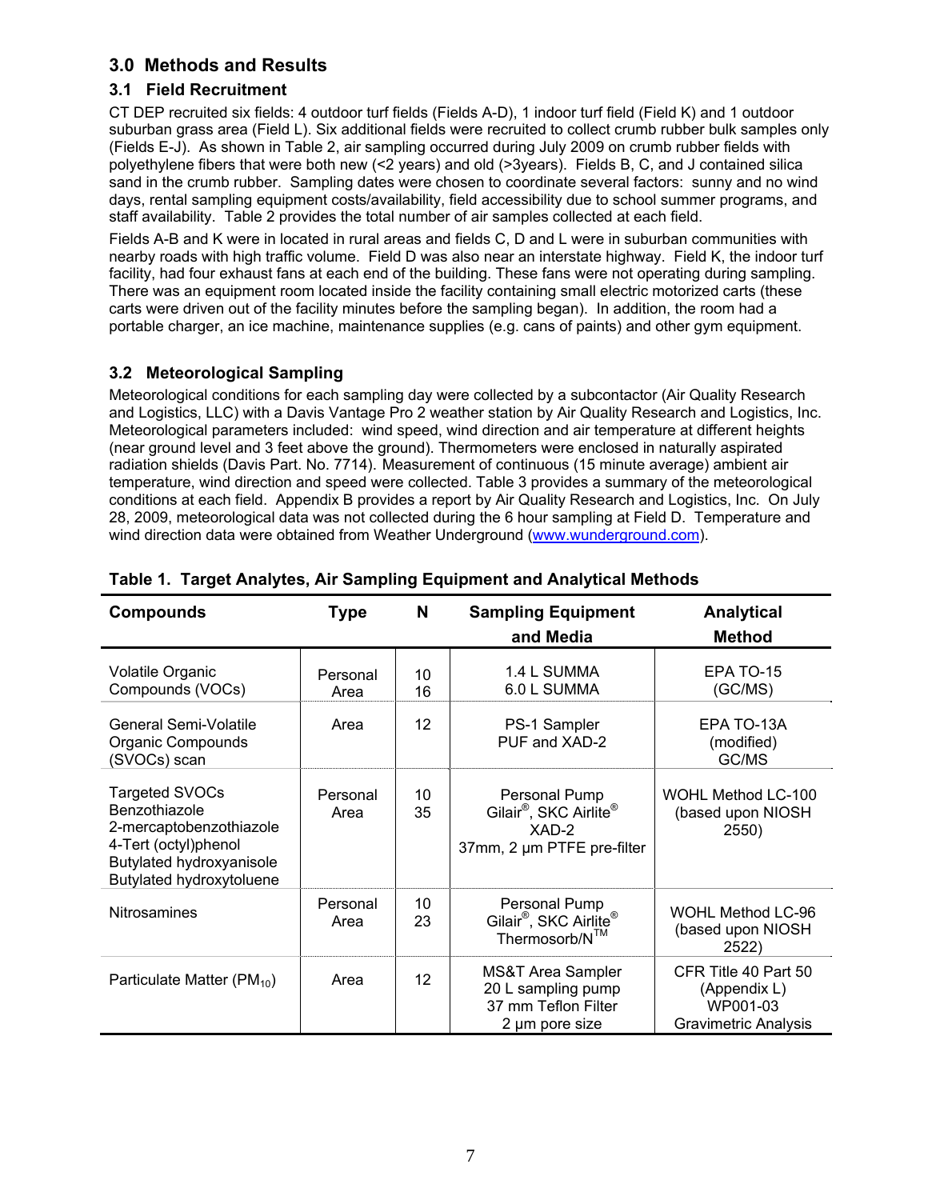## 3.0 Methods and Results

### 3.1 Field Recruitment

CT DEP recruited six fields: 4 outdoor turf fields (Fields A-D), 1 indoor turf field (Field K) and 1 outdoor suburban grass area (Field L). Six additional fields were recruited to collect crumb rubber bulk samples only (Fields E-J). As shown in Table 2, air sampling occurred during July 2009 on crumb rubber fields with polyethylene fibers that were both new (<2 years) and old (>3years). Fields B, C, and J contained silica sand in the crumb rubber. Sampling dates were chosen to coordinate several factors: sunny and no wind days, rental sampling equipment costs/availability, field accessibility due to school summer programs, and staff availability. Table 2 provides the total number of air samples collected at each field.

Fields A-B and K were in located in rural areas and fields C, D and L were in suburban communities with nearby roads with high traffic volume. Field D was also near an interstate highway. Field K, the indoor turf facility, had four exhaust fans at each end of the building. These fans were not operating during sampling. There was an equipment room located inside the facility containing small electric motorized carts (these carts were driven out of the facility minutes before the sampling began). In addition, the room had a portable charger, an ice machine, maintenance supplies (e.g. cans of paints) and other gym equipment.

### 3.2 Meteorological Sampling

Meteorological conditions for each sampling day were collected by a subcontactor (Air Quality Research and Logistics, LLC) with a Davis Vantage Pro 2 weather station by Air Quality Research and Logistics, Inc. Meteorological parameters included: wind speed, wind direction and air temperature at different heights (near ground level and 3 feet above the ground). Thermometers were enclosed in naturally aspirated radiation shields (Davis Part. No. 7714). Measurement of continuous (15 minute average) ambient air temperature, wind direction and speed were collected. Table 3 provides a summary of the meteorological conditions at each field. Appendix B provides a report by Air Quality Research and Logistics, Inc. On July 28, 2009, meteorological data was not collected during the 6 hour sampling at Field D. Temperature and wind direction data were obtained from Weather Underground (www.wunderground.com).

**Table 1. Target Analytes, Air Sampling Equipment and Analytical Methods**

| Compounds | Type | N | Sampling Equipment and Media | Analytical Method |
|---|---|---|---|---|
| Volatile Organic Compounds (VOCs) | Personal<br>Area | 10<br>16 | 1.4 L SUMMA<br>6.0 L SUMMA | EPA TO-15 (GC/MS) |
| General Semi-Volatile Organic Compounds (SVOCs) scan | Area | 12 | PS-1 Sampler<br>PUF and XAD-2 | EPA TO-13A (modified) GC/MS |
| Targeted SVOCs<br>Benzothiazole<br>2-mercaptobenzothiazole<br>4-Tert (octyl)phenol<br>Butylated hydroxyanisole<br>Butylated hydroxytoluene | Personal<br>Area | 10<br>35 | Personal Pump<br>Gilair®, SKC Airlite®<br>XAD-2<br>37mm, 2 µm PTFE pre-filter | WOHL Method LC-100 (based upon NIOSH 2550) |
| Nitrosamines | Personal<br>Area | 10<br>23 | Personal Pump<br>Gilair®, SKC Airlite®<br>Thermosorb/N™ | WOHL Method LC-96 (based upon NIOSH 2522) |
| Particulate Matter ($PM_{10}$) | Area | 12 | MS&T Area Sampler<br>20 L sampling pump<br>37 mm Teflon Filter<br>2 µm pore size | CFR Title 40 Part 50 (Appendix L)<br>WP001-03<br>Gravimetric Analysis |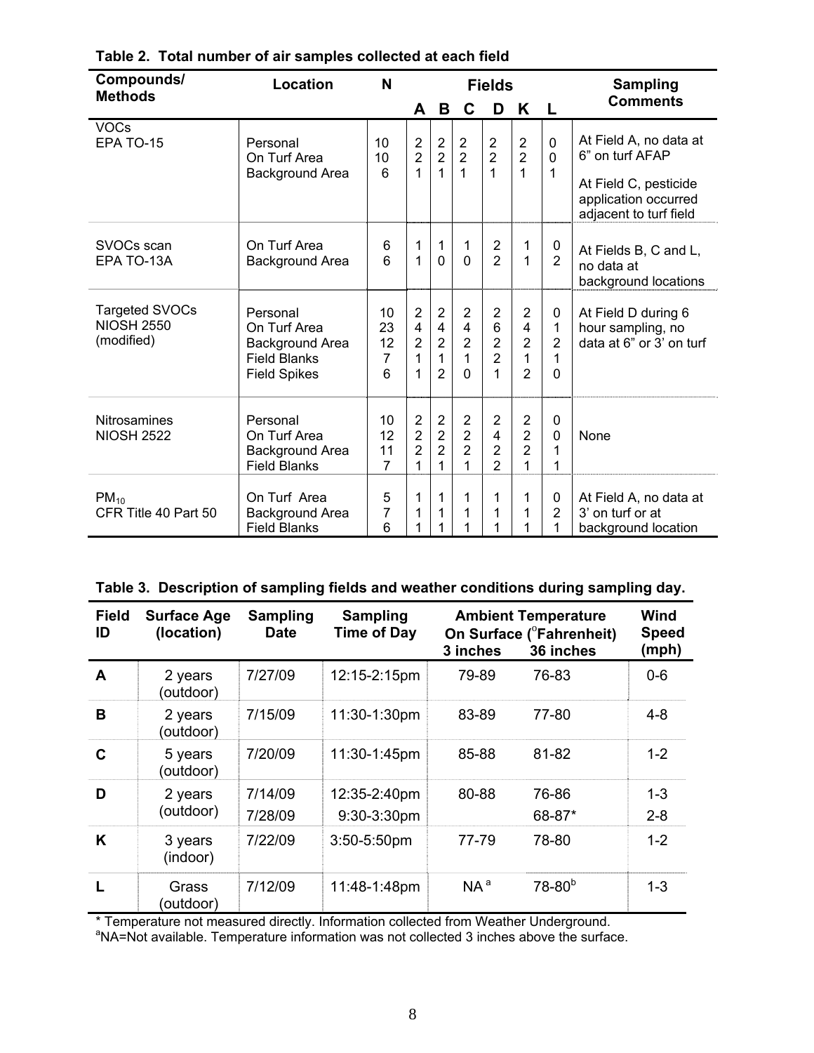**Table 2. Total number of air samples collected at each field**

| Compounds/ Methods | Location | N | Fields | | | | | | Sampling Comments |
|---|---|---|---|---|---|---|---|---|---|
| | | | A | B | C | D | K | L | |
| VOCs EPA TO-15 | Personal | 10 | 2 | 2 | 2 | 2 | 2 | 0 | At Field A, no data at 6” on turf AFAP |
| | On Turf Area | 10 | 2 | 2 | 2 | 2 | 2 | 0 | At Field C, pesticide application occurred adjacent to turf field |
| | Background Area | 6 | 1 | 1 | 1 | 1 | 1 | 1 | |
| SVOCs scan EPA TO-13A | On Turf Area | 6 | 1 | 1 | 1 | 2 | 1 | 0 | At Fields B, C and L, no data at background locations |
| | Background Area | 6 | 1 | 0 | 0 | 2 | 1 | 2 | |
| Targeted SVOCs NIOSH 2550 (modified) | Personal | 10 | 2 | 2 | 2 | 2 | 2 | 0 | At Field D during 6 hour sampling, no data at 6” or 3’ on turf |
| | On Turf Area | 23 | 4 | 4 | 4 | 6 | 4 | 1 | |
| | Background Area | 12 | 2 | 2 | 2 | 2 | 2 | 2 | |
| | Field Blanks | 7 | 1 | 1 | 1 | 2 | 1 | 1 | |
| | Field Spikes | 6 | 1 | 2 | 0 | 1 | 2 | 0 | |
| Nitrosamines NIOSH 2522 | Personal | 10 | 2 | 2 | 2 | 2 | 2 | 0 | None |
| | On Turf Area | 12 | 2 | 2 | 2 | 4 | 2 | 0 | |
| | Background Area | 11 | 2 | 2 | 2 | 2 | 2 | 1 | |
| | Field Blanks | 7 | 1 | 1 | 1 | 2 | 1 | 1 | |
| $PM_{10}$ CFR Title 40 Part 50 | On Turf Area | 5 | 1 | 1 | 1 | 1 | 1 | 0 | At Field A, no data at 3’ on turf or at background location |
| | Background Area | 7 | 1 | 1 | 1 | 1 | 1 | 2 | |
| | Field Blanks | 6 | 1 | 1 | 1 | 1 | 1 | 1 | |

**Table 3. Description of sampling fields and weather conditions during sampling day.**

| Field ID | Surface Age (location) | Sampling Date | Sampling Time of Day | Ambient Temperature On Surface (°Fahrenheit) | | Wind Speed (mph) |
|---|---|---|---|---|---|---|
| | | | | 3 inches | 36 inches | |
| A | 2 years (outdoor) | 7/27/09 | 12:15-2:15pm | 79-89 | 76-83 | 0-6 |
| B | 2 years (outdoor) | 7/15/09 | 11:30-1:30pm | 83-89 | 77-80 | 4-8 |
| C | 5 years (outdoor) | 7/20/09 | 11:30-1:45pm | 85-88 | 81-82 | 1-2 |
| D | 2 years (outdoor) | 7/14/09 | 12:35-2:40pm | 80-88 | 76-86 | 1-3 |
| | | 7/28/09 | 9:30-3:30pm | | 68-87* | 2-8 |
| K | 3 years (indoor) | 7/22/09 | 3:50-5:50pm | 77-79 | 78-80 | 1-2 |
| L | Grass (outdoor) | 7/12/09 | 11:48-1:48pm | NA [a] | 78-80 [b] | 1-3 |

\* Temperature not measured directly. Information collected from Weather Underground.
[a]NA=Not available. Temperature information was not collected 3 inches above the surface.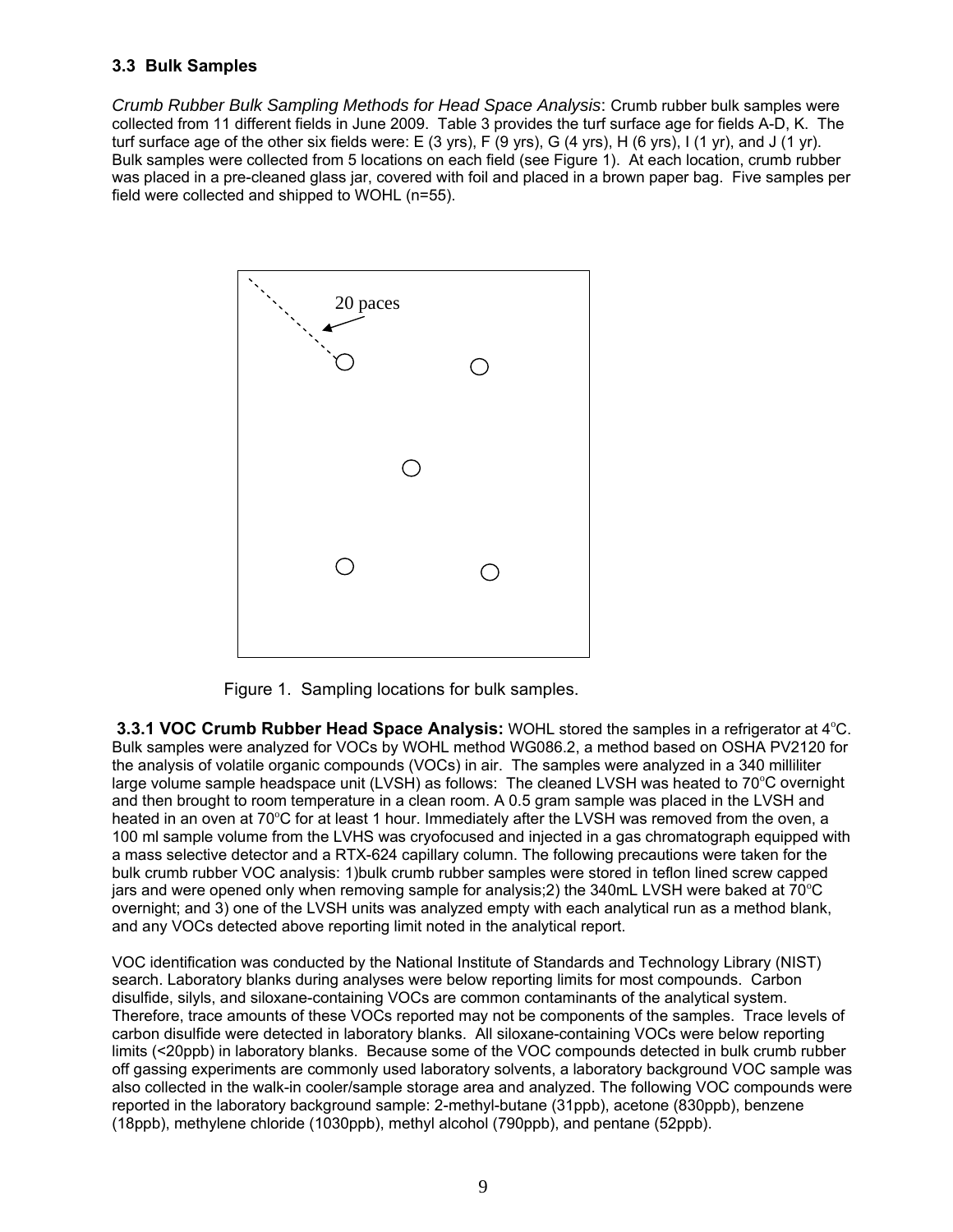### 3.3 Bulk Samples

*Crumb Rubber Bulk Sampling Methods for Head Space Analysis*: Crumb rubber bulk samples were collected from 11 different fields in June 2009. Table 3 provides the turf surface age for fields A-D, K. The turf surface age of the other six fields were: E (3 yrs), F (9 yrs), G (4 yrs), H (6 yrs), I (1 yr), and J (1 yr). Bulk samples were collected from 5 locations on each field (see Figure 1). At each location, crumb rubber was placed in a pre-cleaned glass jar, covered with foil and placed in a brown paper bag. Five samples per field were collected and shipped to WOHL (n=55).

20 paces

Figure 1. Sampling locations for bulk samples.

**3.3.1 VOC Crumb Rubber Head Space Analysis:** WOHL stored the samples in a refrigerator at 4°C. Bulk samples were analyzed for VOCs by WOHL method WG086.2, a method based on OSHA PV2120 for the analysis of volatile organic compounds (VOCs) in air. The samples were analyzed in a 340 milliliter large volume sample headspace unit (LVSH) as follows: The cleaned LVSH was heated to 70°C overnight and then brought to room temperature in a clean room. A 0.5 gram sample was placed in the LVSH and heated in an oven at 70°C for at least 1 hour. Immediately after the LVSH was removed from the oven, a 100 ml sample volume from the LVHS was cryofocused and injected in a gas chromatograph equipped with a mass selective detector and a RTX-624 capillary column. The following precautions were taken for the bulk crumb rubber VOC analysis: 1)bulk crumb rubber samples were stored in teflon lined screw capped jars and were opened only when removing sample for analysis;2) the 340mL LVSH were baked at 70°C overnight; and 3) one of the LVSH units was analyzed empty with each analytical run as a method blank, and any VOCs detected above reporting limit noted in the analytical report.

VOC identification was conducted by the National Institute of Standards and Technology Library (NIST) search. Laboratory blanks during analyses were below reporting limits for most compounds. Carbon disulfide, silyls, and siloxane-containing VOCs are common contaminants of the analytical system. Therefore, trace amounts of these VOCs reported may not be components of the samples. Trace levels of carbon disulfide were detected in laboratory blanks. All siloxane-containing VOCs were below reporting limits (<20ppb) in laboratory blanks. Because some of the VOC compounds detected in bulk crumb rubber off gassing experiments are commonly used laboratory solvents, a laboratory background VOC sample was also collected in the walk-in cooler/sample storage area and analyzed. The following VOC compounds were reported in the laboratory background sample: 2-methyl-butane (31ppb), acetone (830ppb), benzene (18ppb), methylene chloride (1030ppb), methyl alcohol (790ppb), and pentane (52ppb).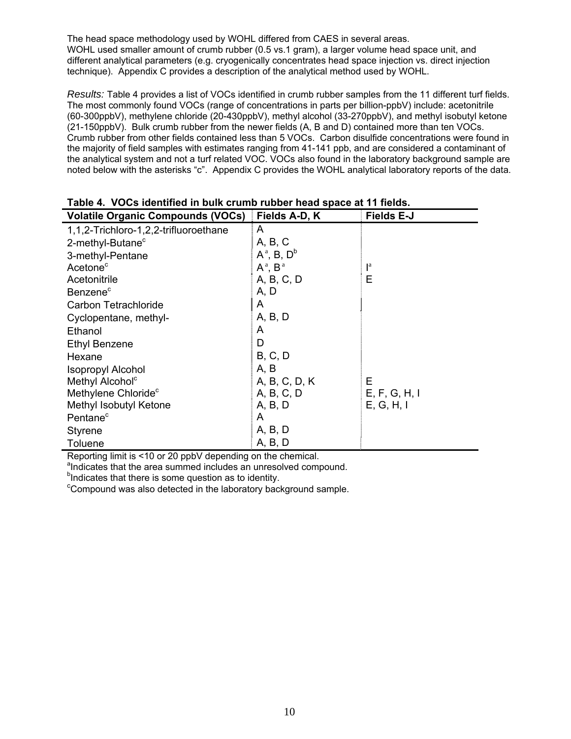The head space methodology used by WOHL differed from CAES in several areas. WOHL used smaller amount of crumb rubber (0.5 vs.1 gram), a larger volume head space unit, and different analytical parameters (e.g. cryogenically concentrates head space injection vs. direct injection technique). Appendix C provides a description of the analytical method used by WOHL.

*Results:* Table 4 provides a list of VOCs identified in crumb rubber samples from the 11 different turf fields. The most commonly found VOCs (range of concentrations in parts per billion-ppbV) include: acetonitrile (60-300ppbV), methylene chloride (20-430ppbV), methyl alcohol (33-270ppbV), and methyl isobutyl ketone (21-150ppbV). Bulk crumb rubber from the newer fields (A, B and D) contained more than ten VOCs. Crumb rubber from other fields contained less than 5 VOCs. Carbon disulfide concentrations were found in the majority of field samples with estimates ranging from 41-141 ppb, and are considered a contaminant of the analytical system and not a turf related VOC. VOCs also found in the laboratory background sample are noted below with the asterisks "c". Appendix C provides the WOHL analytical laboratory reports of the data.

**Table 4. VOCs identified in bulk crumb rubber head space at 11 fields.**

| Volatile Organic Compounds (VOCs) | Fields A-D, K | Fields E-J |
|---|---|---|
| 1,1,2-Trichloro-1,2,2-trifluoroethane | A | |
| 2-methyl-Butane[c] | A, B, C | |
| 3-methyl-Pentane | A[a], B, D[b] | |
| Acetone[c] | A[a], B[a] | I[a] |
| Acetonitrile | A, B, C, D | E |
| Benzene[c] | A, D | |
| Carbon Tetrachloride | A | |
| Cyclopentane, methyl- | A, B, D | |
| Ethanol | A | |
| Ethyl Benzene | D | |
| Hexane | B, C, D | |
| Isopropyl Alcohol | A, B | |
| Methyl Alcohol[c] | A, B, C, D, K | E |
| Methylene Chloride[c] | A, B, C, D | E, F, G, H, I |
| Methyl Isobutyl Ketone | A, B, D | E, G, H, I |
| Pentane[c] | A | |
| Styrene | A, B, D | |
| Toluene | A, B, D | |

Reporting limit is <10 or 20 ppbV depending on the chemical.
[a]Indicates that the area summed includes an unresolved compound.
[b]Indicates that there is some question as to identity.
[c]Compound was also detected in the laboratory background sample.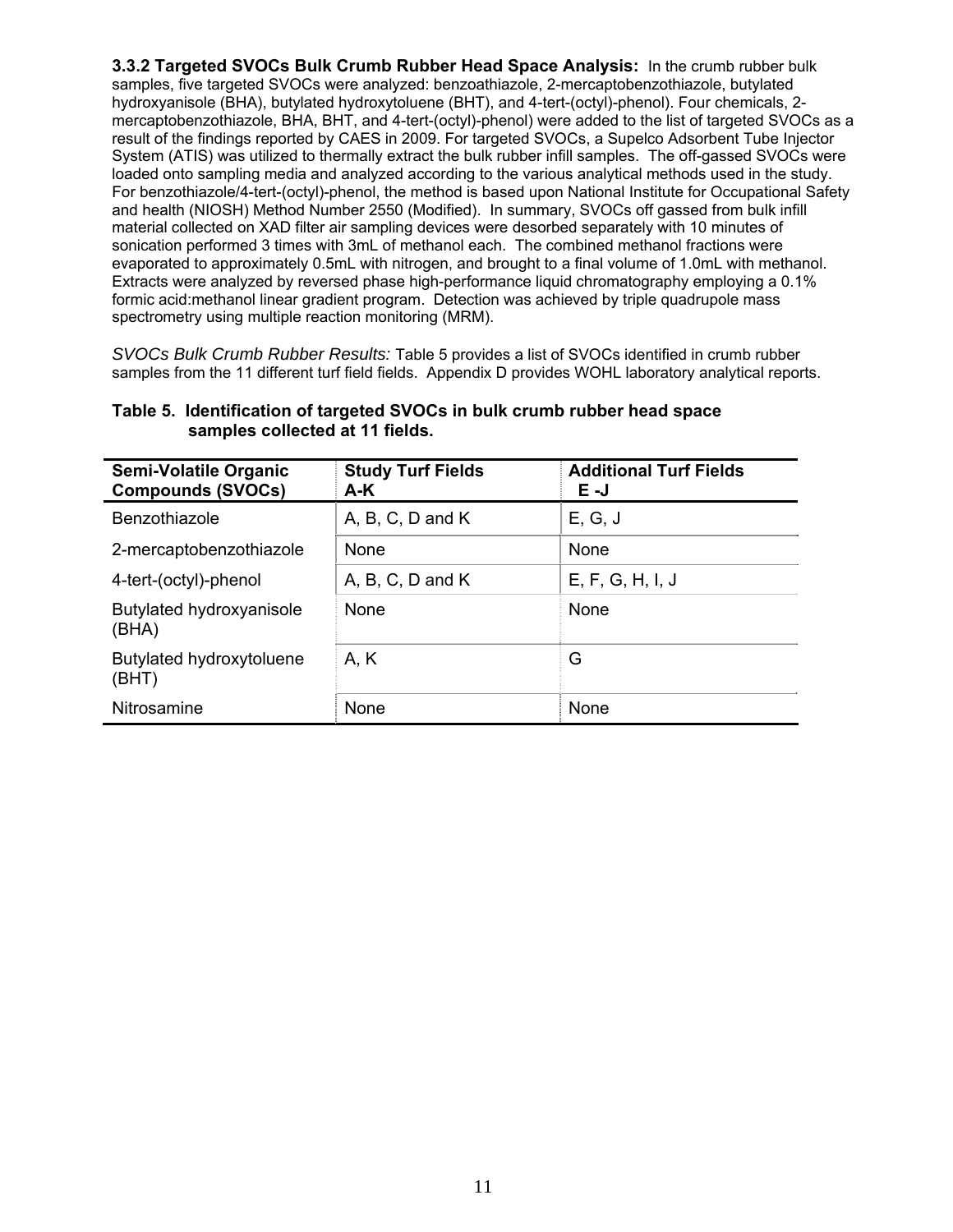**3.3.2 Targeted SVOCs Bulk Crumb Rubber Head Space Analysis:** In the crumb rubber bulk samples, five targeted SVOCs were analyzed: benzoathiazole, 2-mercaptobenzothiazole, butylated hydroxyanisole (BHA), butylated hydroxytoluene (BHT), and 4-tert-(octyl)-phenol). Four chemicals, 2-mercaptobenzothiazole, BHA, BHT, and 4-tert-(octyl)-phenol) were added to the list of targeted SVOCs as a result of the findings reported by CAES in 2009. For targeted SVOCs, a Supelco Adsorbent Tube Injector System (ATIS) was utilized to thermally extract the bulk rubber infill samples. The off-gassed SVOCs were loaded onto sampling media and analyzed according to the various analytical methods used in the study. For benzothiazole/4-tert-(octyl)-phenol, the method is based upon National Institute for Occupational Safety and health (NIOSH) Method Number 2550 (Modified). In summary, SVOCs off gassed from bulk infill material collected on XAD filter air sampling devices were desorbed separately with 10 minutes of sonication performed 3 times with 3mL of methanol each. The combined methanol fractions were evaporated to approximately 0.5mL with nitrogen, and brought to a final volume of 1.0mL with methanol. Extracts were analyzed by reversed phase high-performance liquid chromatography employing a 0.1% formic acid:methanol linear gradient program. Detection was achieved by triple quadrupole mass spectrometry using multiple reaction monitoring (MRM).

*SVOCs Bulk Crumb Rubber Results:* Table 5 provides a list of SVOCs identified in crumb rubber samples from the 11 different turf field fields. Appendix D provides WOHL laboratory analytical reports.

**Table 5. Identification of targeted SVOCs in bulk crumb rubber head space samples collected at 11 fields.**

| Semi-Volatile Organic Compounds (SVOCs) | Study Turf Fields A-K | Additional Turf Fields E -J |
|---|---|---|
| Benzothiazole | A, B, C, D and K | E, G, J |
| 2-mercaptobenzothiazole | None | None |
| 4-tert-(octyl)-phenol | A, B, C, D and K | E, F, G, H, I, J |
| Butylated hydroxyanisole (BHA) | None | None |
| Butylated hydroxytoluene (BHT) | A, K | G |
| Nitrosamine | None | None |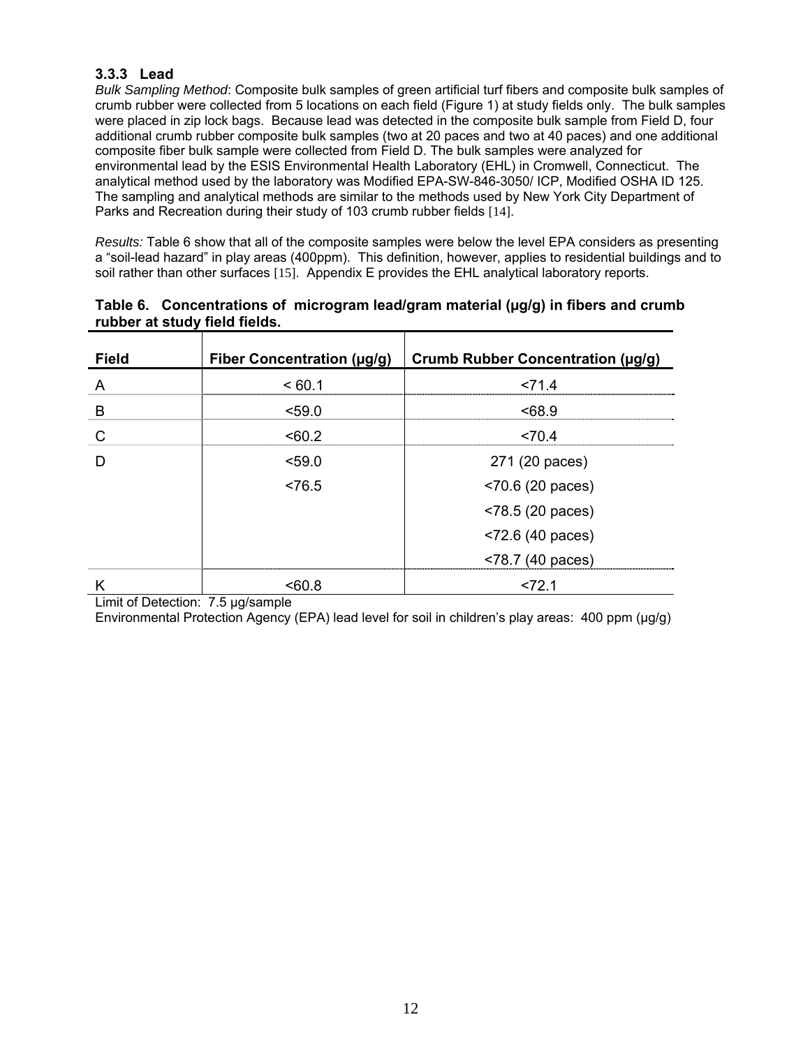### 3.3.3 Lead

*Bulk Sampling Method*: Composite bulk samples of green artificial turf fibers and composite bulk samples of crumb rubber were collected from 5 locations on each field (Figure 1) at study fields only. The bulk samples were placed in zip lock bags. Because lead was detected in the composite bulk sample from Field D, four additional crumb rubber composite bulk samples (two at 20 paces and two at 40 paces) and one additional composite fiber bulk sample were collected from Field D. The bulk samples were analyzed for environmental lead by the ESIS Environmental Health Laboratory (EHL) in Cromwell, Connecticut. The analytical method used by the laboratory was Modified EPA-SW-846-3050/ ICP, Modified OSHA ID 125. The sampling and analytical methods are similar to the methods used by New York City Department of Parks and Recreation during their study of 103 crumb rubber fields [14].

*Results:* Table 6 show that all of the composite samples were below the level EPA considers as presenting a "soil-lead hazard" in play areas (400ppm). This definition, however, applies to residential buildings and to soil rather than other surfaces [15]. Appendix E provides the EHL analytical laboratory reports.

**Table 6. Concentrations of microgram lead/gram material (µg/g) in fibers and crumb rubber at study field fields.**

| Field | Fiber Concentration (µg/g) | Crumb Rubber Concentration (µg/g) |
|---|---|---|
| A | < 60.1 | <71.4 |
| B | <59.0 | <68.9 |
| C | <60.2 | <70.4 |
| D | <59.0 | 271 (20 paces) |
| | <76.5 | <70.6 (20 paces) |
| | | <78.5 (20 paces) |
| | | <72.6 (40 paces) |
| | | <78.7 (40 paces) |
| K | <60.8 | <72.1 |

Limit of Detection: 7.5 µg/sample

Environmental Protection Agency (EPA) lead level for soil in children's play areas: 400 ppm (µg/g)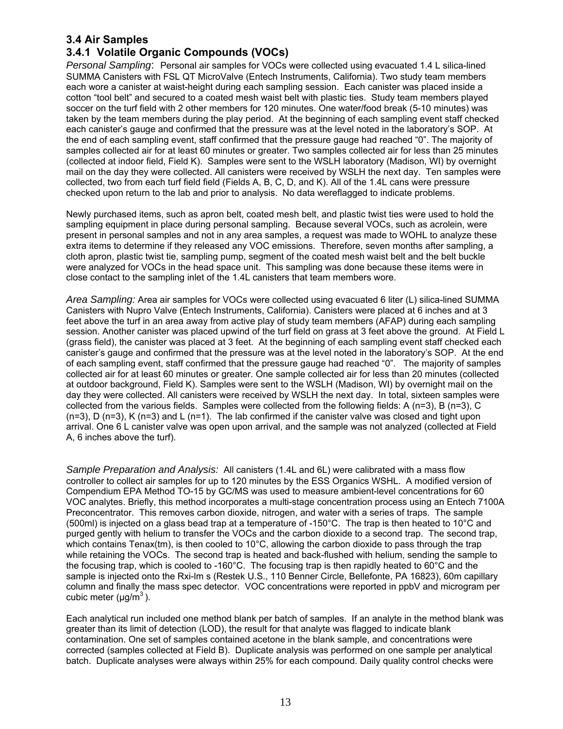## 3.4 Air Samples

### 3.4.1 Volatile Organic Compounds (VOCs)

*Personal Sampling*: Personal air samples for VOCs were collected using evacuated 1.4 L silica-lined SUMMA Canisters with FSL QT MicroValve (Entech Instruments, California). Two study team members each wore a canister at waist-height during each sampling session. Each canister was placed inside a cotton "tool belt" and secured to a coated mesh waist belt with plastic ties. Study team members played soccer on the turf field with 2 other members for 120 minutes. One water/food break (5-10 minutes) was taken by the team members during the play period. At the beginning of each sampling event staff checked each canister's gauge and confirmed that the pressure was at the level noted in the laboratory's SOP. At the end of each sampling event, staff confirmed that the pressure gauge had reached "0". The majority of samples collected air for at least 60 minutes or greater. Two samples collected air for less than 25 minutes (collected at indoor field, Field K). Samples were sent to the WSLH laboratory (Madison, WI) by overnight mail on the day they were collected. All canisters were received by WSLH the next day. Ten samples were collected, two from each turf field field (Fields A, B, C, D, and K). All of the 1.4L cans were pressure checked upon return to the lab and prior to analysis. No data wereflagged to indicate problems.

Newly purchased items, such as apron belt, coated mesh belt, and plastic twist ties were used to hold the sampling equipment in place during personal sampling. Because several VOCs, such as acrolein, were present in personal samples and not in any area samples, a request was made to WOHL to analyze these extra items to determine if they released any VOC emissions. Therefore, seven months after sampling, a cloth apron, plastic twist tie, sampling pump, segment of the coated mesh waist belt and the belt buckle were analyzed for VOCs in the head space unit. This sampling was done because these items were in close contact to the sampling inlet of the 1.4L canisters that team members wore.

*Area Sampling:* Area air samples for VOCs were collected using evacuated 6 liter (L) silica-lined SUMMA Canisters with Nupro Valve (Entech Instruments, California). Canisters were placed at 6 inches and at 3 feet above the turf in an area away from active play of study team members (AFAP) during each sampling session. Another canister was placed upwind of the turf field on grass at 3 feet above the ground. At Field L (grass field), the canister was placed at 3 feet. At the beginning of each sampling event staff checked each canister's gauge and confirmed that the pressure was at the level noted in the laboratory's SOP. At the end of each sampling event, staff confirmed that the pressure gauge had reached "0". The majority of samples collected air for at least 60 minutes or greater. One sample collected air for less than 20 minutes (collected at outdoor background, Field K). Samples were sent to the WSLH (Madison, WI) by overnight mail on the day they were collected. All canisters were received by WSLH the next day. In total, sixteen samples were collected from the various fields. Samples were collected from the following fields: A (n=3), B (n=3), C (n=3), D (n=3), K (n=3) and L (n=1). The lab confirmed if the canister valve was closed and tight upon arrival. One 6 L canister valve was open upon arrival, and the sample was not analyzed (collected at Field A, 6 inches above the turf).

*Sample Preparation and Analysis:* All canisters (1.4L and 6L) were calibrated with a mass flow controller to collect air samples for up to 120 minutes by the ESS Organics WSHL. A modified version of Compendium EPA Method TO-15 by GC/MS was used to measure ambient-level concentrations for 60 VOC analytes. Briefly, this method incorporates a multi-stage concentration process using an Entech 7100A Preconcentrator. This removes carbon dioxide, nitrogen, and water with a series of traps. The sample (500ml) is injected on a glass bead trap at a temperature of -150°C. The trap is then heated to 10°C and purged gently with helium to transfer the VOCs and the carbon dioxide to a second trap. The second trap, which contains Tenax(tm), is then cooled to 10°C, allowing the carbon dioxide to pass through the trap while retaining the VOCs. The second trap is heated and back-flushed with helium, sending the sample to the focusing trap, which is cooled to -160°C. The focusing trap is then rapidly heated to 60°C and the sample is injected onto the Rxi-lm s (Restek U.S., 110 Benner Circle, Bellefonte, PA 16823), 60m capillary column and finally the mass spec detector. VOC concentrations were reported in ppbV and microgram per cubic meter (µg/m$^3$).

Each analytical run included one method blank per batch of samples. If an analyte in the method blank was greater than its limit of detection (LOD), the result for that analyte was flagged to indicate blank contamination. One set of samples contained acetone in the blank sample, and concentrations were corrected (samples collected at Field B). Duplicate analysis was performed on one sample per analytical batch. Duplicate analyses were always within 25% for each compound. Daily quality control checks were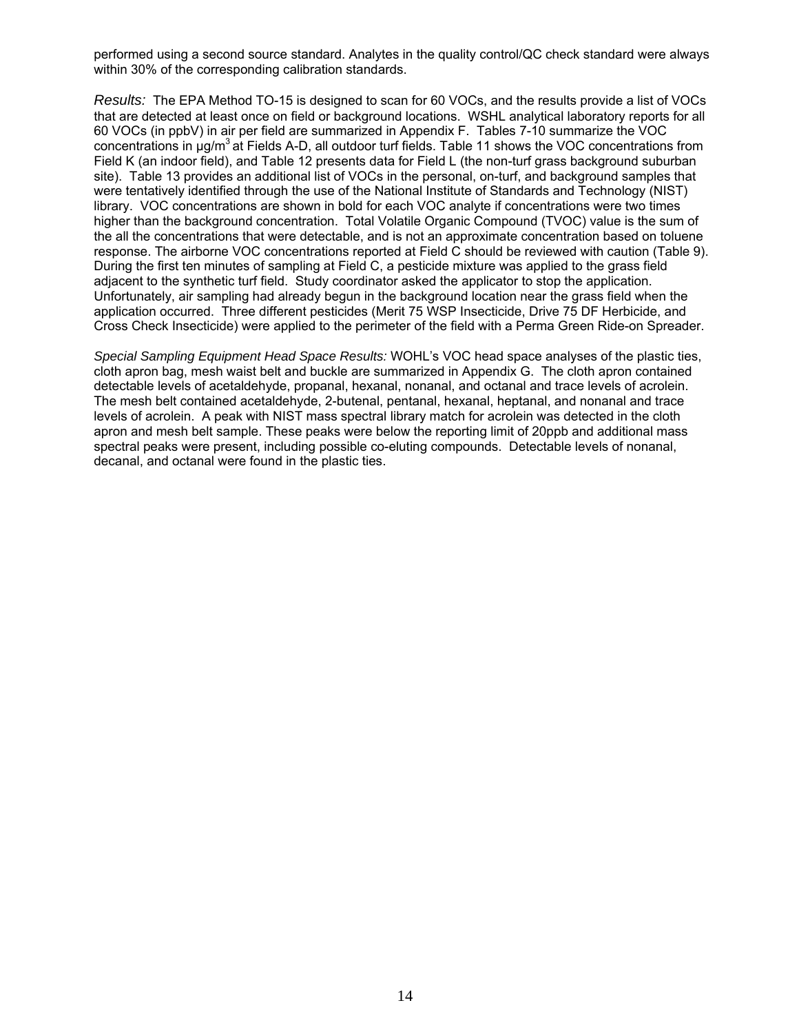performed using a second source standard. Analytes in the quality control/QC check standard were always within 30% of the corresponding calibration standards.

*Results:* The EPA Method TO-15 is designed to scan for 60 VOCs, and the results provide a list of VOCs that are detected at least once on field or background locations. WSHL analytical laboratory reports for all 60 VOCs (in ppbV) in air per field are summarized in Appendix F. Tables 7-10 summarize the VOC concentrations in μg/$m^3$ at Fields A-D, all outdoor turf fields. Table 11 shows the VOC concentrations from Field K (an indoor field), and Table 12 presents data for Field L (the non-turf grass background suburban site). Table 13 provides an additional list of VOCs in the personal, on-turf, and background samples that were tentatively identified through the use of the National Institute of Standards and Technology (NIST) library. VOC concentrations are shown in bold for each VOC analyte if concentrations were two times higher than the background concentration. Total Volatile Organic Compound (TVOC) value is the sum of the all the concentrations that were detectable, and is not an approximate concentration based on toluene response. The airborne VOC concentrations reported at Field C should be reviewed with caution (Table 9). During the first ten minutes of sampling at Field C, a pesticide mixture was applied to the grass field adjacent to the synthetic turf field. Study coordinator asked the applicator to stop the application. Unfortunately, air sampling had already begun in the background location near the grass field when the application occurred. Three different pesticides (Merit 75 WSP Insecticide, Drive 75 DF Herbicide, and Cross Check Insecticide) were applied to the perimeter of the field with a Perma Green Ride-on Spreader.

*Special Sampling Equipment Head Space Results:* WOHL's VOC head space analyses of the plastic ties, cloth apron bag, mesh waist belt and buckle are summarized in Appendix G. The cloth apron contained detectable levels of acetaldehyde, propanal, hexanal, nonanal, and octanal and trace levels of acrolein. The mesh belt contained acetaldehyde, 2-butenal, pentanal, hexanal, heptanal, and nonanal and trace levels of acrolein. A peak with NIST mass spectral library match for acrolein was detected in the cloth apron and mesh belt sample. These peaks were below the reporting limit of 20ppb and additional mass spectral peaks were present, including possible co-eluting compounds. Detectable levels of nonanal, decanal, and octanal were found in the plastic ties.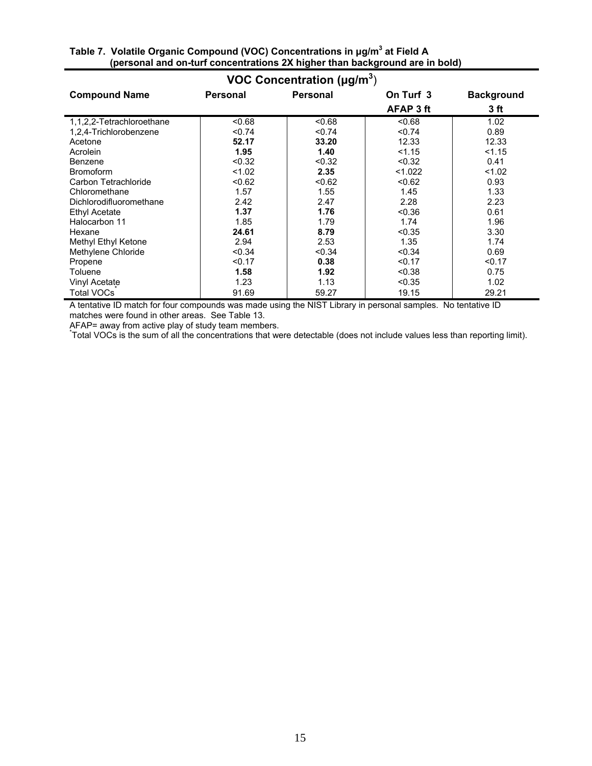**Table 7. Volatile Organic Compound (VOC) Concentrations in µg/m$^3$ at Field A (personal and on-turf concentrations 2X higher than background are in bold)**

| | VOC Concentration (µg/m$^3$) | | | |
|---|---|---|---|---|
| **Compound Name** | **Personal** | **Personal** | **On Turf 3 AFAP 3 ft** | **Background 3 ft** |
| 1,1,2,2-Tetrachloroethane | <0.68 | <0.68 | <0.68 | 1.02 |
| 1,2,4-Trichlorobenzene | <0.74 | <0.74 | <0.74 | 0.89 |
| Acetone | **52.17** | **33.20** | 12.33 | 12.33 |
| Acrolein | **1.95** | **1.40** | <1.15 | <1.15 |
| Benzene | <0.32 | <0.32 | <0.32 | 0.41 |
| Bromoform | <1.02 | **2.35** | <1.022 | <1.02 |
| Carbon Tetrachloride | <0.62 | <0.62 | <0.62 | 0.93 |
| Chloromethane | 1.57 | 1.55 | 1.45 | 1.33 |
| Dichlorodifluoromethane | 2.42 | 2.47 | 2.28 | 2.23 |
| Ethyl Acetate | **1.37** | **1.76** | <0.36 | 0.61 |
| Halocarbon 11 | 1.85 | 1.79 | 1.74 | 1.96 |
| Hexane | **24.61** | **8.79** | <0.35 | 3.30 |
| Methyl Ethyl Ketone | 2.94 | 2.53 | 1.35 | 1.74 |
| Methylene Chloride | <0.34 | <0.34 | <0.34 | 0.69 |
| Propene | <0.17 | **0.38** | <0.17 | <0.17 |
| Toluene | **1.58** | **1.92** | <0.38 | 0.75 |
| Vinyl Acetate | 1.23 | 1.13 | <0.35 | 1.02 |
| Total VOCs* | 91.69 | 59.27 | 19.15 | 29.21 |

A tentative ID match for four compounds was made using the NIST Library in personal samples. No tentative ID matches were found in other areas. See Table 13.

AFAP= away from active play of study team members.

*Total VOCs is the sum of all the concentrations that were detectable (does not include values less than reporting limit).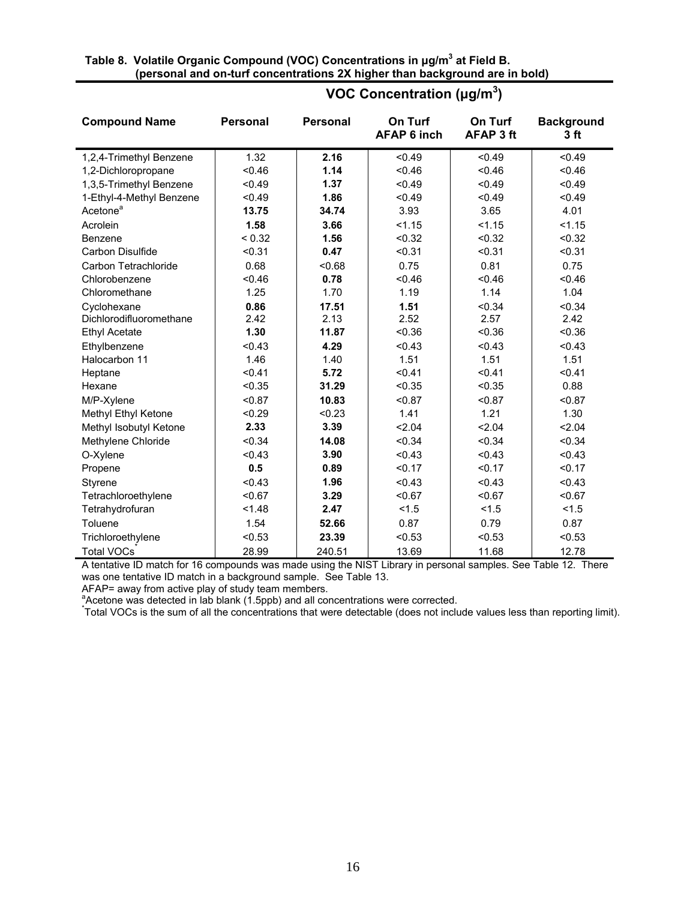**Table 8. Volatile Organic Compound (VOC) Concentrations in µg/m$^3$ at Field B. (personal and on-turf concentrations 2X higher than background are in bold)**

| | VOC Concentration (µg/m$^3$) | | | | |
|---|---|---|---|---|---|
| **Compound Name** | **Personal** | **Personal** | **On Turf AFAP 6 inch** | **On Turf AFAP 3 ft** | **Background 3 ft** |
| 1,2,4-Trimethyl Benzene | 1.32 | **2.16** | <0.49 | <0.49 | <0.49 |
| 1,2-Dichloropropane | <0.46 | **1.14** | <0.46 | <0.46 | <0.46 |
| 1,3,5-Trimethyl Benzene | <0.49 | **1.37** | <0.49 | <0.49 | <0.49 |
| 1-Ethyl-4-Methyl Benzene | <0.49 | **1.86** | <0.49 | <0.49 | <0.49 |
| Acetone[a] | **13.75** | **34.74** | 3.93 | 3.65 | 4.01 |
| Acrolein | **1.58** | **3.66** | <1.15 | <1.15 | <1.15 |
| Benzene | < 0.32 | **1.56** | <0.32 | <0.32 | <0.32 |
| Carbon Disulfide | <0.31 | **0.47** | <0.31 | <0.31 | <0.31 |
| Carbon Tetrachloride | 0.68 | <0.68 | 0.75 | 0.81 | 0.75 |
| Chlorobenzene | <0.46 | **0.78** | <0.46 | <0.46 | <0.46 |
| Chloromethane | 1.25 | 1.70 | 1.19 | 1.14 | 1.04 |
| Cyclohexane | **0.86** | **17.51** | **1.51** | <0.34 | <0.34 |
| Dichlorodifluoromethane | 2.42 | 2.13 | 2.52 | 2.57 | 2.42 |
| Ethyl Acetate | **1.30** | **11.87** | <0.36 | <0.36 | <0.36 |
| Ethylbenzene | <0.43 | **4.29** | <0.43 | <0.43 | <0.43 |
| Halocarbon 11 | 1.46 | 1.40 | 1.51 | 1.51 | 1.51 |
| Heptane | <0.41 | **5.72** | <0.41 | <0.41 | <0.41 |
| Hexane | <0.35 | **31.29** | <0.35 | <0.35 | 0.88 |
| M/P-Xylene | <0.87 | **10.83** | <0.87 | <0.87 | <0.87 |
| Methyl Ethyl Ketone | <0.29 | <0.23 | 1.41 | 1.21 | 1.30 |
| Methyl Isobutyl Ketone | **2.33** | **3.39** | <2.04 | <2.04 | <2.04 |
| Methylene Chloride | <0.34 | **14.08** | <0.34 | <0.34 | <0.34 |
| O-Xylene | <0.43 | **3.90** | <0.43 | <0.43 | <0.43 |
| Propene | **0.5** | **0.89** | <0.17 | <0.17 | <0.17 |
| Styrene | <0.43 | **1.96** | <0.43 | <0.43 | <0.43 |
| Tetrachloroethylene | <0.67 | **3.29** | <0.67 | <0.67 | <0.67 |
| Tetrahydrofuran | <1.48 | **2.47** | <1.5 | <1.5 | <1.5 |
| Toluene | 1.54 | **52.66** | 0.87 | 0.79 | 0.87 |
| Trichloroethylene | <0.53 | **23.39** | <0.53 | <0.53 | <0.53 |
| Total VOCs* | 28.99 | 240.51 | 13.69 | 11.68 | 12.78 |

A tentative ID match for 16 compounds was made using the NIST Library in personal samples. See Table 12. There was one tentative ID match in a background sample. See Table 13.

AFAP= away from active play of study team members.

[a]Acetone was detected in lab blank (1.5ppb) and all concentrations were corrected.

*Total VOCs is the sum of all the concentrations that were detectable (does not include values less than reporting limit).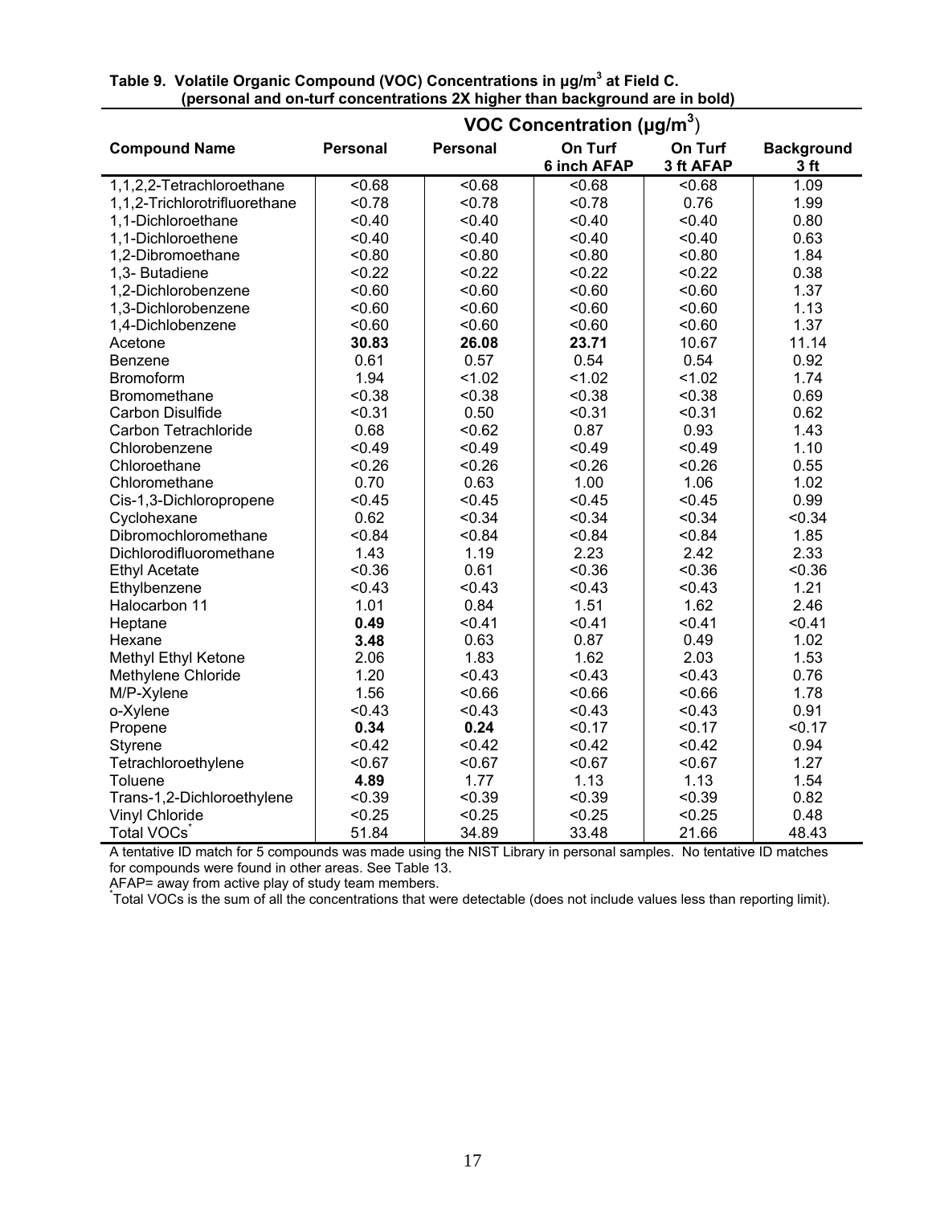**Table 9. Volatile Organic Compound (VOC) Concentrations in µg/m$^3$ at Field C. (personal and on-turf concentrations 2X higher than background are in bold)**

| | VOC Concentration (µg/m$^3$) | | | | |
|---|---|---|---|---|---|
| **Compound Name** | **Personal** | **Personal** | **On Turf 6 inch AFAP** | **On Turf 3 ft AFAP** | **Background 3 ft** |
| 1,1,2,2-Tetrachloroethane | <0.68 | <0.68 | <0.68 | <0.68 | 1.09 |
| 1,1,2-Trichlorotrifluorethane | <0.78 | <0.78 | <0.78 | 0.76 | 1.99 |
| 1,1-Dichloroethane | <0.40 | <0.40 | <0.40 | <0.40 | 0.80 |
| 1,1-Dichloroethene | <0.40 | <0.40 | <0.40 | <0.40 | 0.63 |
| 1,2-Dibromoethane | <0.80 | <0.80 | <0.80 | <0.80 | 1.84 |
| 1,3- Butadiene | <0.22 | <0.22 | <0.22 | <0.22 | 0.38 |
| 1,2-Dichlorobenzene | <0.60 | <0.60 | <0.60 | <0.60 | 1.37 |
| 1,3-Dichlorobenzene | <0.60 | <0.60 | <0.60 | <0.60 | 1.13 |
| 1,4-Dichlobenzene | <0.60 | <0.60 | <0.60 | <0.60 | 1.37 |
| Acetone | **30.83** | **26.08** | **23.71** | 10.67 | 11.14 |
| Benzene | 0.61 | 0.57 | 0.54 | 0.54 | 0.92 |
| Bromoform | 1.94 | <1.02 | <1.02 | <1.02 | 1.74 |
| Bromomethane | <0.38 | <0.38 | <0.38 | <0.38 | 0.69 |
| Carbon Disulfide | <0.31 | 0.50 | <0.31 | <0.31 | 0.62 |
| Carbon Tetrachloride | 0.68 | <0.62 | 0.87 | 0.93 | 1.43 |
| Chlorobenzene | <0.49 | <0.49 | <0.49 | <0.49 | 1.10 |
| Chloroethane | <0.26 | <0.26 | <0.26 | <0.26 | 0.55 |
| Chloromethane | 0.70 | 0.63 | 1.00 | 1.06 | 1.02 |
| Cis-1,3-Dichloropropene | <0.45 | <0.45 | <0.45 | <0.45 | 0.99 |
| Cyclohexane | 0.62 | <0.34 | <0.34 | <0.34 | <0.34 |
| Dibromochloromethane | <0.84 | <0.84 | <0.84 | <0.84 | 1.85 |
| Dichlorodifluoromethane | 1.43 | 1.19 | 2.23 | 2.42 | 2.33 |
| Ethyl Acetate | <0.36 | 0.61 | <0.36 | <0.36 | <0.36 |
| Ethylbenzene | <0.43 | <0.43 | <0.43 | <0.43 | 1.21 |
| Halocarbon 11 | 1.01 | 0.84 | 1.51 | 1.62 | 2.46 |
| Heptane | **0.49** | <0.41 | <0.41 | <0.41 | <0.41 |
| Hexane | **3.48** | 0.63 | 0.87 | 0.49 | 1.02 |
| Methyl Ethyl Ketone | 2.06 | 1.83 | 1.62 | 2.03 | 1.53 |
| Methylene Chloride | 1.20 | <0.43 | <0.43 | <0.43 | 0.76 |
| M/P-Xylene | 1.56 | <0.66 | <0.66 | <0.66 | 1.78 |
| o-Xylene | <0.43 | <0.43 | <0.43 | <0.43 | 0.91 |
| Propene | **0.34** | **0.24** | <0.17 | <0.17 | <0.17 |
| Styrene | <0.42 | <0.42 | <0.42 | <0.42 | 0.94 |
| Tetrachloroethylene | <0.67 | <0.67 | <0.67 | <0.67 | 1.27 |
| Toluene | **4.89** | 1.77 | 1.13 | 1.13 | 1.54 |
| Trans-1,2-Dichloroethylene | <0.39 | <0.39 | <0.39 | <0.39 | 0.82 |
| Vinyl Chloride | <0.25 | <0.25 | <0.25 | <0.25 | 0.48 |
| Total VOCs* | 51.84 | 34.89 | 33.48 | 21.66 | 48.43 |

A tentative ID match for 5 compounds was made using the NIST Library in personal samples. No tentative ID matches for compounds were found in other areas. See Table 13.

AFAP= away from active play of study team members.

*Total VOCs is the sum of all the concentrations that were detectable (does not include values less than reporting limit).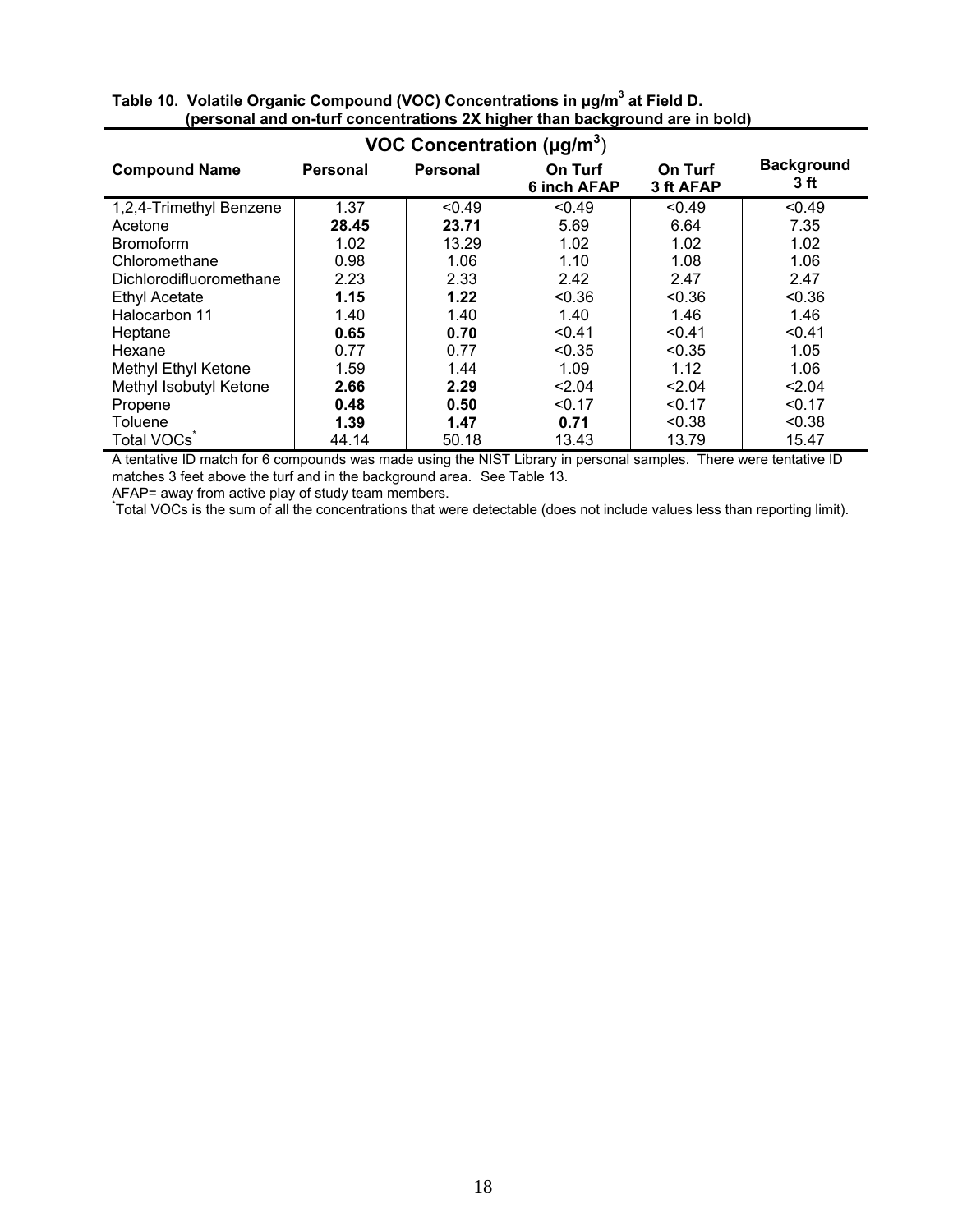**Table 10. Volatile Organic Compound (VOC) Concentrations in μg/m$^3$ at Field D.**
**(personal and on-turf concentrations 2X higher than background are in bold)**

| | VOC Concentration (μg/m$^3$) | | | | |
|---|---|---|---|---|---|
| **Compound Name** | **Personal** | **Personal** | **On Turf 6 inch AFAP** | **On Turf 3 ft AFAP** | **Background 3 ft** |
| 1,2,4-Trimethyl Benzene | 1.37 | <0.49 | <0.49 | <0.49 | <0.49 |
| Acetone | **28.45** | **23.71** | 5.69 | 6.64 | 7.35 |
| Bromoform | 1.02 | 13.29 | 1.02 | 1.02 | 1.02 |
| Chloromethane | 0.98 | 1.06 | 1.10 | 1.08 | 1.06 |
| Dichlorodifluoromethane | 2.23 | 2.33 | 2.42 | 2.47 | 2.47 |
| Ethyl Acetate | **1.15** | **1.22** | <0.36 | <0.36 | <0.36 |
| Halocarbon 11 | 1.40 | 1.40 | 1.40 | 1.46 | 1.46 |
| Heptane | **0.65** | **0.70** | <0.41 | <0.41 | <0.41 |
| Hexane | 0.77 | 0.77 | <0.35 | <0.35 | 1.05 |
| Methyl Ethyl Ketone | 1.59 | 1.44 | 1.09 | 1.12 | 1.06 |
| Methyl Isobutyl Ketone | **2.66** | **2.29** | <2.04 | <2.04 | <2.04 |
| Propene | **0.48** | **0.50** | <0.17 | <0.17 | <0.17 |
| Toluene | **1.39** | **1.47** | **0.71** | <0.38 | <0.38 |
| Total VOCs* | 44.14 | 50.18 | 13.43 | 13.79 | 15.47 |

A tentative ID match for 6 compounds was made using the NIST Library in personal samples. There were tentative ID matches 3 feet above the turf and in the background area. See Table 13.

AFAP= away from active play of study team members.

*Total VOCs is the sum of all the concentrations that were detectable (does not include values less than reporting limit).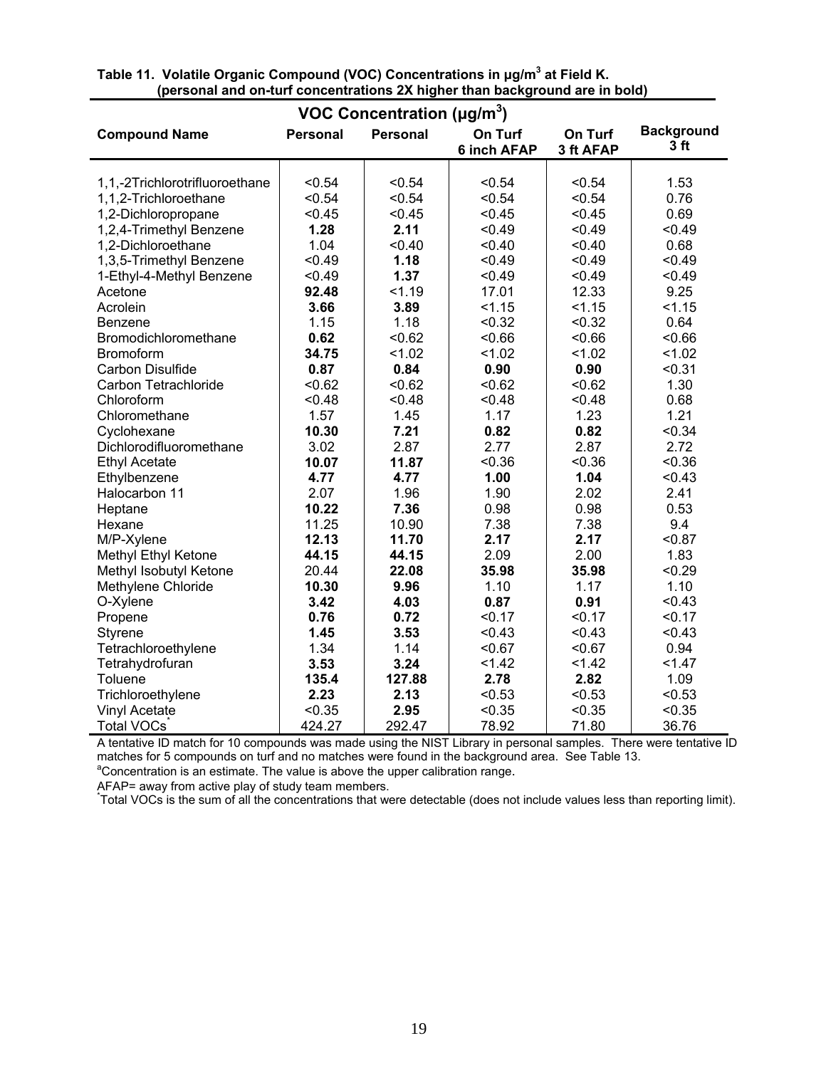**Table 11. Volatile Organic Compound (VOC) Concentrations in µg/m$^3$ at Field K. (personal and on-turf concentrations 2X higher than background are in bold)**

| | VOC Concentration (µg/m$^3$) | | | | |
|---|---|---|---|---|---|
| **Compound Name** | **Personal** | **Personal** | **On Turf 6 inch AFAP** | **On Turf 3 ft AFAP** | **Background 3 ft** |
| 1,1,-2Trichlorotrifluoroethane | <0.54 | <0.54 | <0.54 | <0.54 | 1.53 |
| 1,1,2-Trichloroethane | <0.54 | <0.54 | <0.54 | <0.54 | 0.76 |
| 1,2-Dichloropropane | <0.45 | <0.45 | <0.45 | <0.45 | 0.69 |
| 1,2,4-Trimethyl Benzene | **1.28** | **2.11** | <0.49 | <0.49 | <0.49 |
| 1,2-Dichloroethane | 1.04 | <0.40 | <0.40 | <0.40 | 0.68 |
| 1,3,5-Trimethyl Benzene | <0.49 | **1.18** | <0.49 | <0.49 | <0.49 |
| 1-Ethyl-4-Methyl Benzene | <0.49 | **1.37** | <0.49 | <0.49 | <0.49 |
| Acetone | **92.48** | <1.19 | 17.01 | 12.33 | 9.25 |
| Acrolein | **3.66** | **3.89** | <1.15 | <1.15 | <1.15 |
| Benzene | 1.15 | 1.18 | <0.32 | <0.32 | 0.64 |
| Bromodichloromethane | **0.62** | <0.62 | <0.66 | <0.66 | <0.66 |
| Bromoform | **34.75** | <1.02 | <1.02 | <1.02 | <1.02 |
| Carbon Disulfide | **0.87** | **0.84** | **0.90** | **0.90** | <0.31 |
| Carbon Tetrachloride | <0.62 | <0.62 | <0.62 | <0.62 | 1.30 |
| Chloroform | <0.48 | <0.48 | <0.48 | <0.48 | 0.68 |
| Chloromethane | 1.57 | 1.45 | 1.17 | 1.23 | 1.21 |
| Cyclohexane | **10.30** | **7.21** | **0.82** | **0.82** | <0.34 |
| Dichlorodifluoromethane | 3.02 | 2.87 | 2.77 | 2.87 | 2.72 |
| Ethyl Acetate | **10.07** | **11.87** | <0.36 | <0.36 | <0.36 |
| Ethylbenzene | **4.77** | **4.77** | **1.00** | **1.04** | <0.43 |
| Halocarbon 11 | 2.07 | 1.96 | 1.90 | 2.02 | 2.41 |
| Heptane | **10.22** | **7.36** | 0.98 | 0.98 | 0.53 |
| Hexane | 11.25 | 10.90 | 7.38 | 7.38 | 9.4 |
| M/P-Xylene | **12.13** | **11.70** | **2.17** | **2.17** | <0.87 |
| Methyl Ethyl Ketone | **44.15** | **44.15** | 2.09 | 2.00 | 1.83 |
| Methyl Isobutyl Ketone | 20.44 | **22.08** | **35.98** | **35.98** | <0.29 |
| Methylene Chloride | **10.30** | **9.96** | 1.10 | 1.17 | 1.10 |
| O-Xylene | **3.42** | **4.03** | **0.87** | **0.91** | <0.43 |
| Propene | **0.76** | **0.72** | <0.17 | <0.17 | <0.17 |
| Styrene | **1.45** | **3.53** | <0.43 | <0.43 | <0.43 |
| Tetrachloroethylene | 1.34 | 1.14 | <0.67 | <0.67 | 0.94 |
| Tetrahydrofuran | **3.53** | **3.24** | <1.42 | <1.42 | <1.47 |
| Toluene | **135.4** | **127.88** | **2.78** | **2.82** | 1.09 |
| Trichloroethylene | **2.23** | **2.13** | <0.53 | <0.53 | <0.53 |
| Vinyl Acetate | <0.35 | **2.95** | <0.35 | <0.35 | <0.35 |
| Total VOCs* | 424.27 | 292.47 | 78.92 | 71.80 | 36.76 |

A tentative ID match for 10 compounds was made using the NIST Library in personal samples. There were tentative ID matches for 5 compounds on turf and no matches were found in the background area. See Table 13.

[a]Concentration is an estimate. The value is above the upper calibration range.

AFAP= away from active play of study team members.

*Total VOCs is the sum of all the concentrations that were detectable (does not include values less than reporting limit).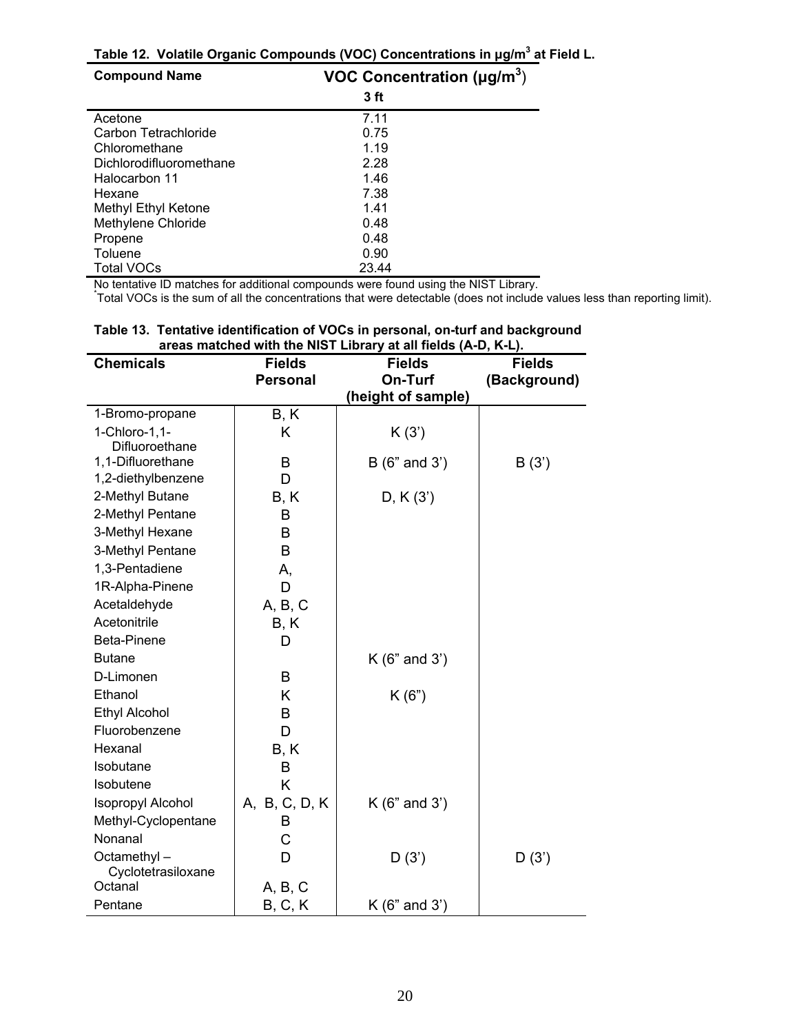**Table 12. Volatile Organic Compounds (VOC) Concentrations in μg/m$^3$ at Field L.**

| Compound Name | VOC Concentration (μg/m$^3$) |
|---|---|
| | 3 ft |
| Acetone | 7.11 |
| Carbon Tetrachloride | 0.75 |
| Chloromethane | 1.19 |
| Dichlorodifluoromethane | 2.28 |
| Halocarbon 11 | 1.46 |
| Hexane | 7.38 |
| Methyl Ethyl Ketone | 1.41 |
| Methylene Chloride | 0.48 |
| Propene | 0.48 |
| Toluene | 0.90 |
| Total VOCs | 23.44 |

No tentative ID matches for additional compounds were found using the NIST Library.
*Total VOCs is the sum of all the concentrations that were detectable (does not include values less than reporting limit).

**Table 13. Tentative identification of VOCs in personal, on-turf and background areas matched with the NIST Library at all fields (A-D, K-L).**

| Chemicals | Fields Personal | Fields On-Turf (height of sample) | Fields (Background) |
|---|---|---|---|
| 1-Bromo-propane | B, K | | |
| 1-Chloro-1,1-Difluoroethane | K | K (3') | |
| 1,1-Difluorethane | B | B (6" and 3') | B (3') |
| 1,2-diethylbenzene | D | | |
| 2-Methyl Butane | B, K | D, K (3') | |
| 2-Methyl Pentane | B | | |
| 3-Methyl Hexane | B | | |
| 3-Methyl Pentane | B | | |
| 1,3-Pentadiene | A, | | |
| 1R-Alpha-Pinene | D | | |
| Acetaldehyde | A, B, C | | |
| Acetonitrile | B, K | | |
| Beta-Pinene | D | | |
| Butane | | K (6" and 3') | |
| D-Limonen | B | | |
| Ethanol | K | K (6") | |
| Ethyl Alcohol | B | | |
| Fluorobenzene | D | | |
| Hexanal | B, K | | |
| Isobutane | B | | |
| Isobutene | K | | |
| Isopropyl Alcohol | A, B, C, D, K | K (6" and 3') | |
| Methyl-Cyclopentane | B | | |
| Nonanal | C | | |
| Octamethyl – Cyclotetrasiloxane | D | D (3') | D (3') |
| Octanal | A, B, C | | |
| Pentane | B, C, K | K (6" and 3') | |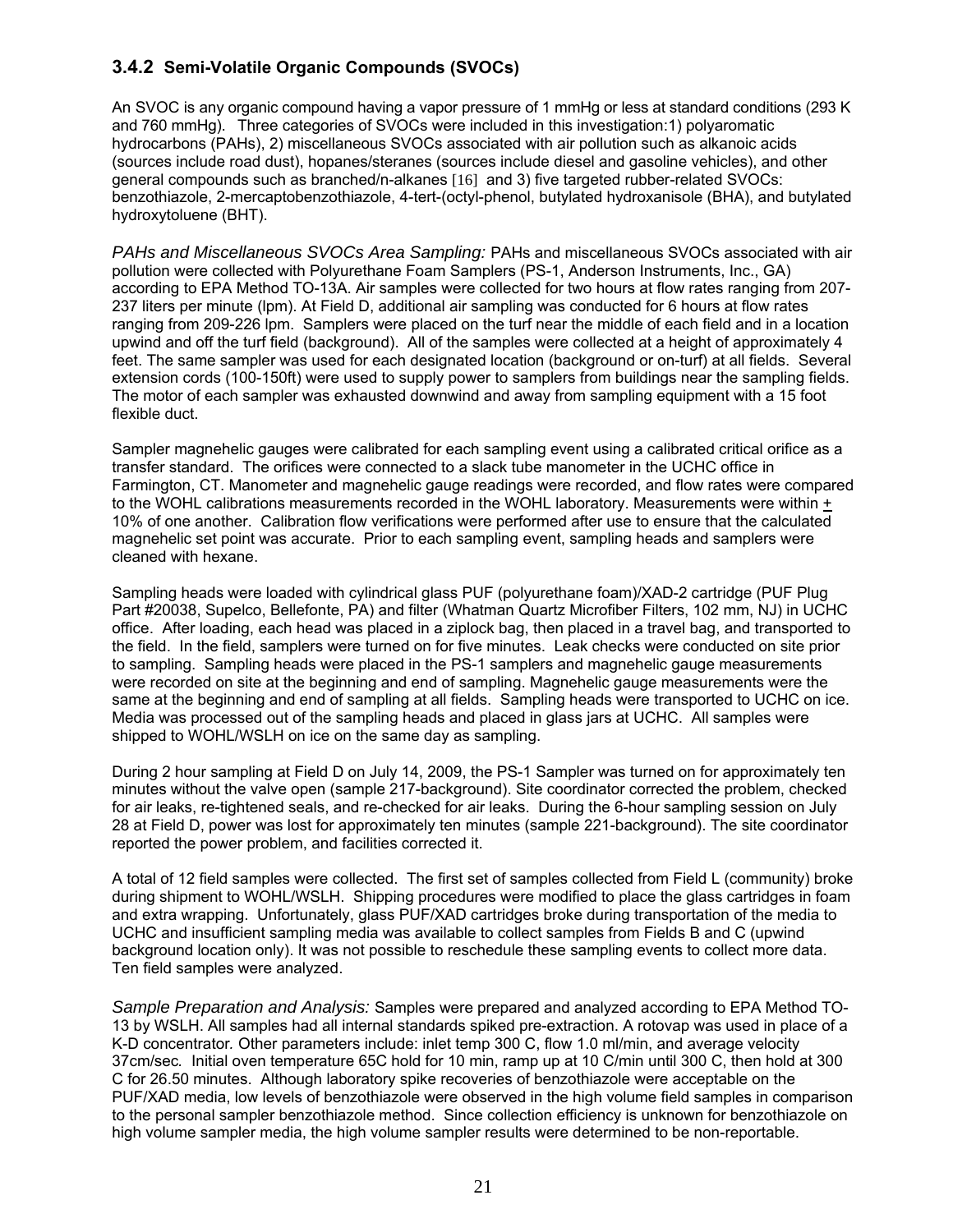### 3.4.2 Semi-Volatile Organic Compounds (SVOCs)

An SVOC is any organic compound having a vapor pressure of 1 mmHg or less at standard conditions (293 K and 760 mmHg). Three categories of SVOCs were included in this investigation:1) polyaromatic hydrocarbons (PAHs), 2) miscellaneous SVOCs associated with air pollution such as alkanoic acids (sources include road dust), hopanes/steranes (sources include diesel and gasoline vehicles), and other general compounds such as branched/n-alkanes [16] and 3) five targeted rubber-related SVOCs: benzothiazole, 2-mercaptobenzothiazole, 4-tert-(octyl-phenol, butylated hydroxanisole (BHA), and butylated hydroxytoluene (BHT).

*PAHs and Miscellaneous SVOCs Area Sampling:* PAHs and miscellaneous SVOCs associated with air pollution were collected with Polyurethane Foam Samplers (PS-1, Anderson Instruments, Inc., GA) according to EPA Method TO-13A. Air samples were collected for two hours at flow rates ranging from 207-237 liters per minute (lpm). At Field D, additional air sampling was conducted for 6 hours at flow rates ranging from 209-226 lpm. Samplers were placed on the turf near the middle of each field and in a location upwind and off the turf field (background). All of the samples were collected at a height of approximately 4 feet. The same sampler was used for each designated location (background or on-turf) at all fields. Several extension cords (100-150ft) were used to supply power to samplers from buildings near the sampling fields. The motor of each sampler was exhausted downwind and away from sampling equipment with a 15 foot flexible duct.

Sampler magnehelic gauges were calibrated for each sampling event using a calibrated critical orifice as a transfer standard. The orifices were connected to a slack tube manometer in the UCHC office in Farmington, CT. Manometer and magnehelic gauge readings were recorded, and flow rates were compared to the WOHL calibrations measurements recorded in the WOHL laboratory. Measurements were within ± 10% of one another. Calibration flow verifications were performed after use to ensure that the calculated magnehelic set point was accurate. Prior to each sampling event, sampling heads and samplers were cleaned with hexane.

Sampling heads were loaded with cylindrical glass PUF (polyurethane foam)/XAD-2 cartridge (PUF Plug Part #20038, Supelco, Bellefonte, PA) and filter (Whatman Quartz Microfiber Filters, 102 mm, NJ) in UCHC office. After loading, each head was placed in a ziplock bag, then placed in a travel bag, and transported to the field. In the field, samplers were turned on for five minutes. Leak checks were conducted on site prior to sampling. Sampling heads were placed in the PS-1 samplers and magnehelic gauge measurements were recorded on site at the beginning and end of sampling. Magnehelic gauge measurements were the same at the beginning and end of sampling at all fields. Sampling heads were transported to UCHC on ice. Media was processed out of the sampling heads and placed in glass jars at UCHC. All samples were shipped to WOHL/WSLH on ice on the same day as sampling.

During 2 hour sampling at Field D on July 14, 2009, the PS-1 Sampler was turned on for approximately ten minutes without the valve open (sample 217-background). Site coordinator corrected the problem, checked for air leaks, re-tightened seals, and re-checked for air leaks. During the 6-hour sampling session on July 28 at Field D, power was lost for approximately ten minutes (sample 221-background). The site coordinator reported the power problem, and facilities corrected it.

A total of 12 field samples were collected. The first set of samples collected from Field L (community) broke during shipment to WOHL/WSLH. Shipping procedures were modified to place the glass cartridges in foam and extra wrapping. Unfortunately, glass PUF/XAD cartridges broke during transportation of the media to UCHC and insufficient sampling media was available to collect samples from Fields B and C (upwind background location only). It was not possible to reschedule these sampling events to collect more data. Ten field samples were analyzed.

*Sample Preparation and Analysis:* Samples were prepared and analyzed according to EPA Method TO-13 by WSLH. All samples had all internal standards spiked pre-extraction. A rotovap was used in place of a K-D concentrator. Other parameters include: inlet temp 300 C, flow 1.0 ml/min, and average velocity 37cm/sec. Initial oven temperature 65C hold for 10 min, ramp up at 10 C/min until 300 C, then hold at 300 C for 26.50 minutes. Although laboratory spike recoveries of benzothiazole were acceptable on the PUF/XAD media, low levels of benzothiazole were observed in the high volume field samples in comparison to the personal sampler benzothiazole method. Since collection efficiency is unknown for benzothiazole on high volume sampler media, the high volume sampler results were determined to be non-reportable.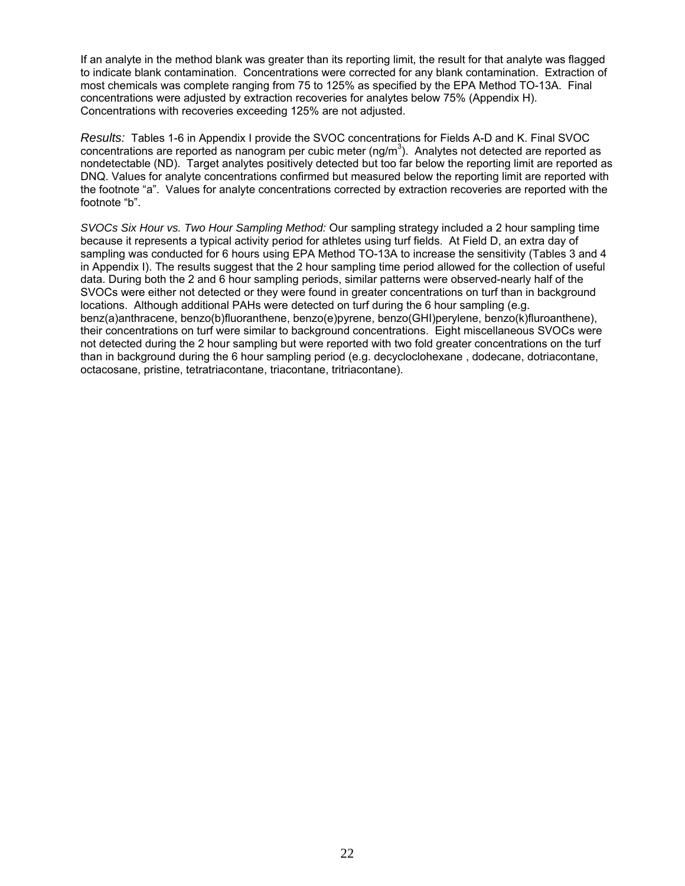If an analyte in the method blank was greater than its reporting limit, the result for that analyte was flagged to indicate blank contamination. Concentrations were corrected for any blank contamination. Extraction of most chemicals was complete ranging from 75 to 125% as specified by the EPA Method TO-13A. Final concentrations were adjusted by extraction recoveries for analytes below 75% (Appendix H). Concentrations with recoveries exceeding 125% are not adjusted.

*Results:* Tables 1-6 in Appendix I provide the SVOC concentrations for Fields A-D and K. Final SVOC concentrations are reported as nanogram per cubic meter (ng/m$^3$). Analytes not detected are reported as nondetectable (ND). Target analytes positively detected but too far below the reporting limit are reported as DNQ. Values for analyte concentrations confirmed but measured below the reporting limit are reported with the footnote "a". Values for analyte concentrations corrected by extraction recoveries are reported with the footnote "b".

*SVOCs Six Hour vs. Two Hour Sampling Method:* Our sampling strategy included a 2 hour sampling time because it represents a typical activity period for athletes using turf fields. At Field D, an extra day of sampling was conducted for 6 hours using EPA Method TO-13A to increase the sensitivity (Tables 3 and 4 in Appendix I). The results suggest that the 2 hour sampling time period allowed for the collection of useful data. During both the 2 and 6 hour sampling periods, similar patterns were observed-nearly half of the SVOCs were either not detected or they were found in greater concentrations on turf than in background locations. Although additional PAHs were detected on turf during the 6 hour sampling (e.g. benz(a)anthracene, benzo(b)fluoranthene, benzo(e)pyrene, benzo(GHI)perylene, benzo(k)fluroanthene), their concentrations on turf were similar to background concentrations. Eight miscellaneous SVOCs were not detected during the 2 hour sampling but were reported with two fold greater concentrations on the turf than in background during the 6 hour sampling period (e.g. decycloclohexane , dodecane, dotriacontane, octacosane, pristine, tetratriacontane, triacontane, tritriacontane).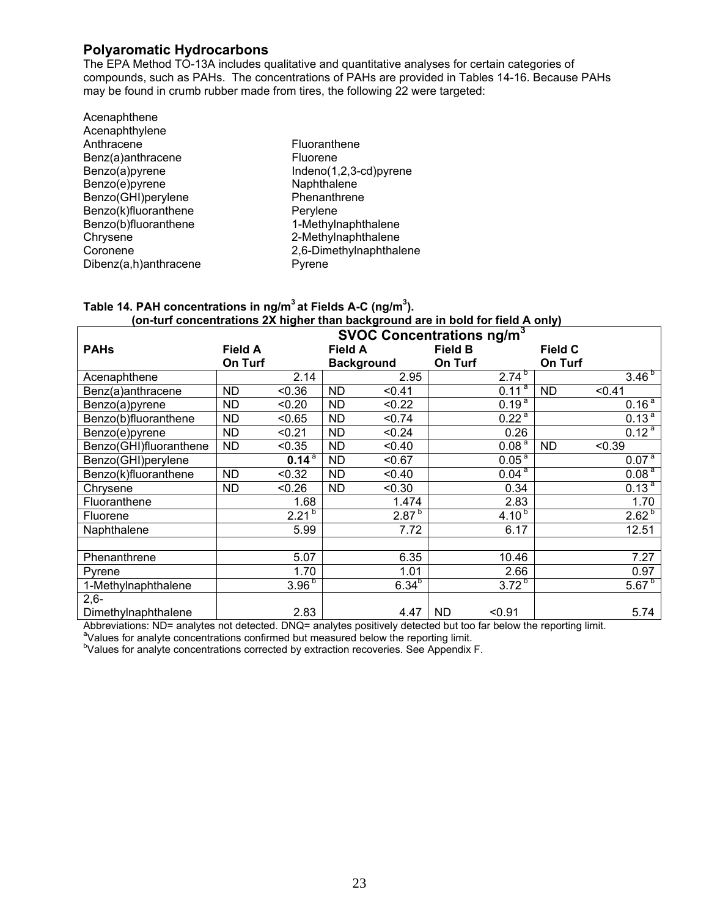## Polyaromatic Hydrocarbons

The EPA Method TO-13A includes qualitative and quantitative analyses for certain categories of compounds, such as PAHs. The concentrations of PAHs are provided in Tables 14-16. Because PAHs may be found in crumb rubber made from tires, the following 22 were targeted:

- Acenaphthene
- Acenaphthylene
- Anthracene
- Benz(a)anthracene
- Benzo(a)pyrene
- Benzo(e)pyrene
- Benzo(GHI)perylene
- Benzo(k)fluoranthene
- Benzo(b)fluoranthene
- Chrysene
- Coronene
- Dibenz(a,h)anthracene
- Fluoranthene
- Fluorene
- Indeno(1,2,3-cd)pyrene
- Naphthalene
- Phenanthrene
- Perylene
- 1-Methylnaphthalene
- 2-Methylnaphthalene
- 2,6-Dimethylnaphthalene
- Pyrene

**Table 14. PAH concentrations in ng/m$^3$ at Fields A-C (ng/m$^3$).**
**(on-turf concentrations 2X higher than background are in bold for field A only)**

| PAHs | SVOC Concentrations ng/m$^3$ | | | | | | | |
|---|---|---|---|---|---|---|---|---|
| | Field A On Turf | | Field A Background | | Field B On Turf | | Field C On Turf | |
| Acenaphthene | | 2.14 | | 2.95 | | 2.74 [b] | | 3.46 [b] |
| Benz(a)anthracene | ND | <0.36 | ND | <0.41 | | 0.11 [a] | ND | <0.41 |
| Benzo(a)pyrene | ND | <0.20 | ND | <0.22 | | 0.19 [a] | | 0.16 [a] |
| Benzo(b)fluoranthene | ND | <0.65 | ND | <0.74 | | 0.22 [a] | | 0.13 [a] |
| Benzo(e)pyrene | ND | <0.21 | ND | <0.24 | | 0.26 | | 0.12 [a] |
| Benzo(GHI)fluoranthene | ND | <0.35 | ND | <0.40 | | 0.08 [a] | ND | <0.39 |
| Benzo(GHI)perylene | | **0.14** [a] | ND | <0.67 | | 0.05 [a] | | 0.07 [a] |
| Benzo(k)fluoranthene | ND | <0.32 | ND | <0.40 | | 0.04 [a] | | 0.08 [a] |
| Chrysene | ND | <0.26 | ND | <0.30 | | 0.34 | | 0.13 [a] |
| Fluoranthene | | 1.68 | | 1.474 | | 2.83 | | 1.70 |
| Fluorene | | 2.21 [b] | | 2.87 [b] | | 4.10 [b] | | 2.62 [b] |
| Naphthalene | | 5.99 | | 7.72 | | 6.17 | | 12.51 |
| | | | | | | | | |
| Phenanthrene | | 5.07 | | 6.35 | | 10.46 | | 7.27 |
| Pyrene | | 1.70 | | 1.01 | | 2.66 | | 0.97 |
| 1-Methylnaphthalene | | 3.96 [b] | | 6.34 [b] | | 3.72 [b] | | 5.67 [b] |
| 2,6-Dimethylnaphthalene | | 2.83 | | 4.47 | ND | <0.91 | | 5.74 |

Abbreviations: ND= analytes not detected. DNQ= analytes positively detected but too far below the reporting limit.
[a]Values for analyte concentrations confirmed but measured below the reporting limit.
[b]Values for analyte concentrations corrected by extraction recoveries. See Appendix F.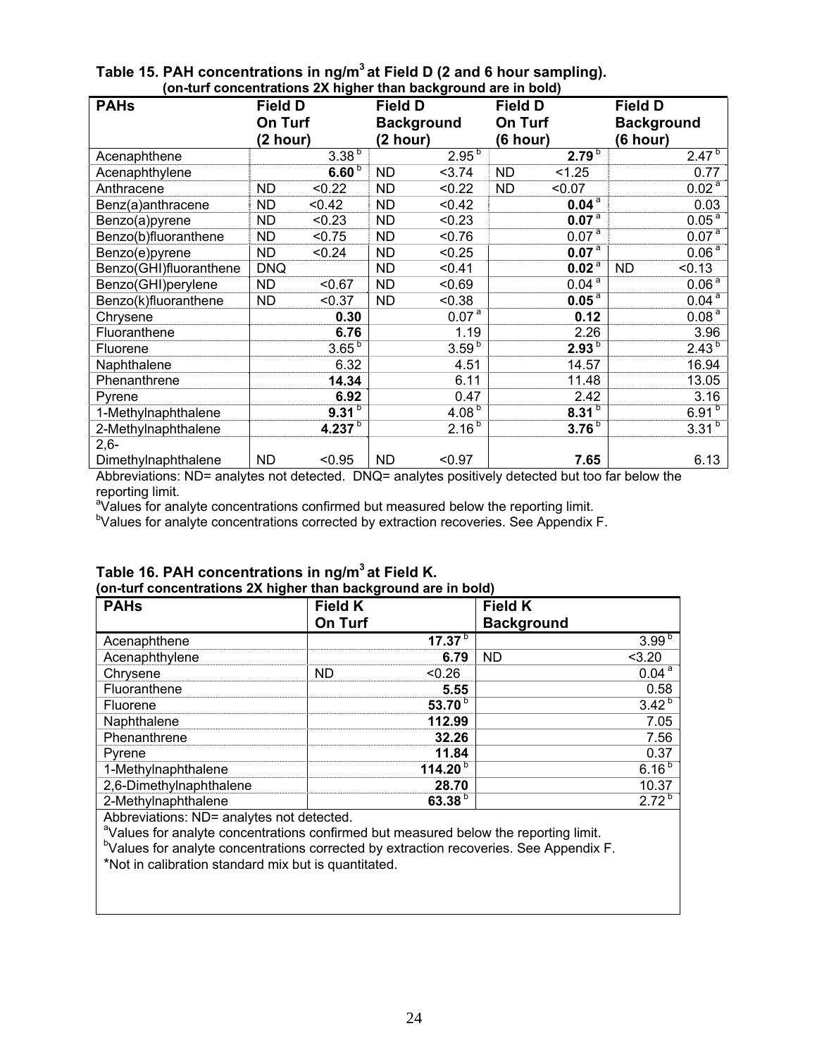**Table 15. PAH concentrations in ng/m$^3$ at Field D (2 and 6 hour sampling).**
**(on-turf concentrations 2X higher than background are in bold)**

| PAHs | Field D On Turf (2 hour) | Field D Background (2 hour) | Field D On Turf (6 hour) | Field D Background (6 hour) |
|---|---|---|---|---|
| Acenaphthene | 3.38 [b] | 2.95 [b] | **2.79** [b] | 2.47 [b] |
| Acenaphthylene | **6.60** [b] | ND <3.74 | ND <1.25 | 0.77 |
| Anthracene | ND <0.22 | ND <0.22 | ND <0.07 | 0.02 [a] |
| Benz(a)anthracene | ND <0.42 | ND <0.42 | **0.04** [a] | 0.03 |
| Benzo(a)pyrene | ND <0.23 | ND <0.23 | **0.07** [a] | 0.05 [a] |
| Benzo(b)fluoranthene | ND <0.75 | ND <0.76 | 0.07 [a] | 0.07 [a] |
| Benzo(e)pyrene | ND <0.24 | ND <0.25 | **0.07** [a] | 0.06 [a] |
| Benzo(GHI)fluoranthene | DNQ | ND <0.41 | **0.02** [a] | ND <0.13 |
| Benzo(GHI)perylene | ND <0.67 | ND <0.69 | 0.04 [a] | 0.06 [a] |
| Benzo(k)fluoranthene | ND <0.37 | ND <0.38 | **0.05** [a] | 0.04 [a] |
| Chrysene | **0.30** | 0.07 [a] | **0.12** | 0.08 [a] |
| Fluoranthene | **6.76** | 1.19 | 2.26 | 3.96 |
| Fluorene | 3.65 [b] | 3.59 [b] | **2.93** [b] | 2.43 [b] |
| Naphthalene | 6.32 | 4.51 | 14.57 | 16.94 |
| Phenanthrene | **14.34** | 6.11 | 11.48 | 13.05 |
| Pyrene | **6.92** | 0.47 | 2.42 | 3.16 |
| 1-Methylnaphthalene | **9.31** [b] | 4.08 [b] | **8.31** [b] | 6.91 [b] |
| 2-Methylnaphthalene | **4.237** [b] | 2.16 [b] | **3.76** [b] | 3.31 [b] |
| 2,6-Dimethylnaphthalene | ND <0.95 | ND <0.97 | **7.65** | 6.13 |

Abbreviations: ND= analytes not detected. DNQ= analytes positively detected but too far below the reporting limit.
[a]Values for analyte concentrations confirmed but measured below the reporting limit.
[b]Values for analyte concentrations corrected by extraction recoveries. See Appendix F.

**Table 16. PAH concentrations in ng/m$^3$ at Field K.**
**(on-turf concentrations 2X higher than background are in bold)**

| PAHs | Field K On Turf | Field K Background |
|---|---|---|
| Acenaphthene | **17.37** [b] | 3.99 [b] |
| Acenaphthylene | **6.79** | ND <3.20 |
| Chrysene | ND <0.26 | 0.04 [a] |
| Fluoranthene | **5.55** | 0.58 |
| Fluorene | **53.70** [b] | 3.42 [b] |
| Naphthalene | **112.99** | 7.05 |
| Phenanthrene | **32.26** | 7.56 |
| Pyrene | **11.84** | 0.37 |
| 1-Methylnaphthalene | **114.20** [b] | 6.16 [b] |
| 2,6-Dimethylnaphthalene | **28.70** | 10.37 |
| 2-Methylnaphthalene | **63.38** [b] | 2.72 [b] |

Abbreviations: ND= analytes not detected.
[a]Values for analyte concentrations confirmed but measured below the reporting limit.
[b]Values for analyte concentrations corrected by extraction recoveries. See Appendix F.
*Not in calibration standard mix but is quantitated.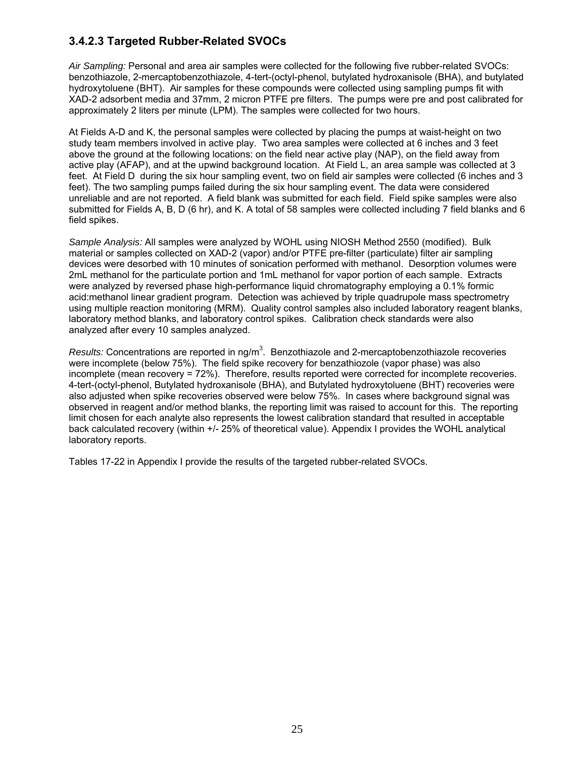### 3.4.2.3 Targeted Rubber-Related SVOCs

*Air Sampling:* Personal and area air samples were collected for the following five rubber-related SVOCs: benzothiazole, 2-mercaptobenzothiazole, 4-tert-(octyl-phenol, butylated hydroxanisole (BHA), and butylated hydroxytoluene (BHT). Air samples for these compounds were collected using sampling pumps fit with XAD-2 adsorbent media and 37mm, 2 micron PTFE pre filters. The pumps were pre and post calibrated for approximately 2 liters per minute (LPM). The samples were collected for two hours.

At Fields A-D and K, the personal samples were collected by placing the pumps at waist-height on two study team members involved in active play. Two area samples were collected at 6 inches and 3 feet above the ground at the following locations: on the field near active play (NAP), on the field away from active play (AFAP), and at the upwind background location. At Field L, an area sample was collected at 3 feet. At Field D during the six hour sampling event, two on field air samples were collected (6 inches and 3 feet). The two sampling pumps failed during the six hour sampling event. The data were considered unreliable and are not reported. A field blank was submitted for each field. Field spike samples were also submitted for Fields A, B, D (6 hr), and K. A total of 58 samples were collected including 7 field blanks and 6 field spikes.

*Sample Analysis:* All samples were analyzed by WOHL using NIOSH Method 2550 (modified). Bulk material or samples collected on XAD-2 (vapor) and/or PTFE pre-filter (particulate) filter air sampling devices were desorbed with 10 minutes of sonication performed with methanol. Desorption volumes were 2mL methanol for the particulate portion and 1mL methanol for vapor portion of each sample. Extracts were analyzed by reversed phase high-performance liquid chromatography employing a 0.1% formic acid:methanol linear gradient program. Detection was achieved by triple quadrupole mass spectrometry using multiple reaction monitoring (MRM). Quality control samples also included laboratory reagent blanks, laboratory method blanks, and laboratory control spikes. Calibration check standards were also analyzed after every 10 samples analyzed.

*Results:* Concentrations are reported in ng/m$^3$. Benzothiazole and 2-mercaptobenzothiazole recoveries were incomplete (below 75%). The field spike recovery for benzathiozole (vapor phase) was also incomplete (mean recovery = 72%). Therefore, results reported were corrected for incomplete recoveries. 4-tert-(octyl-phenol, Butylated hydroxanisole (BHA), and Butylated hydroxytoluene (BHT) recoveries were also adjusted when spike recoveries observed were below 75%. In cases where background signal was observed in reagent and/or method blanks, the reporting limit was raised to account for this. The reporting limit chosen for each analyte also represents the lowest calibration standard that resulted in acceptable back calculated recovery (within +/- 25% of theoretical value). Appendix I provides the WOHL analytical laboratory reports.

Tables 17-22 in Appendix I provide the results of the targeted rubber-related SVOCs.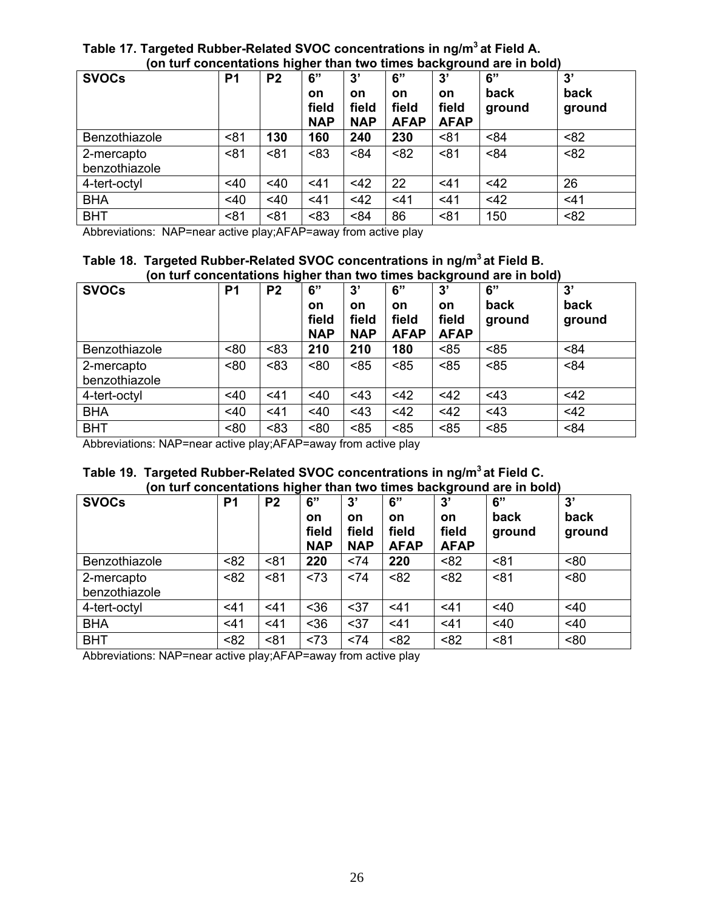**Table 17. Targeted Rubber-Related SVOC concentrations in $ng/m^3$ at Field A. (on turf concentations higher than two times background are in bold)**

| SVOCs | P1 | P2 | 6" on field NAP | 3' on field NAP | 6" on field AFAP | 3' on field AFAP | 6" back ground | 3' back ground |
|---|---|---|---|---|---|---|---|---|
| Benzothiazole | <81 | **130** | **160** | **240** | **230** | <81 | <84 | <82 |
| 2-mercapto benzothiazole | <81 | <81 | <83 | <84 | <82 | <81 | <84 | <82 |
| 4-tert-octyl | <40 | <40 | <41 | <42 | 22 | <41 | <42 | 26 |
| BHA | <40 | <40 | <41 | <42 | <41 | <41 | <42 | <41 |
| BHT | <81 | <81 | <83 | <84 | 86 | <81 | 150 | <82 |

Abbreviations: NAP=near active play;AFAP=away from active play

**Table 18. Targeted Rubber-Related SVOC concentrations in $ng/m^3$ at Field B. (on turf concentations higher than two times background are in bold)**

| SVOCs | P1 | P2 | 6" on field NAP | 3' on field NAP | 6" on field AFAP | 3' on field AFAP | 6" back ground | 3' back ground |
|---|---|---|---|---|---|---|---|---|
| Benzothiazole | <80 | <83 | **210** | **210** | **180** | <85 | <85 | <84 |
| 2-mercapto benzothiazole | <80 | <83 | <80 | <85 | <85 | <85 | <85 | <84 |
| 4-tert-octyl | <40 | <41 | <40 | <43 | <42 | <42 | <43 | <42 |
| BHA | <40 | <41 | <40 | <43 | <42 | <42 | <43 | <42 |
| BHT | <80 | <83 | <80 | <85 | <85 | <85 | <85 | <84 |

Abbreviations: NAP=near active play;AFAP=away from active play

**Table 19. Targeted Rubber-Related SVOC concentrations in $ng/m^3$ at Field C. (on turf concentations higher than two times background are in bold)**

| SVOCs | P1 | P2 | 6" on field NAP | 3' on field NAP | 6" on field AFAP | 3' on field AFAP | 6" back ground | 3' back ground |
|---|---|---|---|---|---|---|---|---|
| Benzothiazole | <82 | <81 | **220** | <74 | **220** | <82 | <81 | <80 |
| 2-mercapto benzothiazole | <82 | <81 | <73 | <74 | <82 | <82 | <81 | <80 |
| 4-tert-octyl | <41 | <41 | <36 | <37 | <41 | <41 | <40 | <40 |
| BHA | <41 | <41 | <36 | <37 | <41 | <41 | <40 | <40 |
| BHT | <82 | <81 | <73 | <74 | <82 | <82 | <81 | <80 |

Abbreviations: NAP=near active play;AFAP=away from active play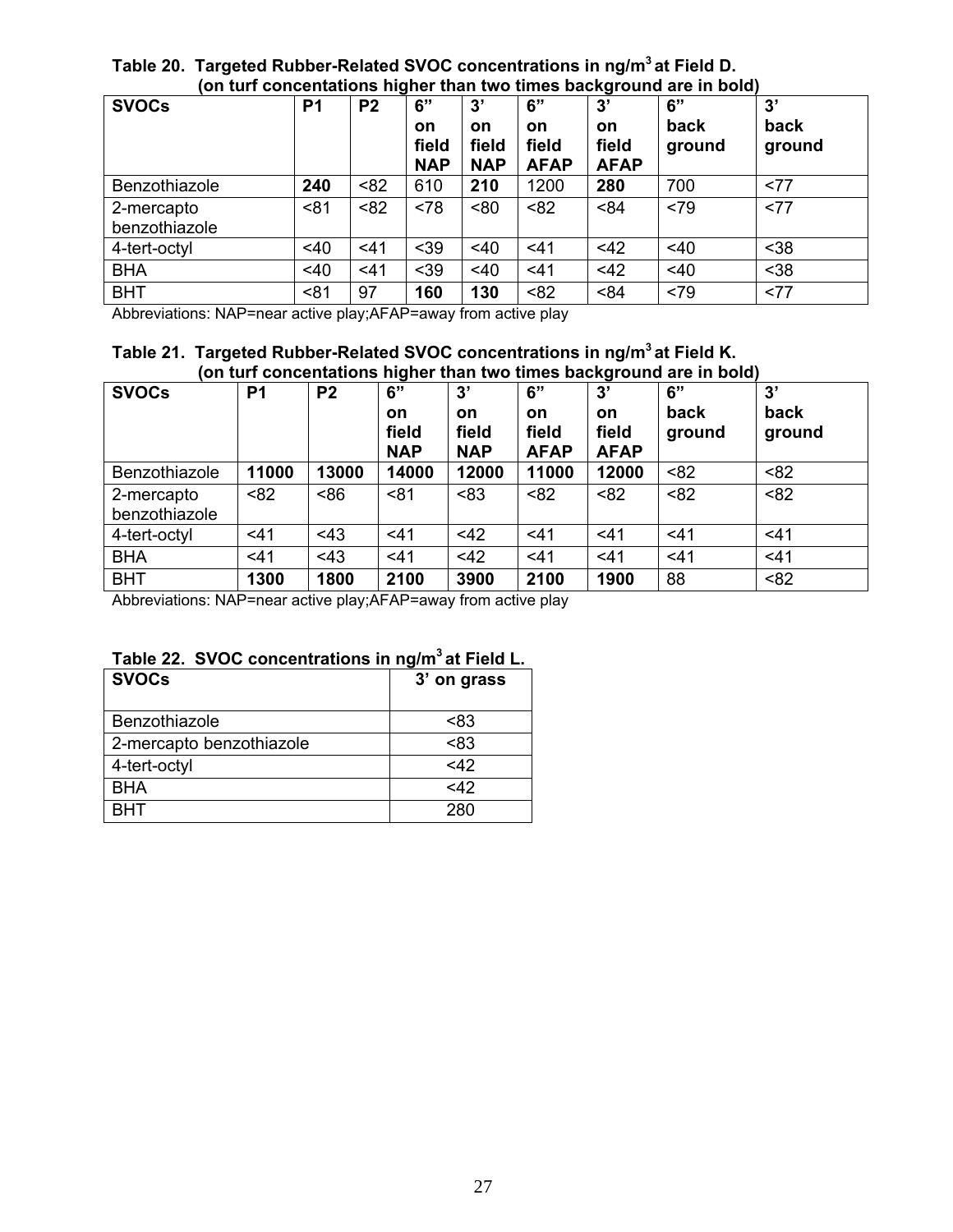**Table 20. Targeted Rubber-Related SVOC concentrations in ng/m$^3$ at Field D.**
**(on turf concentations higher than two times background are in bold)**

| SVOCs | P1 | P2 | 6" on field NAP | 3' on field NAP | 6" on field AFAP | 3' on field AFAP | 6" back ground | 3' back ground |
|---|---|---|---|---|---|---|---|---|
| Benzothiazole | **240** | <82 | 610 | **210** | 1200 | **280** | 700 | <77 |
| 2-mercapto benzothiazole | <81 | <82 | <78 | <80 | <82 | <84 | <79 | <77 |
| 4-tert-octyl | <40 | <41 | <39 | <40 | <41 | <42 | <40 | <38 |
| BHA | <40 | <41 | <39 | <40 | <41 | <42 | <40 | <38 |
| BHT | <81 | 97 | **160** | **130** | <82 | <84 | <79 | <77 |

Abbreviations: NAP=near active play;AFAP=away from active play

**Table 21. Targeted Rubber-Related SVOC concentrations in ng/m$^3$ at Field K.**
**(on turf concentations higher than two times background are in bold)**

| SVOCs | P1 | P2 | 6" on field NAP | 3' on field NAP | 6" on field AFAP | 3' on field AFAP | 6" back ground | 3' back ground |
|---|---|---|---|---|---|---|---|---|
| Benzothiazole | **11000** | **13000** | **14000** | **12000** | **11000** | **12000** | <82 | <82 |
| 2-mercapto benzothiazole | <82 | <86 | <81 | <83 | <82 | <82 | <82 | <82 |
| 4-tert-octyl | <41 | <43 | <41 | <42 | <41 | <41 | <41 | <41 |
| BHA | <41 | <43 | <41 | <42 | <41 | <41 | <41 | <41 |
| BHT | **1300** | **1800** | **2100** | **3900** | **2100** | **1900** | 88 | <82 |

Abbreviations: NAP=near active play;AFAP=away from active play

**Table 22. SVOC concentrations in ng/m$^3$ at Field L.**

| SVOCs | 3' on grass |
|---|---|
| Benzothiazole | <83 |
| 2-mercapto benzothiazole | <83 |
| 4-tert-octyl | <42 |
| BHA | <42 |
| BHT | 280 |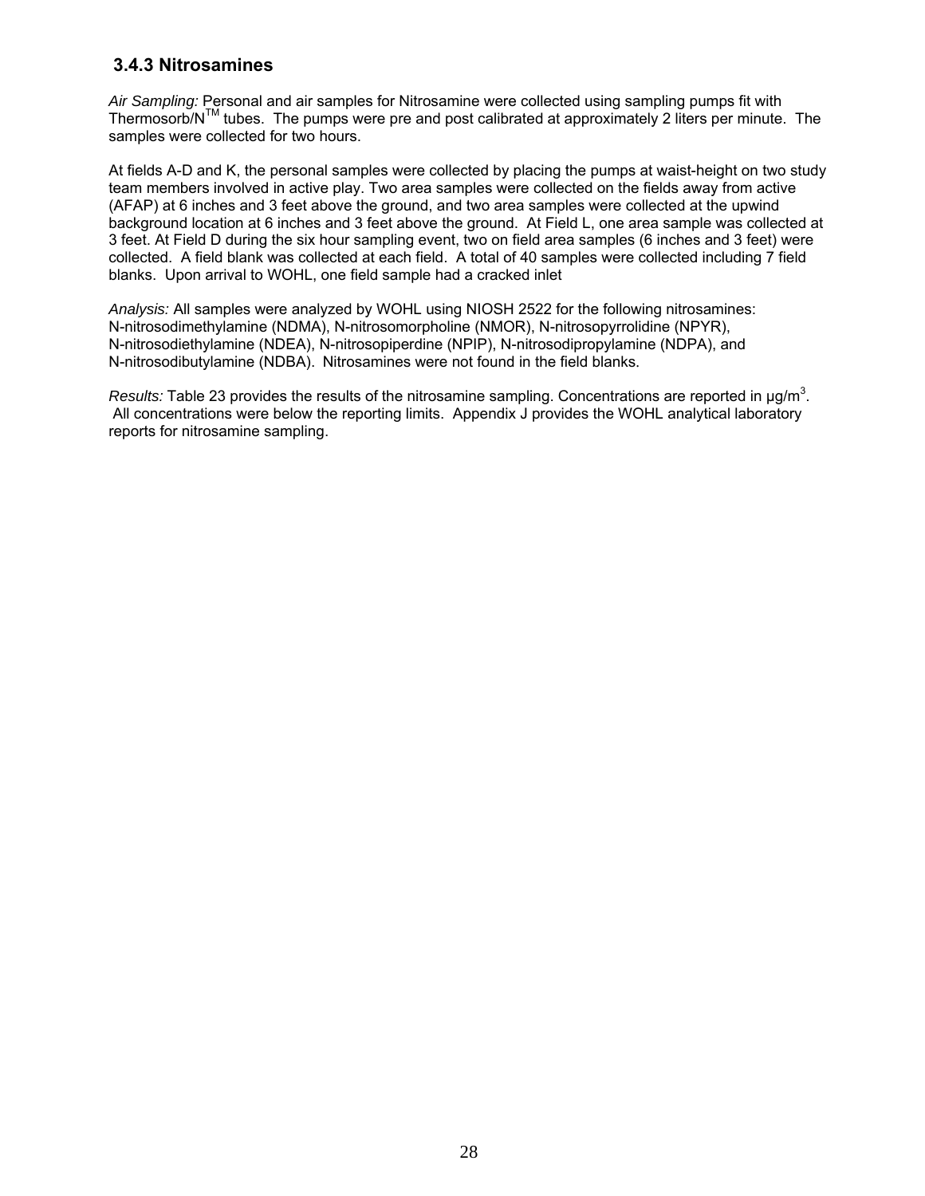### 3.4.3 Nitrosamines

*Air Sampling:* Personal and air samples for Nitrosamine were collected using sampling pumps fit with Thermosorb/N™ tubes. The pumps were pre and post calibrated at approximately 2 liters per minute. The samples were collected for two hours.

At fields A-D and K, the personal samples were collected by placing the pumps at waist-height on two study team members involved in active play. Two area samples were collected on the fields away from active (AFAP) at 6 inches and 3 feet above the ground, and two area samples were collected at the upwind background location at 6 inches and 3 feet above the ground. At Field L, one area sample was collected at 3 feet. At Field D during the six hour sampling event, two on field area samples (6 inches and 3 feet) were collected. A field blank was collected at each field. A total of 40 samples were collected including 7 field blanks. Upon arrival to WOHL, one field sample had a cracked inlet

*Analysis:* All samples were analyzed by WOHL using NIOSH 2522 for the following nitrosamines: N-nitrosodimethylamine (NDMA), N-nitrosomorpholine (NMOR), N-nitrosopyrrolidine (NPYR), N-nitrosodiethylamine (NDEA), N-nitrosopiperdine (NPIP), N-nitrosodipropylamine (NDPA), and N-nitrosodibutylamine (NDBA). Nitrosamines were not found in the field blanks.

*Results:* Table 23 provides the results of the nitrosamine sampling. Concentrations are reported in $\mu g/m^3$. All concentrations were below the reporting limits. Appendix J provides the WOHL analytical laboratory reports for nitrosamine sampling.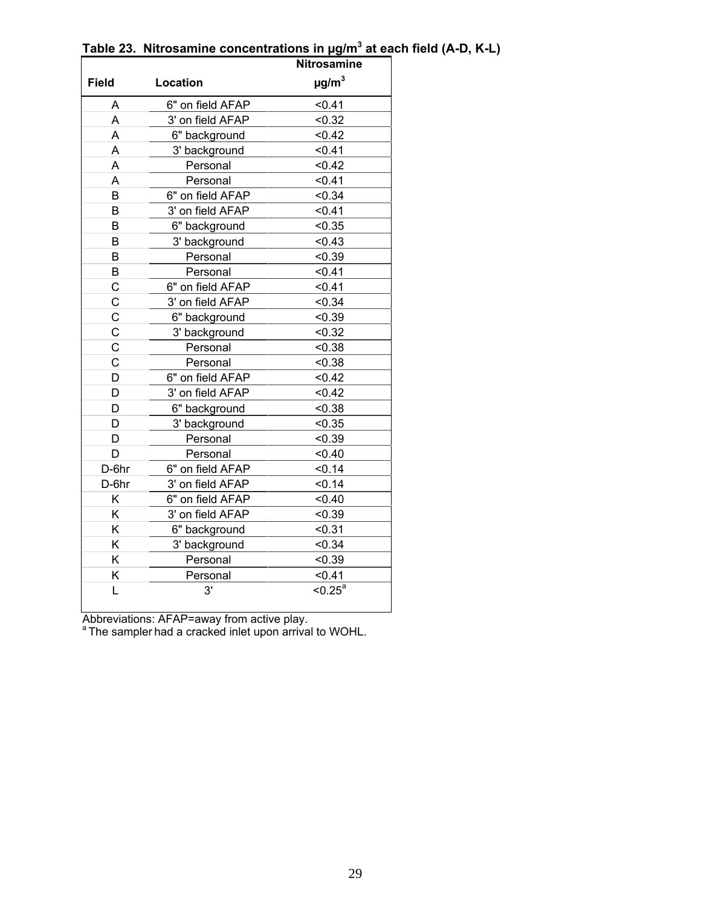**Table 23. Nitrosamine concentrations in μg/m$^3$ at each field (A-D, K-L)**

| Field | Location | Nitrosamine μg/m$^3$ |
|---|---|---|
| A | 6" on field AFAP | <0.41 |
| A | 3' on field AFAP | <0.32 |
| A | 6" background | <0.42 |
| A | 3' background | <0.41 |
| A | Personal | <0.42 |
| A | Personal | <0.41 |
| B | 6" on field AFAP | <0.34 |
| B | 3' on field AFAP | <0.41 |
| B | 6" background | <0.35 |
| B | 3' background | <0.43 |
| B | Personal | <0.39 |
| B | Personal | <0.41 |
| C | 6" on field AFAP | <0.41 |
| C | 3' on field AFAP | <0.34 |
| C | 6" background | <0.39 |
| C | 3' background | <0.32 |
| C | Personal | <0.38 |
| C | Personal | <0.38 |
| D | 6" on field AFAP | <0.42 |
| D | 3' on field AFAP | <0.42 |
| D | 6" background | <0.38 |
| D | 3' background | <0.35 |
| D | Personal | <0.39 |
| D | Personal | <0.40 |
| D-6hr | 6" on field AFAP | <0.14 |
| D-6hr | 3' on field AFAP | <0.14 |
| K | 6" on field AFAP | <0.40 |
| K | 3' on field AFAP | <0.39 |
| K | 6" background | <0.31 |
| K | 3' background | <0.34 |
| K | Personal | <0.39 |
| K | Personal | <0.41 |
| L | 3' | <0.25[a] |

Abbreviations: AFAP=away from active play.

[a] The sampler had a cracked inlet upon arrival to WOHL.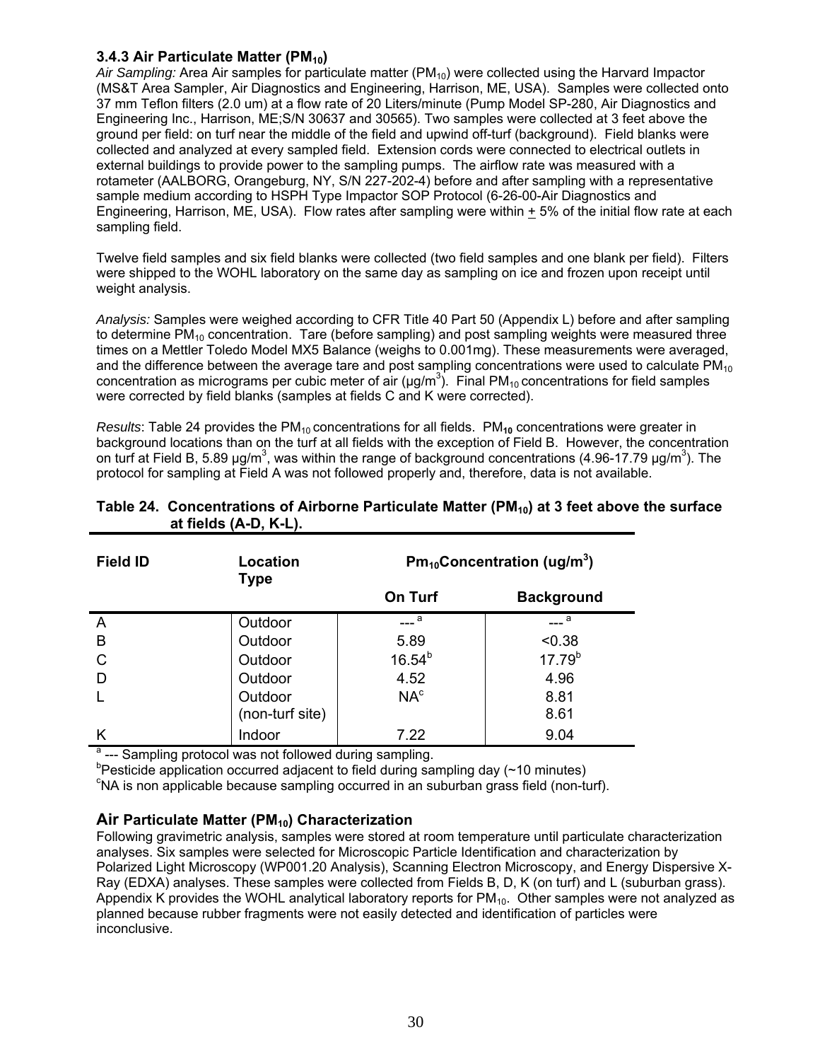### 3.4.3 Air Particulate Matter ($PM_{10}$)

*Air Sampling:* Area Air samples for particulate matter ($PM_{10}$) were collected using the Harvard Impactor (MS&T Area Sampler, Air Diagnostics and Engineering, Harrison, ME, USA). Samples were collected onto 37 mm Teflon filters (2.0 um) at a flow rate of 20 Liters/minute (Pump Model SP-280, Air Diagnostics and Engineering Inc., Harrison, ME;S/N 30637 and 30565). Two samples were collected at 3 feet above the ground per field: on turf near the middle of the field and upwind off-turf (background). Field blanks were collected and analyzed at every sampled field. Extension cords were connected to electrical outlets in external buildings to provide power to the sampling pumps. The airflow rate was measured with a rotameter (AALBORG, Orangeburg, NY, S/N 227-202-4) before and after sampling with a representative sample medium according to HSPH Type Impactor SOP Protocol (6-26-00-Air Diagnostics and Engineering, Harrison, ME, USA). Flow rates after sampling were within ± 5% of the initial flow rate at each sampling field.

Twelve field samples and six field blanks were collected (two field samples and one blank per field). Filters were shipped to the WOHL laboratory on the same day as sampling on ice and frozen upon receipt until weight analysis.

*Analysis:* Samples were weighed according to CFR Title 40 Part 50 (Appendix L) before and after sampling to determine $PM_{10}$ concentration. Tare (before sampling) and post sampling weights were measured three times on a Mettler Toledo Model MX5 Balance (weighs to 0.001mg). These measurements were averaged, and the difference between the average tare and post sampling concentrations were used to calculate $PM_{10}$ concentration as micrograms per cubic meter of air (µg/m$^3$). Final $PM_{10}$ concentrations for field samples were corrected by field blanks (samples at fields C and K were corrected).

*Results*: Table 24 provides the $PM_{10}$ concentrations for all fields. $PM_{10}$ concentrations were greater in background locations than on the turf at all fields with the exception of Field B. However, the concentration on turf at Field B, 5.89 µg/m$^3$, was within the range of background concentrations (4.96-17.79 µg/m$^3$). The protocol for sampling at Field A was not followed properly and, therefore, data is not available.

**Table 24. Concentrations of Airborne Particulate Matter ($PM_{10}$) at 3 feet above the surface at fields (A-D, K-L).**

| Field ID | Location Type | $Pm_{10}$Concentration (ug/m$^3$) | |
|---|---|---|---|
| | | **On Turf** | **Background** |
| A | Outdoor | --- [a] | --- [a] |
| B | Outdoor | 5.89 | <0.38 |
| C | Outdoor | 16.54[b] | 17.79[b] |
| D | Outdoor | 4.52 | 4.96 |
| L | Outdoor (non-turf site) | NA[c] | 8.81<br>8.61 |
| K | Indoor | 7.22 | 9.04 |

[a] --- Sampling protocol was not followed during sampling.
[b] Pesticide application occurred adjacent to field during sampling day (~10 minutes)
[c] NA is non applicable because sampling occurred in an suburban grass field (non-turf).

### Air Particulate Matter ($PM_{10}$) Characterization

Following gravimetric analysis, samples were stored at room temperature until particulate characterization analyses. Six samples were selected for Microscopic Particle Identification and characterization by Polarized Light Microscopy (WP001.20 Analysis), Scanning Electron Microscopy, and Energy Dispersive X-Ray (EDXA) analyses. These samples were collected from Fields B, D, K (on turf) and L (suburban grass). Appendix K provides the WOHL analytical laboratory reports for $PM_{10}$. Other samples were not analyzed as planned because rubber fragments were not easily detected and identification of particles were inconclusive.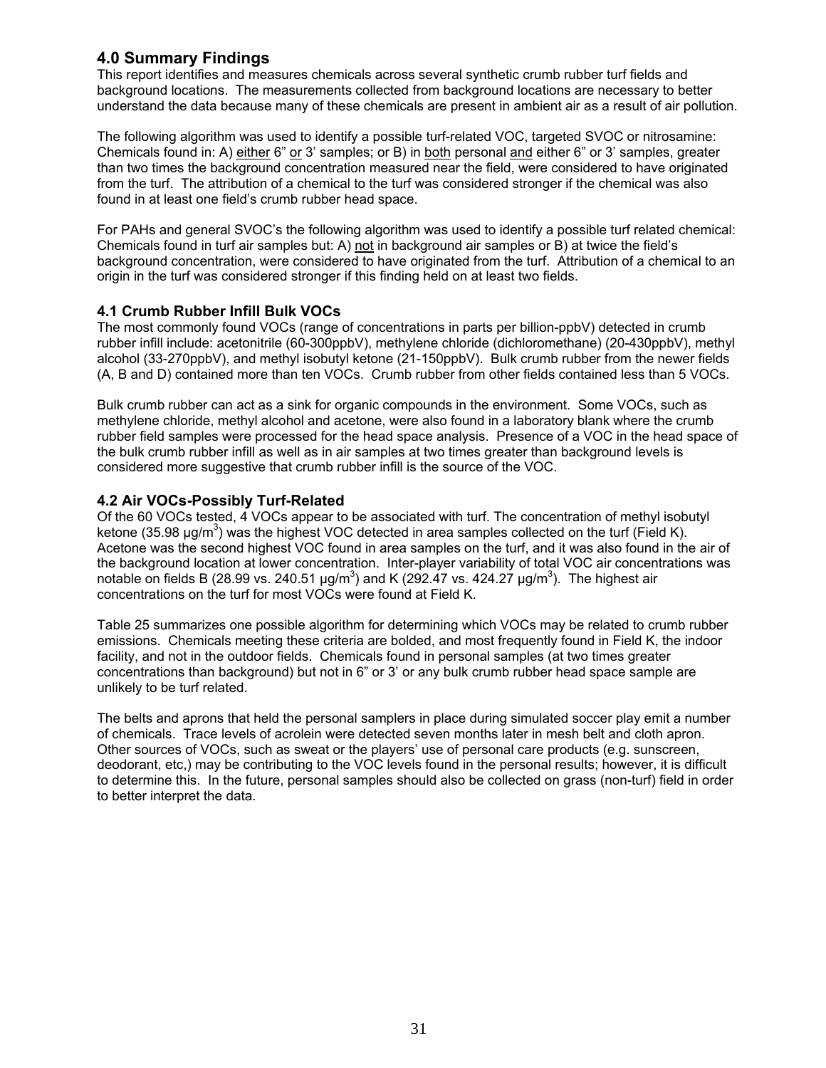## 4.0 Summary Findings

This report identifies and measures chemicals across several synthetic crumb rubber turf fields and background locations. The measurements collected from background locations are necessary to better understand the data because many of these chemicals are present in ambient air as a result of air pollution.

The following algorithm was used to identify a possible turf-related VOC, targeted SVOC or nitrosamine: Chemicals found in: A) either 6" or 3' samples; or B) in both personal and either 6" or 3' samples, greater than two times the background concentration measured near the field, were considered to have originated from the turf. The attribution of a chemical to the turf was considered stronger if the chemical was also found in at least one field's crumb rubber head space.

For PAHs and general SVOC's the following algorithm was used to identify a possible turf related chemical: Chemicals found in turf air samples but: A) not in background air samples or B) at twice the field's background concentration, were considered to have originated from the turf. Attribution of a chemical to an origin in the turf was considered stronger if this finding held on at least two fields.

### 4.1 Crumb Rubber Infill Bulk VOCs

The most commonly found VOCs (range of concentrations in parts per billion-ppbV) detected in crumb rubber infill include: acetonitrile (60-300ppbV), methylene chloride (dichloromethane) (20-430ppbV), methyl alcohol (33-270ppbV), and methyl isobutyl ketone (21-150ppbV). Bulk crumb rubber from the newer fields (A, B and D) contained more than ten VOCs. Crumb rubber from other fields contained less than 5 VOCs.

Bulk crumb rubber can act as a sink for organic compounds in the environment. Some VOCs, such as methylene chloride, methyl alcohol and acetone, were also found in a laboratory blank where the crumb rubber field samples were processed for the head space analysis. Presence of a VOC in the head space of the bulk crumb rubber infill as well as in air samples at two times greater than background levels is considered more suggestive that crumb rubber infill is the source of the VOC.

### 4.2 Air VOCs-Possibly Turf-Related

Of the 60 VOCs tested, 4 VOCs appear to be associated with turf. The concentration of methyl isobutyl ketone (35.98 $\mu g/m^3$) was the highest VOC detected in area samples collected on the turf (Field K). Acetone was the second highest VOC found in area samples on the turf, and it was also found in the air of the background location at lower concentration. Inter-player variability of total VOC air concentrations was notable on fields B (28.99 vs. 240.51 $\mu g/m^3$) and K (292.47 vs. 424.27 $\mu g/m^3$). The highest air concentrations on the turf for most VOCs were found at Field K.

Table 25 summarizes one possible algorithm for determining which VOCs may be related to crumb rubber emissions. Chemicals meeting these criteria are bolded, and most frequently found in Field K, the indoor facility, and not in the outdoor fields. Chemicals found in personal samples (at two times greater concentrations than background) but not in 6" or 3' or any bulk crumb rubber head space sample are unlikely to be turf related.

The belts and aprons that held the personal samplers in place during simulated soccer play emit a number of chemicals. Trace levels of acrolein were detected seven months later in mesh belt and cloth apron. Other sources of VOCs, such as sweat or the players' use of personal care products (e.g. sunscreen, deodorant, etc,) may be contributing to the VOC levels found in the personal results; however, it is difficult to determine this. In the future, personal samples should also be collected on grass (non-turf) field in order to better interpret the data.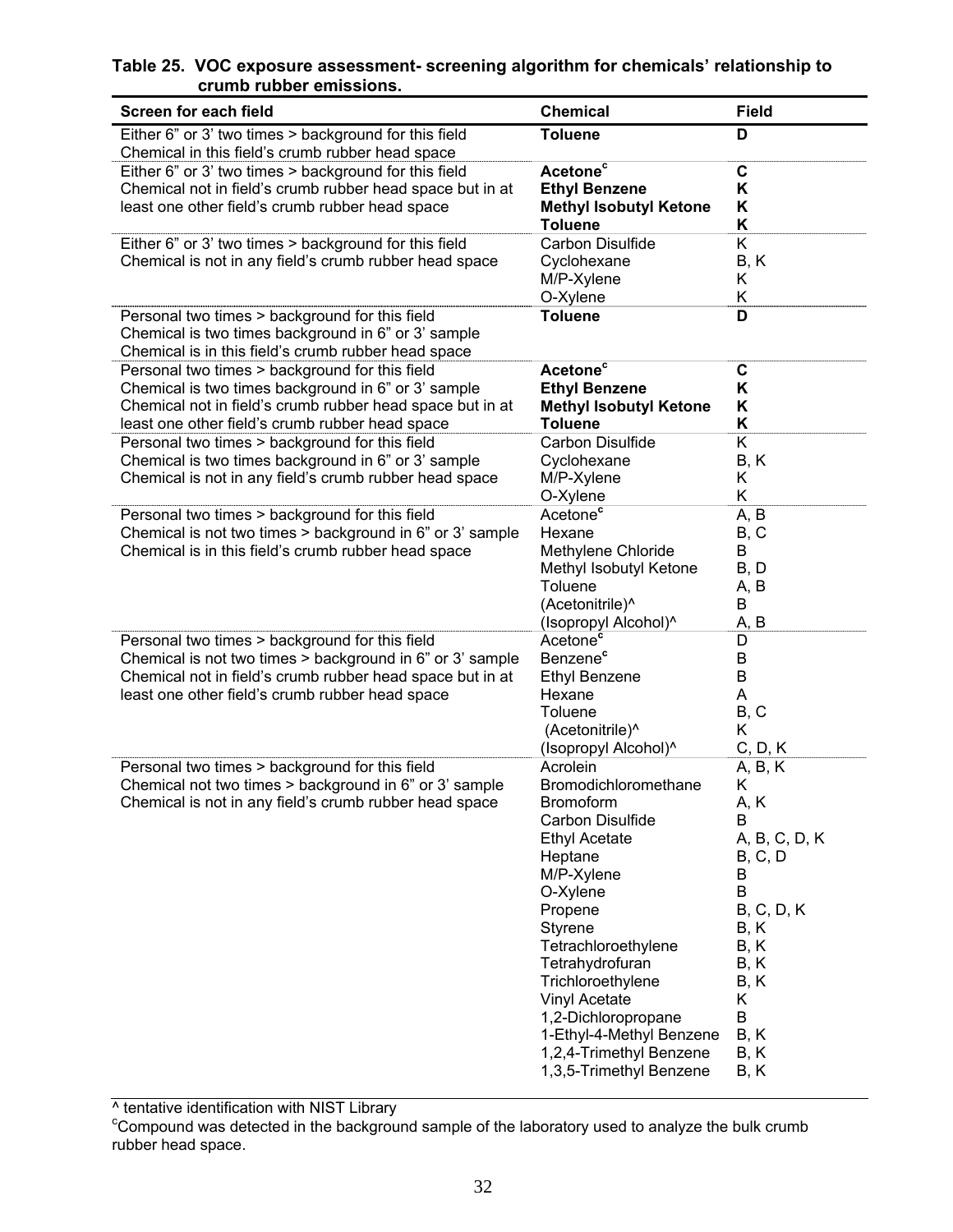**Table 25. VOC exposure assessment- screening algorithm for chemicals' relationship to crumb rubber emissions.**

| Screen for each field | Chemical | Field |
|---|---|---|
| Either 6" or 3' two times > background for this field<br>Chemical in this field's crumb rubber head space | **Toluene** | **D** |
| Either 6" or 3' two times > background for this field<br>Chemical not in field's crumb rubber head space but in at least one other field's crumb rubber head space | **Acetone[c]**<br>**Ethyl Benzene**<br>**Methyl Isobutyl Ketone**<br>**Toluene** | **C**<br>**K**<br>**K**<br>**K** |
| Either 6" or 3' two times > background for this field<br>Chemical is not in any field's crumb rubber head space | Carbon Disulfide<br>Cyclohexane<br>M/P-Xylene<br>O-Xylene | K<br>B, K<br>K<br>K |
| Personal two times > background for this field<br>Chemical is two times background in 6" or 3' sample<br>Chemical is in this field's crumb rubber head space | **Toluene** | **D** |
| Personal two times > background for this field<br>Chemical is two times background in 6" or 3' sample<br>Chemical not in field's crumb rubber head space but in at least one other field's crumb rubber head space | **Acetone[c]**<br>**Ethyl Benzene**<br>**Methyl Isobutyl Ketone**<br>**Toluene** | **C**<br>**K**<br>**K**<br>**K** |
| Personal two times > background for this field<br>Chemical is two times background in 6" or 3' sample<br>Chemical is not in any field's crumb rubber head space | Carbon Disulfide<br>Cyclohexane<br>M/P-Xylene<br>O-Xylene | K<br>B, K<br>K<br>K |
| Personal two times > background for this field<br>Chemical is not two times > background in 6" or 3' sample<br>Chemical is in this field's crumb rubber head space | Acetone[c]<br>Hexane<br>Methylene Chloride<br>Methyl Isobutyl Ketone<br>Toluene<br>(Acetonitrile)^<br>(Isopropyl Alcohol)^ | A, B<br>B, C<br>B<br>B, D<br>A, B<br>B<br>A, B |
| Personal two times > background for this field<br>Chemical is not two times > background in 6" or 3' sample<br>Chemical not in field's crumb rubber head space but in at least one other field's crumb rubber head space | Acetone[c]<br>Benzene[c]<br>Ethyl Benzene<br>Hexane<br>Toluene<br>(Acetonitrile)^<br>(Isopropyl Alcohol)^ | D<br>B<br>B<br>A<br>B, C<br>K<br>C, D, K |
| Personal two times > background for this field<br>Chemical not two times > background in 6" or 3' sample<br>Chemical is not in any field's crumb rubber head space | Acrolein<br>Bromodichloromethane<br>Bromoform<br>Carbon Disulfide<br>Ethyl Acetate<br>Heptane<br>M/P-Xylene<br>O-Xylene<br>Propene<br>Styrene<br>Tetrachloroethylene<br>Tetrahydrofuran<br>Trichloroethylene<br>Vinyl Acetate<br>1,2-Dichloropropane<br>1-Ethyl-4-Methyl Benzene<br>1,2,4-Trimethyl Benzene<br>1,3,5-Trimethyl Benzene | A, B, K<br>K<br>A, K<br>B<br>A, B, C, D, K<br>B, C, D<br>B<br>B<br>B, C, D, K<br>B, K<br>B, K<br>B, K<br>B, K<br>K<br>B<br>B, K<br>B, K<br>B, K |

^ tentative identification with NIST Library

[c]Compound was detected in the background sample of the laboratory used to analyze the bulk crumb rubber head space.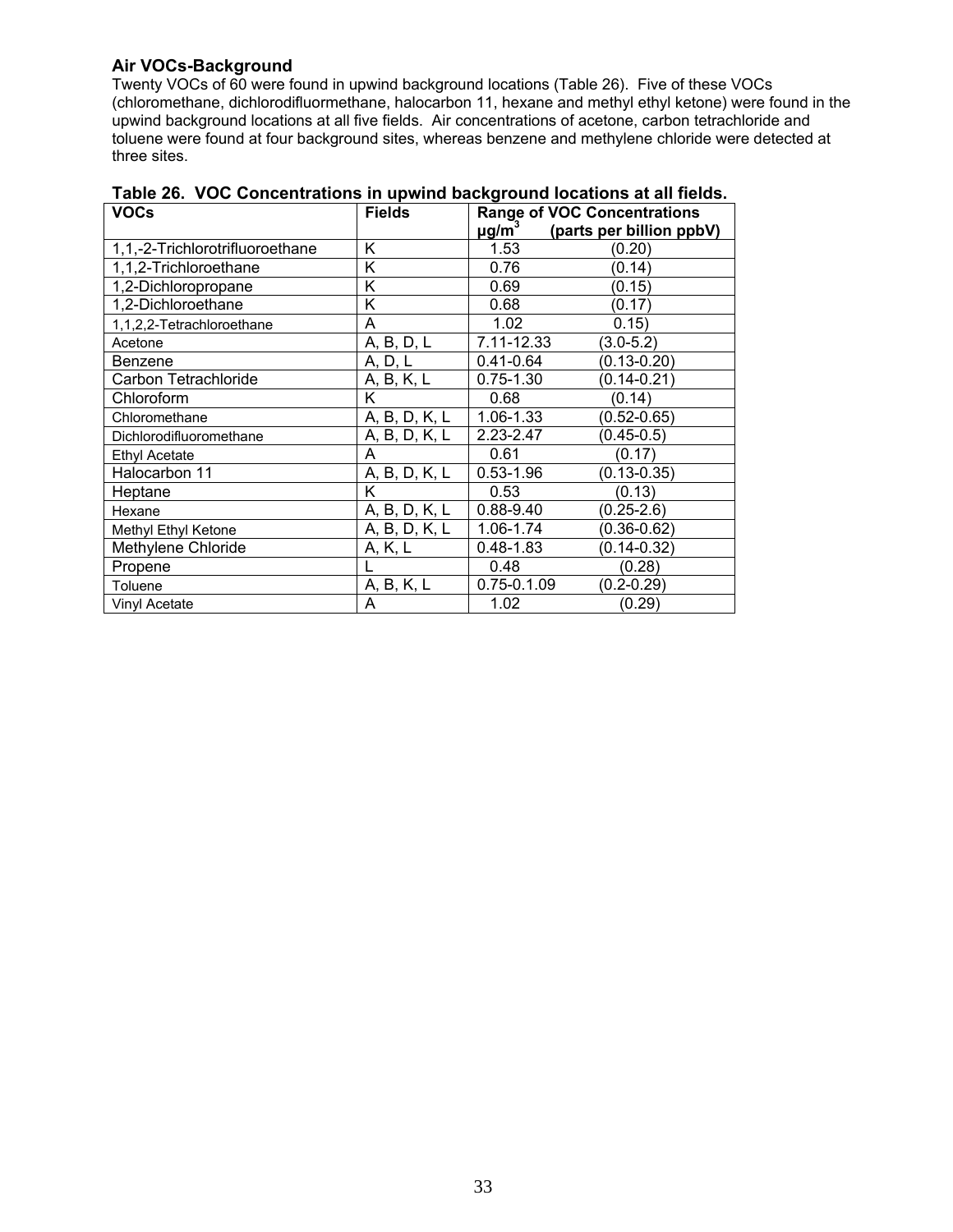### Air VOCs-Background

Twenty VOCs of 60 were found in upwind background locations (Table 26). Five of these VOCs (chloromethane, dichlorodifluormethane, halocarbon 11, hexane and methyl ethyl ketone) were found in the upwind background locations at all five fields. Air concentrations of acetone, carbon tetrachloride and toluene were found at four background sites, whereas benzene and methylene chloride were detected at three sites.

**Table 26. VOC Concentrations in upwind background locations at all fields.**

| VOCs | Fields | Range of VOC Concentrations | |
|---|---|---|---|
| | | $\mu g/m^3$ | (parts per billion ppbV) |
| 1,1,-2-Trichlorotrifluoroethane | K | 1.53 | (0.20) |
| 1,1,2-Trichloroethane | K | 0.76 | (0.14) |
| 1,2-Dichloropropane | K | 0.69 | (0.15) |
| 1,2-Dichloroethane | K | 0.68 | (0.17) |
| 1,1,2,2-Tetrachloroethane | A | 1.02 | 0.15) |
| Acetone | A, B, D, L | 7.11-12.33 | (3.0-5.2) |
| Benzene | A, D, L | 0.41-0.64 | (0.13-0.20) |
| Carbon Tetrachloride | A, B, K, L | 0.75-1.30 | (0.14-0.21) |
| Chloroform | K | 0.68 | (0.14) |
| Chloromethane | A, B, D, K, L | 1.06-1.33 | (0.52-0.65) |
| Dichlorodifluoromethane | A, B, D, K, L | 2.23-2.47 | (0.45-0.5) |
| Ethyl Acetate | A | 0.61 | (0.17) |
| Halocarbon 11 | A, B, D, K, L | 0.53-1.96 | (0.13-0.35) |
| Heptane | K | 0.53 | (0.13) |
| Hexane | A, B, D, K, L | 0.88-9.40 | (0.25-2.6) |
| Methyl Ethyl Ketone | A, B, D, K, L | 1.06-1.74 | (0.36-0.62) |
| Methylene Chloride | A, K, L | 0.48-1.83 | (0.14-0.32) |
| Propene | L | 0.48 | (0.28) |
| Toluene | A, B, K, L | 0.75-0.1.09 | (0.2-0.29) |
| Vinyl Acetate | A | 1.02 | (0.29) |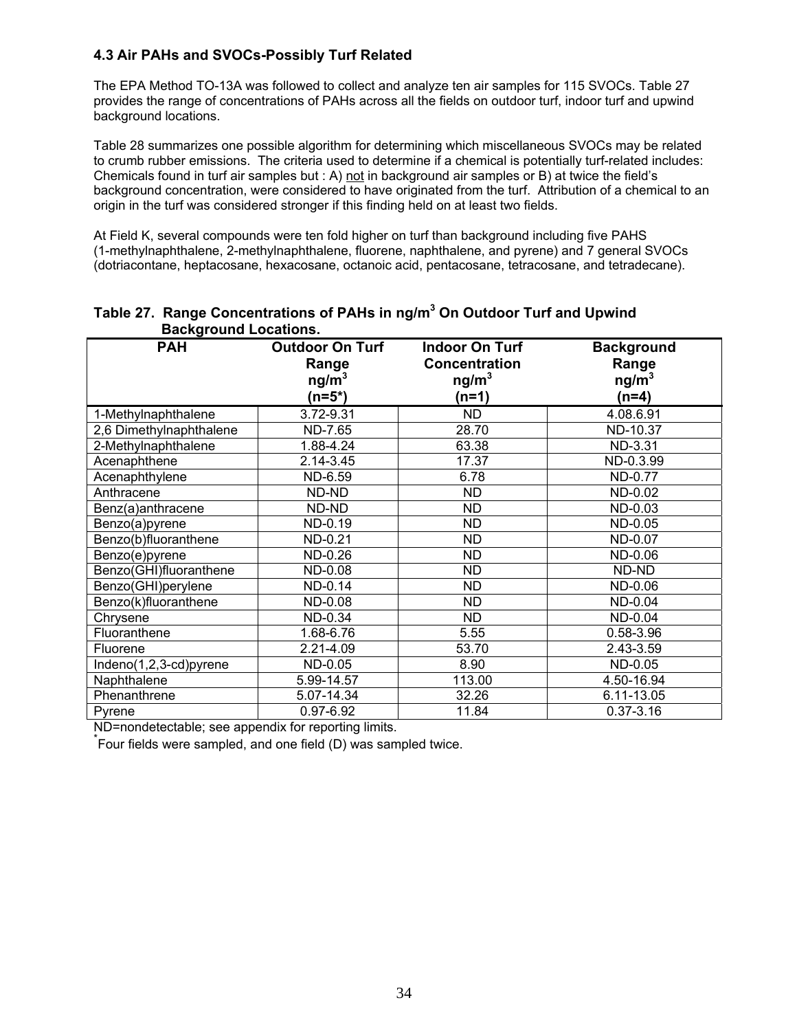### 4.3 Air PAHs and SVOCs-Possibly Turf Related

The EPA Method TO-13A was followed to collect and analyze ten air samples for 115 SVOCs. Table 27 provides the range of concentrations of PAHs across all the fields on outdoor turf, indoor turf and upwind background locations.

Table 28 summarizes one possible algorithm for determining which miscellaneous SVOCs may be related to crumb rubber emissions. The criteria used to determine if a chemical is potentially turf-related includes: Chemicals found in turf air samples but : A) not in background air samples or B) at twice the field's background concentration, were considered to have originated from the turf. Attribution of a chemical to an origin in the turf was considered stronger if this finding held on at least two fields.

At Field K, several compounds were ten fold higher on turf than background including five PAHS (1-methylnaphthalene, 2-methylnaphthalene, fluorene, naphthalene, and pyrene) and 7 general SVOCs (dotriacontane, heptacosane, hexacosane, octanoic acid, pentacosane, tetracosane, and tetradecane).

**Table 27. Range Concentrations of PAHs in ng/m$^3$ On Outdoor Turf and Upwind Background Locations.**

| PAH | Outdoor On Turf Range ng/m$^3$ (n=5*) | Indoor On Turf Concentration ng/m$^3$ (n=1) | Background Range ng/m$^3$ (n=4) |
|---|---|---|---|
| 1-Methylnaphthalene | 3.72-9.31 | ND | 4.08.6.91 |
| 2,6 Dimethylnaphthalene | ND-7.65 | 28.70 | ND-10.37 |
| 2-Methylnaphthalene | 1.88-4.24 | 63.38 | ND-3.31 |
| Acenaphthene | 2.14-3.45 | 17.37 | ND-0.3.99 |
| Acenaphthylene | ND-6.59 | 6.78 | ND-0.77 |
| Anthracene | ND-ND | ND | ND-0.02 |
| Benz(a)anthracene | ND-ND | ND | ND-0.03 |
| Benzo(a)pyrene | ND-0.19 | ND | ND-0.05 |
| Benzo(b)fluoranthene | ND-0.21 | ND | ND-0.07 |
| Benzo(e)pyrene | ND-0.26 | ND | ND-0.06 |
| Benzo(GHI)fluoranthene | ND-0.08 | ND | ND-ND |
| Benzo(GHI)perylene | ND-0.14 | ND | ND-0.06 |
| Benzo(k)fluoranthene | ND-0.08 | ND | ND-0.04 |
| Chrysene | ND-0.34 | ND | ND-0.04 |
| Fluoranthene | 1.68-6.76 | 5.55 | 0.58-3.96 |
| Fluorene | 2.21-4.09 | 53.70 | 2.43-3.59 |
| Indeno(1,2,3-cd)pyrene | ND-0.05 | 8.90 | ND-0.05 |
| Naphthalene | 5.99-14.57 | 113.00 | 4.50-16.94 |
| Phenanthrene | 5.07-14.34 | 32.26 | 6.11-13.05 |
| Pyrene | 0.97-6.92 | 11.84 | 0.37-3.16 |

ND=nondetectable; see appendix for reporting limits.

*Four fields were sampled, and one field (D) was sampled twice.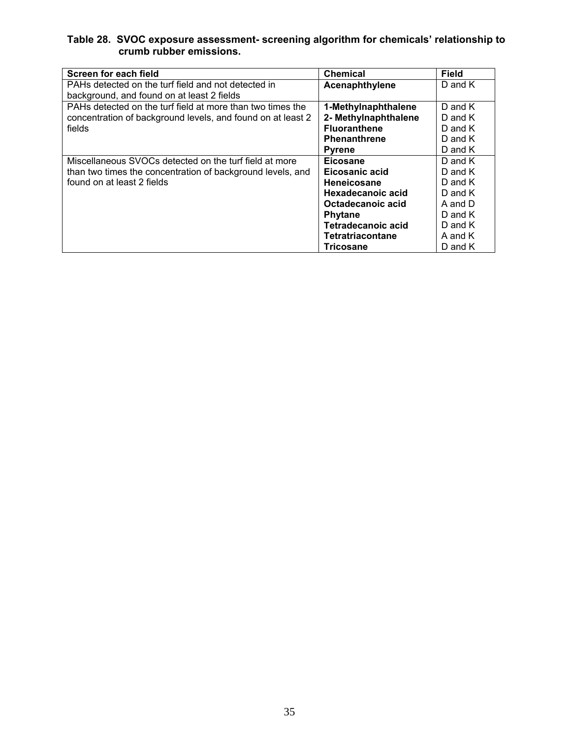**Table 28. SVOC exposure assessment- screening algorithm for chemicals' relationship to crumb rubber emissions.**

| Screen for each field | Chemical | Field |
|---|---|---|
| PAHs detected on the turf field and not detected in background, and found on at least 2 fields | **Acenaphthylene** | D and K |
| PAHs detected on the turf field at more than two times the concentration of background levels, and found on at least 2 fields | **1-Methylnaphthalene** | D and K |
| | **2- Methylnaphthalene** | D and K |
| | **Fluoranthene** | D and K |
| | **Phenanthrene** | D and K |
| | **Pyrene** | D and K |
| Miscellaneous SVOCs detected on the turf field at more than two times the concentration of background levels, and found on at least 2 fields | **Eicosane** | D and K |
| | **Eicosanic acid** | D and K |
| | **Heneicosane** | D and K |
| | **Hexadecanoic acid** | D and K |
| | **Octadecanoic acid** | A and D |
| | **Phytane** | D and K |
| | **Tetradecanoic acid** | D and K |
| | **Tetratriacontane** | A and K |
| | **Tricosane** | D and K |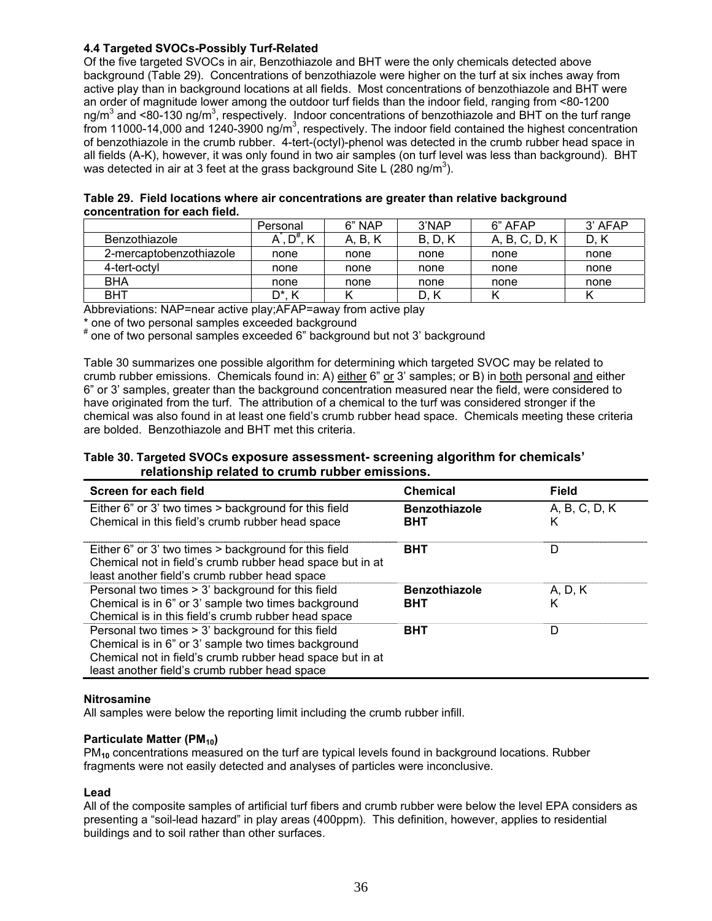### 4.4 Targeted SVOCs-Possibly Turf-Related

Of the five targeted SVOCs in air, Benzothiazole and BHT were the only chemicals detected above background (Table 29). Concentrations of benzothiazole were higher on the turf at six inches away from active play than in background locations at all fields. Most concentrations of benzothiazole and BHT were an order of magnitude lower among the outdoor turf fields than the indoor field, ranging from <80-1200 ng/m$^3$ and <80-130 ng/m$^3$, respectively. Indoor concentrations of benzothiazole and BHT on the turf range from 11000-14,000 and 1240-3900 ng/m$^3$, respectively. The indoor field contained the highest concentration of benzothiazole in the crumb rubber. 4-tert-(octyl)-phenol was detected in the crumb rubber head space in all fields (A-K), however, it was only found in two air samples (on turf level was less than background). BHT was detected in air at 3 feet at the grass background Site L (280 ng/m$^3$).

**Table 29. Field locations where air concentrations are greater than relative background concentration for each field.**

| | Personal | 6" NAP | 3'NAP | 6" AFAP | 3' AFAP |
|---|---|---|---|---|---|
| Benzothiazole | A*, D#, K | A, B, K | B, D, K | A, B, C, D, K | D, K |
| 2-mercaptobenzothiazole | none | none | none | none | none |
| 4-tert-octyl | none | none | none | none | none |
| BHA | none | none | none | none | none |
| BHT | D*, K | K | D, K | K | K |

Abbreviations: NAP=near active play;AFAP=away from active play

\* one of two personal samples exceeded background

\# one of two personal samples exceeded 6" background but not 3' background

Table 30 summarizes one possible algorithm for determining which targeted SVOC may be related to crumb rubber emissions. Chemicals found in: A) either 6" or 3' samples; or B) in both personal and either 6" or 3' samples, greater than the background concentration measured near the field, were considered to have originated from the turf. The attribution of a chemical to the turf was considered stronger if the chemical was also found in at least one field's crumb rubber head space. Chemicals meeting these criteria are bolded. Benzothiazole and BHT met this criteria.

**Table 30. Targeted SVOCs exposure assessment- screening algorithm for chemicals' relationship related to crumb rubber emissions.**

| Screen for each field | Chemical | Field |
|---|---|---|
| Either 6" or 3' two times > background for this field<br>Chemical in this field's crumb rubber head space | **Benzothiazole**<br>**BHT** | A, B, C, D, K<br>K |
| Either 6" or 3' two times > background for this field<br>Chemical not in field's crumb rubber head space but in at least another field's crumb rubber head space | **BHT** | D |
| Personal two times > 3' background for this field<br>Chemical is in 6" or 3' sample two times background<br>Chemical is in this field's crumb rubber head space | **Benzothiazole**<br>**BHT** | A, D, K<br>K |
| Personal two times > 3' background for this field<br>Chemical is in 6" or 3' sample two times background<br>Chemical not in field's crumb rubber head space but in at least another field's crumb rubber head space | **BHT** | D |

**Nitrosamine**

All samples were below the reporting limit including the crumb rubber infill.

**Particulate Matter ($PM_{10}$)**

$PM_{10}$ concentrations measured on the turf are typical levels found in background locations. Rubber fragments were not easily detected and analyses of particles were inconclusive.

**Lead**

All of the composite samples of artificial turf fibers and crumb rubber were below the level EPA considers as presenting a "soil-lead hazard" in play areas (400ppm). This definition, however, applies to residential buildings and to soil rather than other surfaces.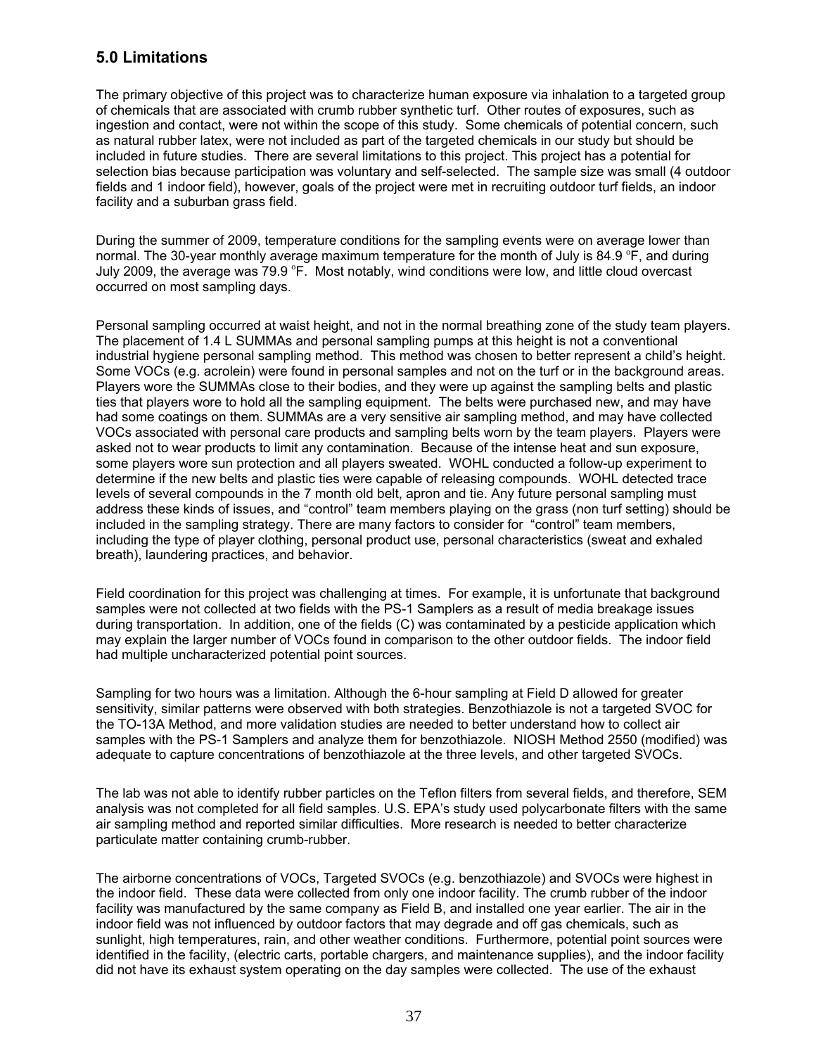## 5.0 Limitations

The primary objective of this project was to characterize human exposure via inhalation to a targeted group of chemicals that are associated with crumb rubber synthetic turf. Other routes of exposures, such as ingestion and contact, were not within the scope of this study. Some chemicals of potential concern, such as natural rubber latex, were not included as part of the targeted chemicals in our study but should be included in future studies. There are several limitations to this project. This project has a potential for selection bias because participation was voluntary and self-selected. The sample size was small (4 outdoor fields and 1 indoor field), however, goals of the project were met in recruiting outdoor turf fields, an indoor facility and a suburban grass field.

During the summer of 2009, temperature conditions for the sampling events were on average lower than normal. The 30-year monthly average maximum temperature for the month of July is 84.9 °F, and during July 2009, the average was 79.9 °F. Most notably, wind conditions were low, and little cloud overcast occurred on most sampling days.

Personal sampling occurred at waist height, and not in the normal breathing zone of the study team players. The placement of 1.4 L SUMMAs and personal sampling pumps at this height is not a conventional industrial hygiene personal sampling method. This method was chosen to better represent a child's height. Some VOCs (e.g. acrolein) were found in personal samples and not on the turf or in the background areas. Players wore the SUMMAs close to their bodies, and they were up against the sampling belts and plastic ties that players wore to hold all the sampling equipment. The belts were purchased new, and may have had some coatings on them. SUMMAs are a very sensitive air sampling method, and may have collected VOCs associated with personal care products and sampling belts worn by the team players. Players were asked not to wear products to limit any contamination. Because of the intense heat and sun exposure, some players wore sun protection and all players sweated. WOHL conducted a follow-up experiment to determine if the new belts and plastic ties were capable of releasing compounds. WOHL detected trace levels of several compounds in the 7 month old belt, apron and tie. Any future personal sampling must address these kinds of issues, and "control" team members playing on the grass (non turf setting) should be included in the sampling strategy. There are many factors to consider for "control" team members, including the type of player clothing, personal product use, personal characteristics (sweat and exhaled breath), laundering practices, and behavior.

Field coordination for this project was challenging at times. For example, it is unfortunate that background samples were not collected at two fields with the PS-1 Samplers as a result of media breakage issues during transportation. In addition, one of the fields (C) was contaminated by a pesticide application which may explain the larger number of VOCs found in comparison to the other outdoor fields. The indoor field had multiple uncharacterized potential point sources.

Sampling for two hours was a limitation. Although the 6-hour sampling at Field D allowed for greater sensitivity, similar patterns were observed with both strategies. Benzothiazole is not a targeted SVOC for the TO-13A Method, and more validation studies are needed to better understand how to collect air samples with the PS-1 Samplers and analyze them for benzothiazole. NIOSH Method 2550 (modified) was adequate to capture concentrations of benzothiazole at the three levels, and other targeted SVOCs.

The lab was not able to identify rubber particles on the Teflon filters from several fields, and therefore, SEM analysis was not completed for all field samples. U.S. EPA's study used polycarbonate filters with the same air sampling method and reported similar difficulties. More research is needed to better characterize particulate matter containing crumb-rubber.

The airborne concentrations of VOCs, Targeted SVOCs (e.g. benzothiazole) and SVOCs were highest in the indoor field. These data were collected from only one indoor facility. The crumb rubber of the indoor facility was manufactured by the same company as Field B, and installed one year earlier. The air in the indoor field was not influenced by outdoor factors that may degrade and off gas chemicals, such as sunlight, high temperatures, rain, and other weather conditions. Furthermore, potential point sources were identified in the facility, (electric carts, portable chargers, and maintenance supplies), and the indoor facility did not have its exhaust system operating on the day samples were collected. The use of the exhaust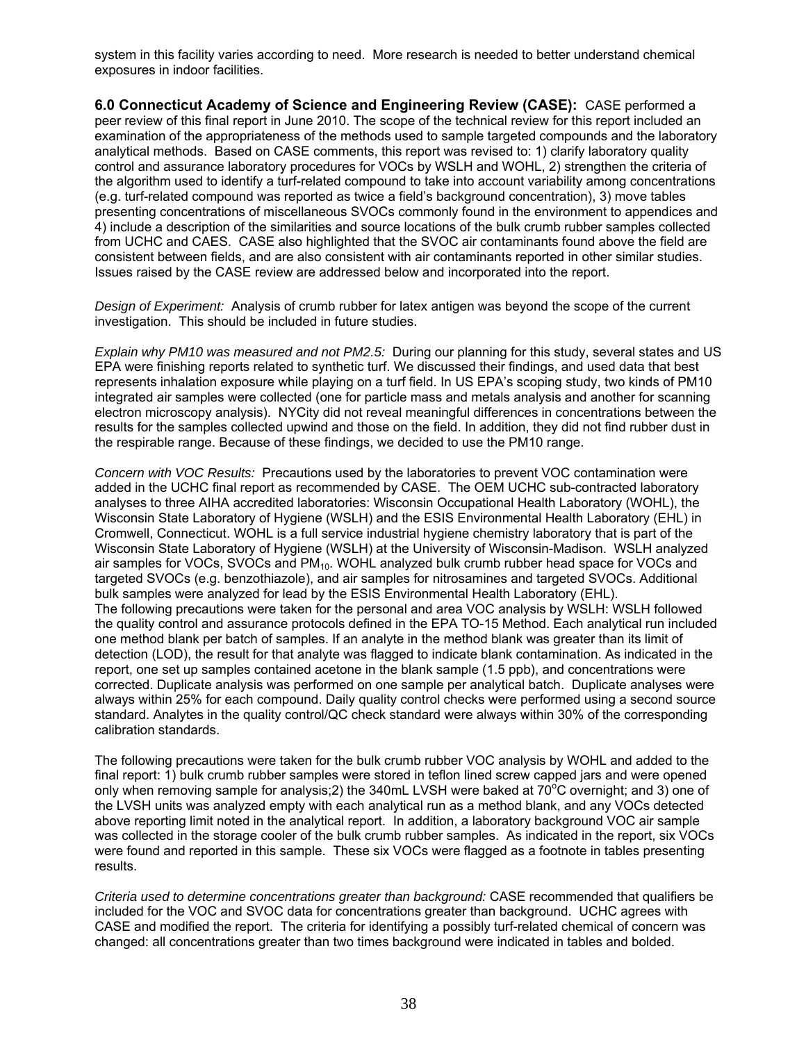system in this facility varies according to need. More research is needed to better understand chemical exposures in indoor facilities.

## 6.0 Connecticut Academy of Science and Engineering Review (CASE):

CASE performed a peer review of this final report in June 2010. The scope of the technical review for this report included an examination of the appropriateness of the methods used to sample targeted compounds and the laboratory analytical methods. Based on CASE comments, this report was revised to: 1) clarify laboratory quality control and assurance laboratory procedures for VOCs by WSLH and WOHL, 2) strengthen the criteria of the algorithm used to identify a turf-related compound to take into account variability among concentrations (e.g. turf-related compound was reported as twice a field's background concentration), 3) move tables presenting concentrations of miscellaneous SVOCs commonly found in the environment to appendices and 4) include a description of the similarities and source locations of the bulk crumb rubber samples collected from UCHC and CAES. CASE also highlighted that the SVOC air contaminants found above the field are consistent between fields, and are also consistent with air contaminants reported in other similar studies. Issues raised by the CASE review are addressed below and incorporated into the report.

*Design of Experiment:* Analysis of crumb rubber for latex antigen was beyond the scope of the current investigation. This should be included in future studies.

*Explain why PM10 was measured and not PM2.5:* During our planning for this study, several states and US EPA were finishing reports related to synthetic turf. We discussed their findings, and used data that best represents inhalation exposure while playing on a turf field. In US EPA's scoping study, two kinds of PM10 integrated air samples were collected (one for particle mass and metals analysis and another for scanning electron microscopy analysis). NYCity did not reveal meaningful differences in concentrations between the results for the samples collected upwind and those on the field. In addition, they did not find rubber dust in the respirable range. Because of these findings, we decided to use the PM10 range.

*Concern with VOC Results:* Precautions used by the laboratories to prevent VOC contamination were added in the UCHC final report as recommended by CASE. The OEM UCHC sub-contracted laboratory analyses to three AIHA accredited laboratories: Wisconsin Occupational Health Laboratory (WOHL), the Wisconsin State Laboratory of Hygiene (WSLH) and the ESIS Environmental Health Laboratory (EHL) in Cromwell, Connecticut. WOHL is a full service industrial hygiene chemistry laboratory that is part of the Wisconsin State Laboratory of Hygiene (WSLH) at the University of Wisconsin-Madison. WSLH analyzed air samples for VOCs, SVOCs and $PM_{10}$. WOHL analyzed bulk crumb rubber head space for VOCs and targeted SVOCs (e.g. benzothiazole), and air samples for nitrosamines and targeted SVOCs. Additional bulk samples were analyzed for lead by the ESIS Environmental Health Laboratory (EHL).
The following precautions were taken for the personal and area VOC analysis by WSLH: WSLH followed the quality control and assurance protocols defined in the EPA TO-15 Method. Each analytical run included one method blank per batch of samples. If an analyte in the method blank was greater than its limit of detection (LOD), the result for that analyte was flagged to indicate blank contamination. As indicated in the report, one set up samples contained acetone in the blank sample (1.5 ppb), and concentrations were corrected. Duplicate analysis was performed on one sample per analytical batch. Duplicate analyses were always within 25% for each compound. Daily quality control checks were performed using a second source standard. Analytes in the quality control/QC check standard were always within 30% of the corresponding calibration standards.

The following precautions were taken for the bulk crumb rubber VOC analysis by WOHL and added to the final report: 1) bulk crumb rubber samples were stored in teflon lined screw capped jars and were opened only when removing sample for analysis;2) the 340mL LVSH were baked at 70$^{o}$C overnight; and 3) one of the LVSH units was analyzed empty with each analytical run as a method blank, and any VOCs detected above reporting limit noted in the analytical report. In addition, a laboratory background VOC air sample was collected in the storage cooler of the bulk crumb rubber samples. As indicated in the report, six VOCs were found and reported in this sample. These six VOCs were flagged as a footnote in tables presenting results.

*Criteria used to determine concentrations greater than background:* CASE recommended that qualifiers be included for the VOC and SVOC data for concentrations greater than background. UCHC agrees with CASE and modified the report. The criteria for identifying a possibly turf-related chemical of concern was changed: all concentrations greater than two times background were indicated in tables and bolded.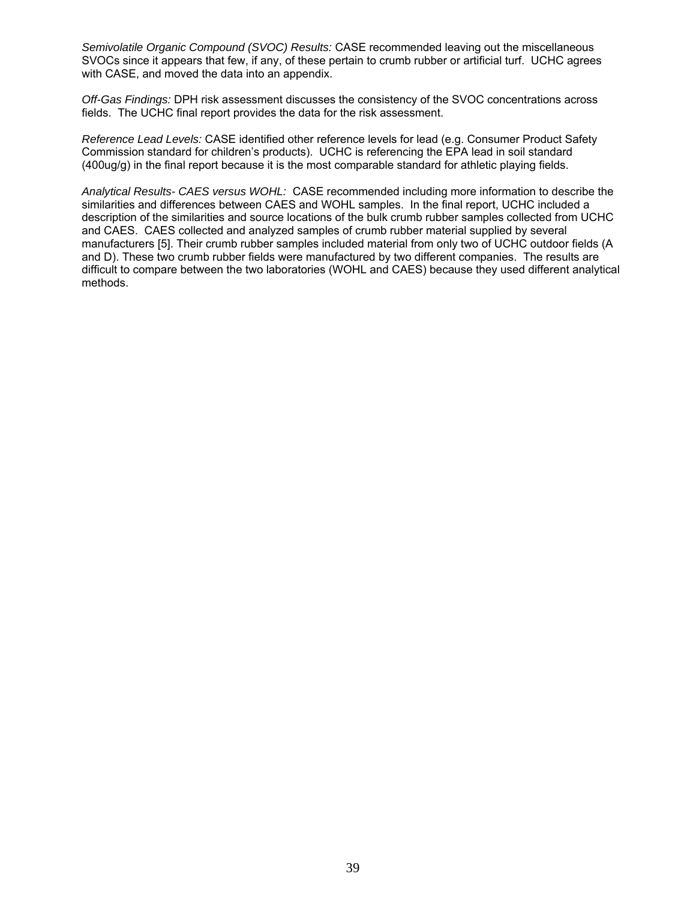*Semivolatile Organic Compound (SVOC) Results:* CASE recommended leaving out the miscellaneous SVOCs since it appears that few, if any, of these pertain to crumb rubber or artificial turf. UCHC agrees with CASE, and moved the data into an appendix.

*Off-Gas Findings:* DPH risk assessment discusses the consistency of the SVOC concentrations across fields. The UCHC final report provides the data for the risk assessment.

*Reference Lead Levels:* CASE identified other reference levels for lead (e.g. Consumer Product Safety Commission standard for children's products). UCHC is referencing the EPA lead in soil standard (400ug/g) in the final report because it is the most comparable standard for athletic playing fields.

*Analytical Results- CAES versus WOHL:* CASE recommended including more information to describe the similarities and differences between CAES and WOHL samples. In the final report, UCHC included a description of the similarities and source locations of the bulk crumb rubber samples collected from UCHC and CAES. CAES collected and analyzed samples of crumb rubber material supplied by several manufacturers [5]. Their crumb rubber samples included material from only two of UCHC outdoor fields (A and D). These two crumb rubber fields were manufactured by two different companies. The results are difficult to compare between the two laboratories (WOHL and CAES) because they used different analytical methods.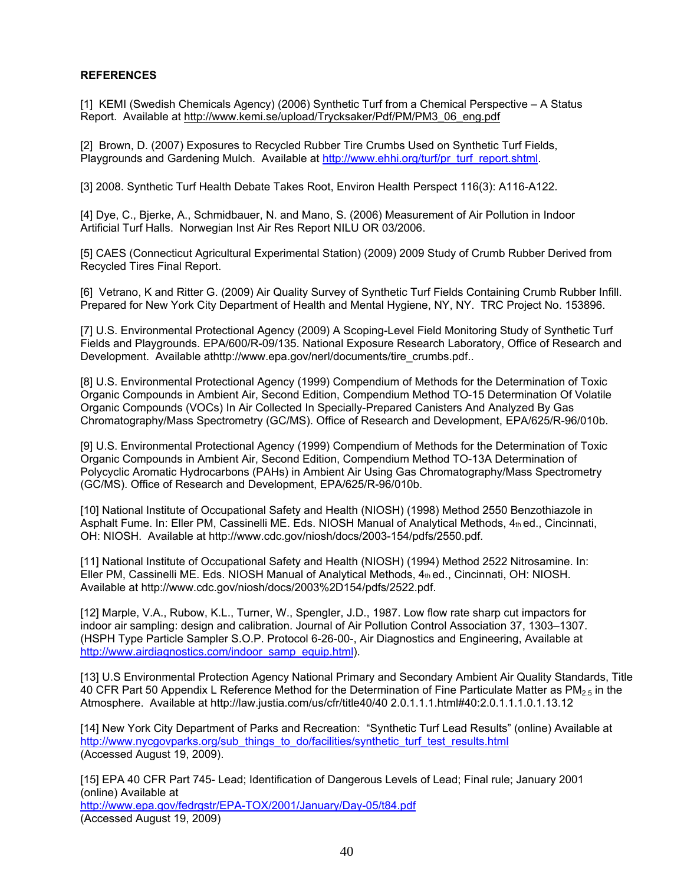**REFERENCES**

[1] KEMI (Swedish Chemicals Agency) (2006) Synthetic Turf from a Chemical Perspective – A Status Report. Available at http://www.kemi.se/upload/Trycksaker/Pdf/PM/PM3_06_eng.pdf

[2] Brown, D. (2007) Exposures to Recycled Rubber Tire Crumbs Used on Synthetic Turf Fields, Playgrounds and Gardening Mulch. Available at http://www.ehhi.org/turf/pr_turf_report.shtml.

[3] 2008. Synthetic Turf Health Debate Takes Root, Environ Health Perspect 116(3): A116-A122.

[4] Dye, C., Bjerke, A., Schmidbauer, N. and Mano, S. (2006) Measurement of Air Pollution in Indoor Artificial Turf Halls. Norwegian Inst Air Res Report NILU OR 03/2006.

[5] CAES (Connecticut Agricultural Experimental Station) (2009) 2009 Study of Crumb Rubber Derived from Recycled Tires Final Report.

[6] Vetrano, K and Ritter G. (2009) Air Quality Survey of Synthetic Turf Fields Containing Crumb Rubber Infill. Prepared for New York City Department of Health and Mental Hygiene, NY, NY. TRC Project No. 153896.

[7] U.S. Environmental Protectional Agency (2009) A Scoping-Level Field Monitoring Study of Synthetic Turf Fields and Playgrounds. EPA/600/R-09/135. National Exposure Research Laboratory, Office of Research and Development. Available athttp://www.epa.gov/nerl/documents/tire_crumbs.pdf..

[8] U.S. Environmental Protectional Agency (1999) Compendium of Methods for the Determination of Toxic Organic Compounds in Ambient Air, Second Edition, Compendium Method TO-15 Determination Of Volatile Organic Compounds (VOCs) In Air Collected In Specially-Prepared Canisters And Analyzed By Gas Chromatography/Mass Spectrometry (GC/MS). Office of Research and Development, EPA/625/R-96/010b.

[9] U.S. Environmental Protectional Agency (1999) Compendium of Methods for the Determination of Toxic Organic Compounds in Ambient Air, Second Edition, Compendium Method TO-13A Determination of Polycyclic Aromatic Hydrocarbons (PAHs) in Ambient Air Using Gas Chromatography/Mass Spectrometry (GC/MS). Office of Research and Development, EPA/625/R-96/010b.

[10] National Institute of Occupational Safety and Health (NIOSH) (1998) Method 2550 Benzothiazole in Asphalt Fume. In: Eller PM, Cassinelli ME. Eds. NIOSH Manual of Analytical Methods, 4th ed., Cincinnati, OH: NIOSH. Available at http://www.cdc.gov/niosh/docs/2003-154/pdfs/2550.pdf.

[11] National Institute of Occupational Safety and Health (NIOSH) (1994) Method 2522 Nitrosamine. In: Eller PM, Cassinelli ME. Eds. NIOSH Manual of Analytical Methods, 4th ed., Cincinnati, OH: NIOSH. Available at http://www.cdc.gov/niosh/docs/2003%2D154/pdfs/2522.pdf.

[12] Marple, V.A., Rubow, K.L., Turner, W., Spengler, J.D., 1987. Low flow rate sharp cut impactors for indoor air sampling: design and calibration. Journal of Air Pollution Control Association 37, 1303–1307. (HSPH Type Particle Sampler S.O.P. Protocol 6-26-00-, Air Diagnostics and Engineering, Available at http://www.airdiagnostics.com/indoor_samp_equip.html).

[13] U.S Environmental Protection Agency National Primary and Secondary Ambient Air Quality Standards, Title 40 CFR Part 50 Appendix L Reference Method for the Determination of Fine Particulate Matter as $PM_{2.5}$ in the Atmosphere. Available at http://law.justia.com/us/cfr/title40/40 2.0.1.1.1.html#40:2.0.1.1.1.0.1.13.12

[14] New York City Department of Parks and Recreation: "Synthetic Turf Lead Results" (online) Available at http://www.nycgovparks.org/sub_things_to_do/facilities/synthetic_turf_test_results.html (Accessed August 19, 2009).

[15] EPA 40 CFR Part 745- Lead; Identification of Dangerous Levels of Lead; Final rule; January 2001 (online) Available at http://www.epa.gov/fedrgstr/EPA-TOX/2001/January/Day-05/t84.pdf (Accessed August 19, 2009)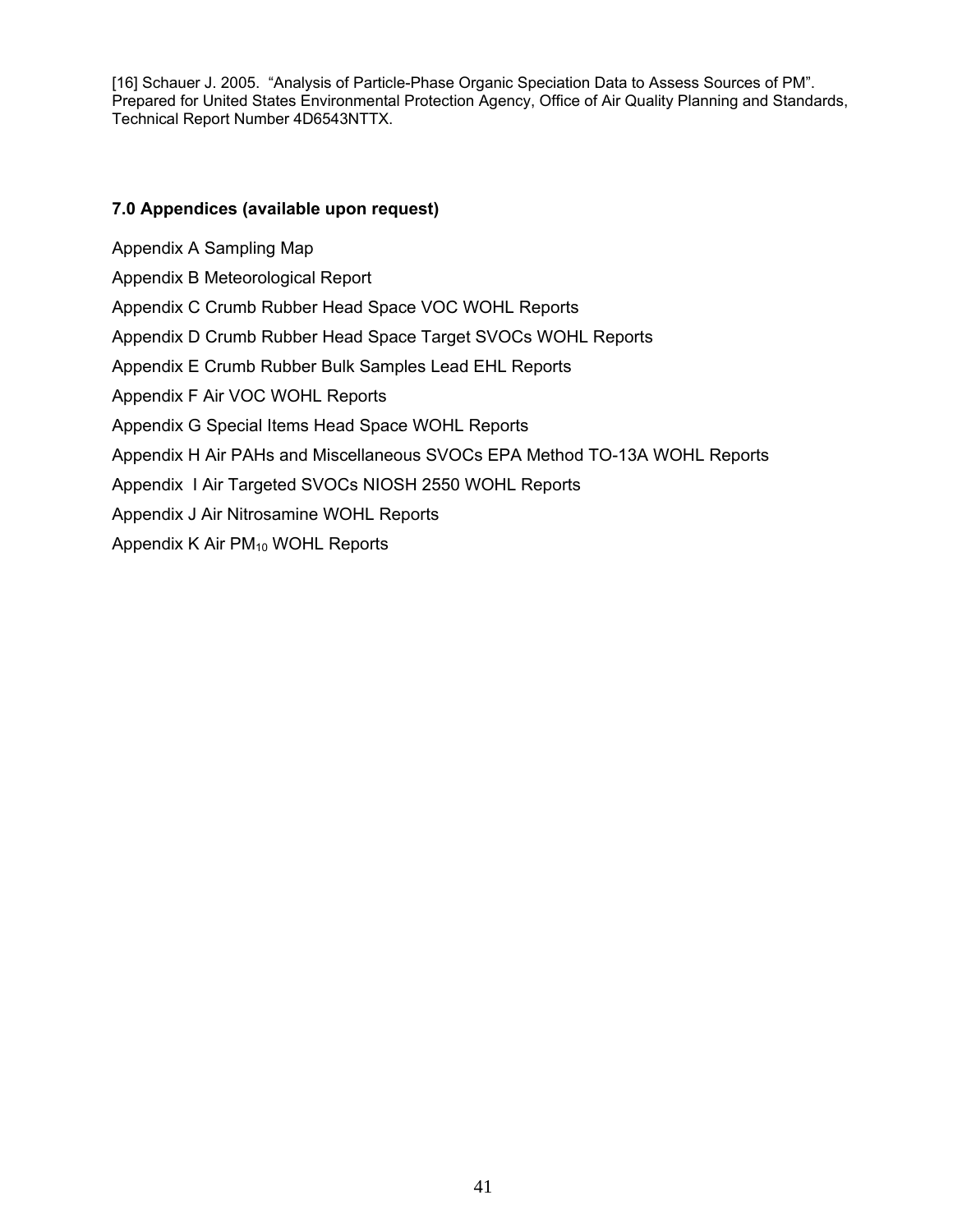[16] Schauer J. 2005. “Analysis of Particle-Phase Organic Speciation Data to Assess Sources of PM”. Prepared for United States Environmental Protection Agency, Office of Air Quality Planning and Standards, Technical Report Number 4D6543NTTX.

## 7.0 Appendices (available upon request)

Appendix A Sampling Map

Appendix B Meteorological Report

Appendix C Crumb Rubber Head Space VOC WOHL Reports

Appendix D Crumb Rubber Head Space Target SVOCs WOHL Reports

Appendix E Crumb Rubber Bulk Samples Lead EHL Reports

Appendix F Air VOC WOHL Reports

Appendix G Special Items Head Space WOHL Reports

Appendix H Air PAHs and Miscellaneous SVOCs EPA Method TO-13A WOHL Reports

Appendix I Air Targeted SVOCs NIOSH 2550 WOHL Reports

Appendix J Air Nitrosamine WOHL Reports

Appendix K Air $PM_{10}$ WOHL Reports